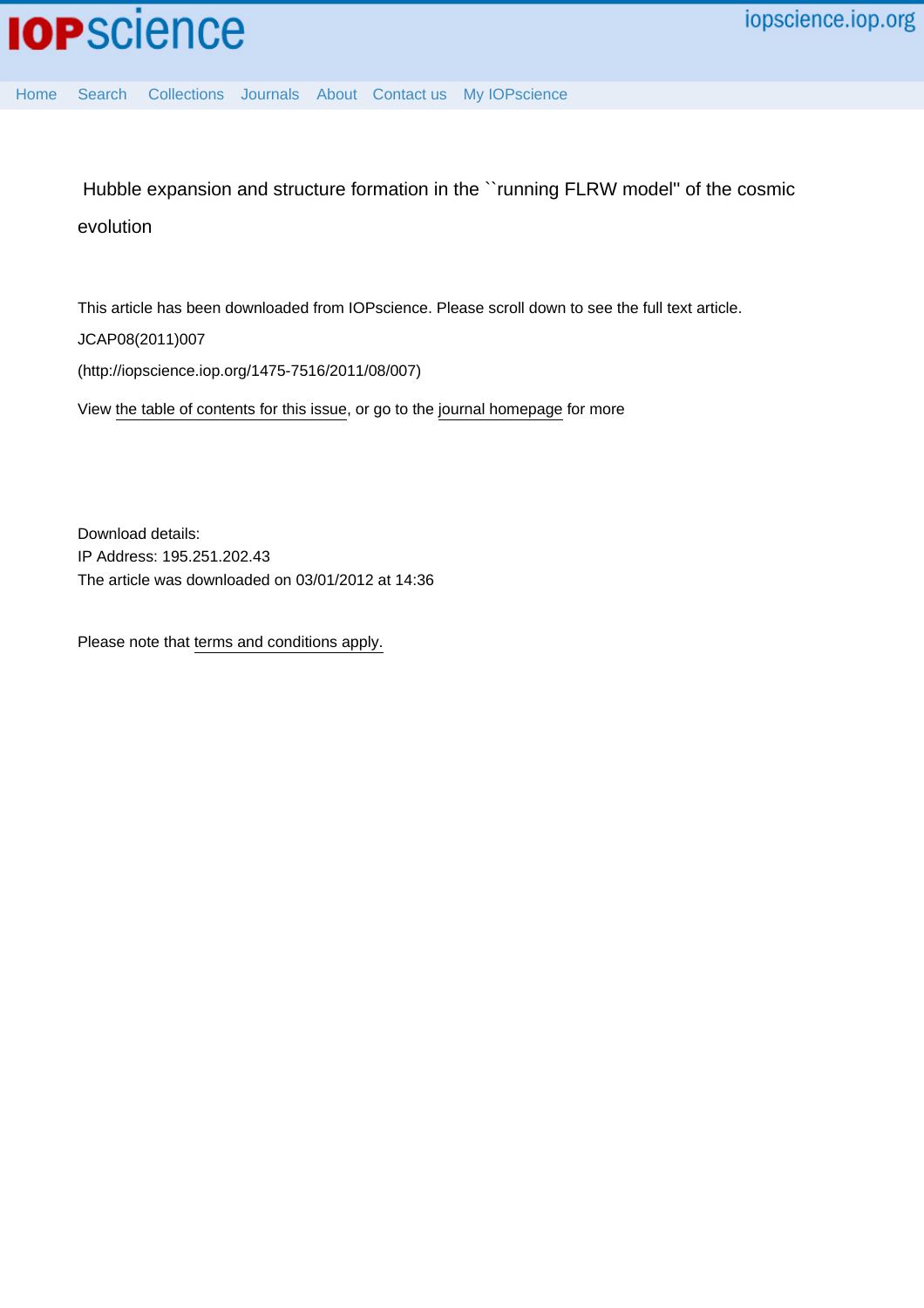# Hubble expansion and structure formation in the ``running FLRW model'' of the cosmic evolution

This article has been downloaded from IOPscience. Please scroll down to see the full text article.

JCAP08(2011)007

(http://iopscience.iop.org/1475-7516/2011/08/007)

View the table of contents for this issue, or go to the journal homepage for more

Download details:
IP Address: 195.251.202.43
The article was downloaded on 03/01/2012 at 14:36

Please note that terms and conditions apply.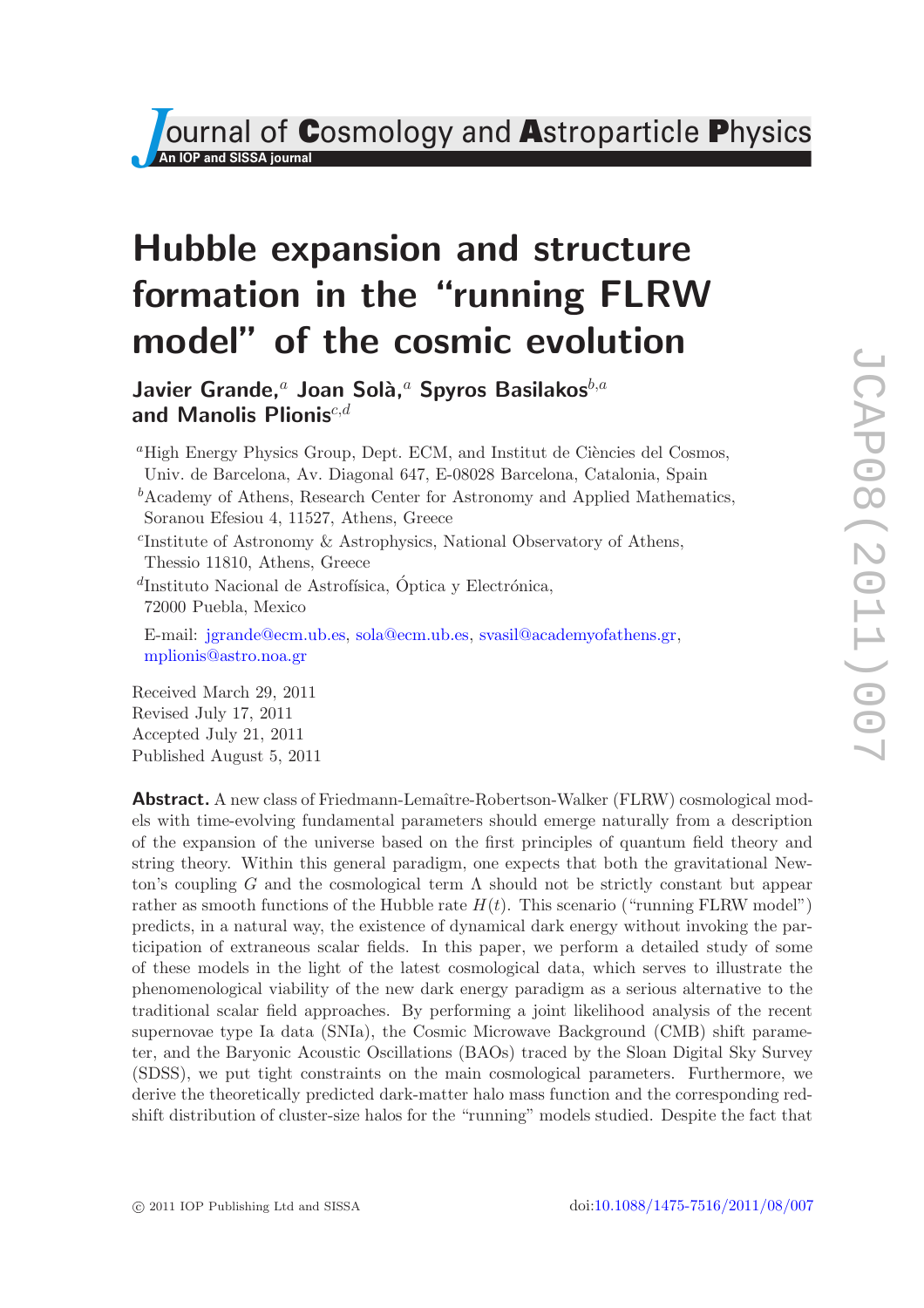# Hubble expansion and structure formation in the "running FLRW model" of the cosmic evolution

**Javier Grande,**[a] **Joan Solà,**[a] **Spyros Basilakos**[b,a] **and Manolis Plionis**[c,d]

[a]High Energy Physics Group, Dept. ECM, and Institut de Ciències del Cosmos, Univ. de Barcelona, Av. Diagonal 647, E-08028 Barcelona, Catalonia, Spain

[b]Academy of Athens, Research Center for Astronomy and Applied Mathematics, Soranou Efesiou 4, 11527, Athens, Greece

[c]Institute of Astronomy & Astrophysics, National Observatory of Athens, Thessio 11810, Athens, Greece

[d]Instituto Nacional de Astrofísica, Óptica y Electrónica, 72000 Puebla, Mexico

E-mail: jgrande@ecm.ub.es, sola@ecm.ub.es, svasil@academyofathens.gr, mplionis@astro.noa.gr

Received March 29, 2011
Revised July 17, 2011
Accepted July 21, 2011
Published August 5, 2011

**Abstract.** A new class of Friedmann-Lemaître-Robertson-Walker (FLRW) cosmological models with time-evolving fundamental parameters should emerge naturally from a description of the expansion of the universe based on the first principles of quantum field theory and string theory. Within this general paradigm, one expects that both the gravitational Newton's coupling $G$ and the cosmological term $\Lambda$ should not be strictly constant but appear rather as smooth functions of the Hubble rate $H(t)$. This scenario ("running FLRW model") predicts, in a natural way, the existence of dynamical dark energy without invoking the participation of extraneous scalar fields. In this paper, we perform a detailed study of some of these models in the light of the latest cosmological data, which serves to illustrate the phenomenological viability of the new dark energy paradigm as a serious alternative to the traditional scalar field approaches. By performing a joint likelihood analysis of the recent supernovae type Ia data (SNIa), the Cosmic Microwave Background (CMB) shift parameter, and the Baryonic Acoustic Oscillations (BAOs) traced by the Sloan Digital Sky Survey (SDSS), we put tight constraints on the main cosmological parameters. Furthermore, we derive the theoretically predicted dark-matter halo mass function and the corresponding redshift distribution of cluster-size halos for the "running" models studied. Despite the fact that

© 2011 IOP Publishing Ltd and SISSA    doi:10.1088/1475-7516/2011/08/007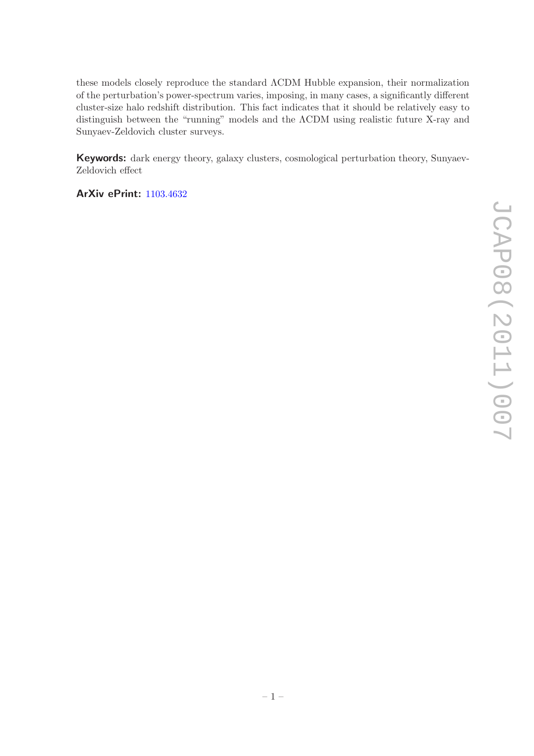these models closely reproduce the standard ΛCDM Hubble expansion, their normalization of the perturbation's power-spectrum varies, imposing, in many cases, a significantly different cluster-size halo redshift distribution. This fact indicates that it should be relatively easy to distinguish between the "running" models and the ΛCDM using realistic future X-ray and Sunyaev-Zeldovich cluster surveys.

**Keywords:** dark energy theory, galaxy clusters, cosmological perturbation theory, Sunyaev-Zeldovich effect

**ArXiv ePrint:** 1103.4632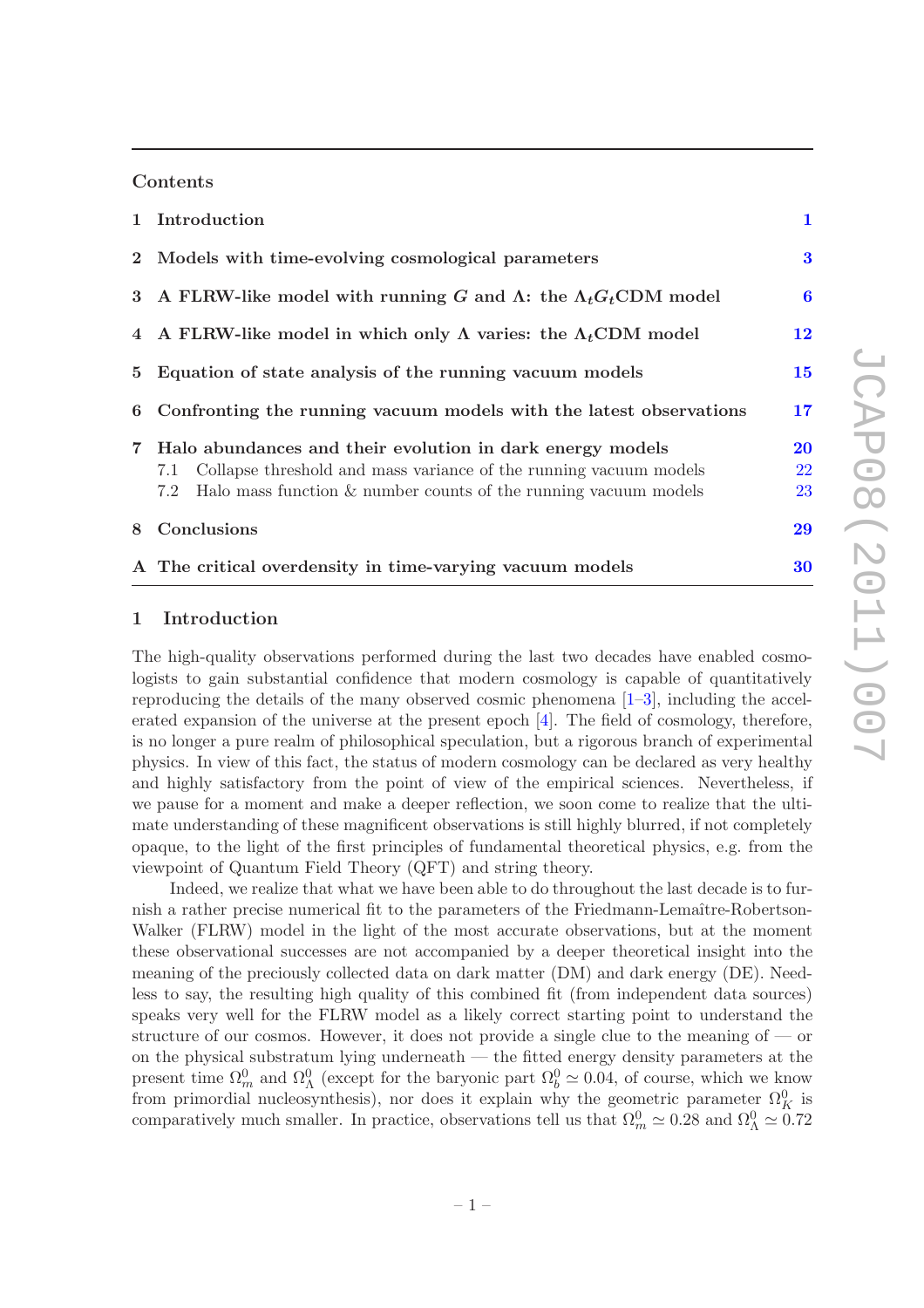Contents

| | | |
|---|---|---|
| **1** | **Introduction** | **1** |
| **2** | **Models with time-evolving cosmological parameters** | **3** |
| **3** | **A FLRW-like model with running $G$ and $\Lambda$: the $\Lambda_t G_t$CDM model** | **6** |
| **4** | **A FLRW-like model in which only $\Lambda$ varies: the $\Lambda_t$CDM model** | **12** |
| **5** | **Equation of state analysis of the running vacuum models** | **15** |
| **6** | **Confronting the running vacuum models with the latest observations** | **17** |
| **7** | **Halo abundances and their evolution in dark energy models** | **20** |
| | 7.1 Collapse threshold and mass variance of the running vacuum models | 22 |
| | 7.2 Halo mass function & number counts of the running vacuum models | 23 |
| **8** | **Conclusions** | **29** |
| **A** | **The critical overdensity in time-varying vacuum models** | **30** |

## 1 Introduction

The high-quality observations performed during the last two decades have enabled cosmologists to gain substantial confidence that modern cosmology is capable of quantitatively reproducing the details of the many observed cosmic phenomena [1–3], including the accelerated expansion of the universe at the present epoch [4]. The field of cosmology, therefore, is no longer a pure realm of philosophical speculation, but a rigorous branch of experimental physics. In view of this fact, the status of modern cosmology can be declared as very healthy and highly satisfactory from the point of view of the empirical sciences. Nevertheless, if we pause for a moment and make a deeper reflection, we soon come to realize that the ultimate understanding of these magnificent observations is still highly blurred, if not completely opaque, to the light of the first principles of fundamental theoretical physics, e.g. from the viewpoint of Quantum Field Theory (QFT) and string theory.

Indeed, we realize that what we have been able to do throughout the last decade is to furnish a rather precise numerical fit to the parameters of the Friedmann-Lemaître-Robertson-Walker (FLRW) model in the light of the most accurate observations, but at the moment these observational successes are not accompanied by a deeper theoretical insight into the meaning of the preciously collected data on dark matter (DM) and dark energy (DE). Needless to say, the resulting high quality of this combined fit (from independent data sources) speaks very well for the FLRW model as a likely correct starting point to understand the structure of our cosmos. However, it does not provide a single clue to the meaning of — or on the physical substratum lying underneath — the fitted energy density parameters at the present time $\Omega_m^0$ and $\Omega_\Lambda^0$ (except for the baryonic part $\Omega_b^0 \simeq 0.04$, of course, which we know from primordial nucleosynthesis), nor does it explain why the geometric parameter $\Omega_K^0$ is comparatively much smaller. In practice, observations tell us that $\Omega_m^0 \simeq 0.28$ and $\Omega_\Lambda^0 \simeq 0.72$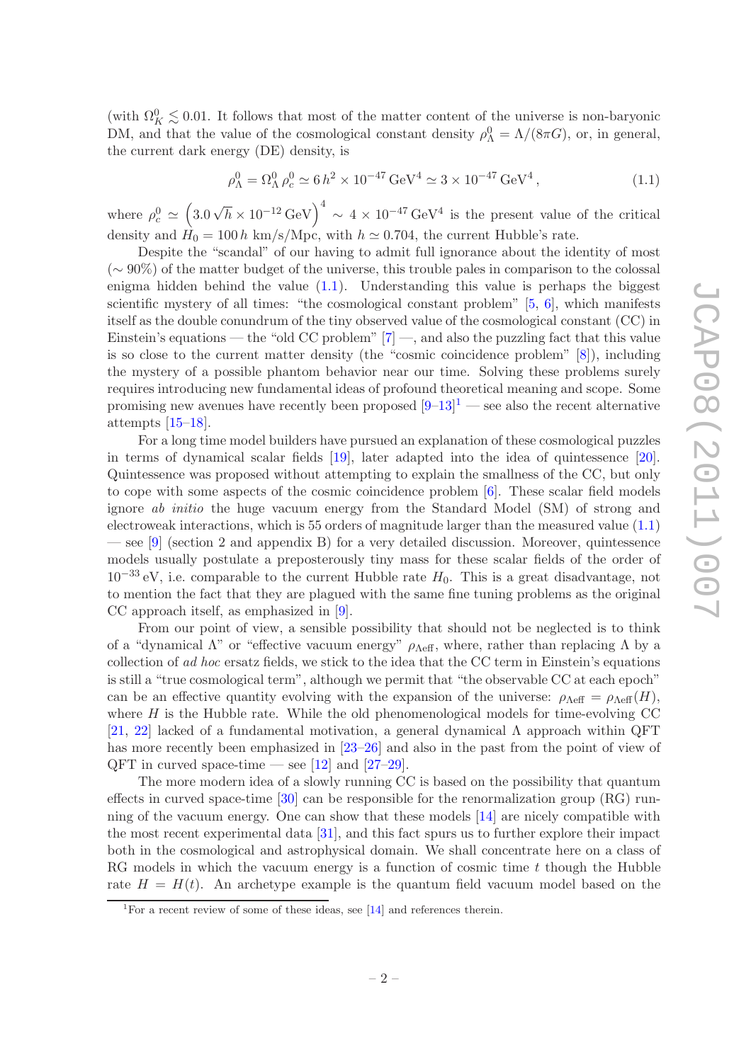(with $\Omega_K^0 \lesssim 0.01$. It follows that most of the matter content of the universe is non-baryonic DM, and that the value of the cosmological constant density $\rho_\Lambda^0 = \Lambda/(8\pi G)$, or, in general, the current dark energy (DE) density, is

$$\rho_\Lambda^0 = \Omega_\Lambda^0 \, \rho_c^0 \simeq 6\, h^2 \times 10^{-47}\,\text{GeV}^4 \simeq 3 \times 10^{-47}\,\text{GeV}^4\,, \tag{1.1}$$

where $\rho_c^0 \simeq \left(3.0\sqrt{h} \times 10^{-12}\,\text{GeV}\right)^4 \sim 4 \times 10^{-47}\,\text{GeV}^4$ is the present value of the critical density and $H_0 = 100\,h$ km/s/Mpc, with $h \simeq 0.704$, the current Hubble's rate.

Despite the "scandal" of our having to admit full ignorance about the identity of most ($\sim 90\%$) of the matter budget of the universe, this trouble pales in comparison to the colossal enigma hidden behind the value (1.1). Understanding this value is perhaps the biggest scientific mystery of all times: "the cosmological constant problem" [5, 6], which manifests itself as the double conundrum of the tiny observed value of the cosmological constant (CC) in Einstein's equations — the "old CC problem" [7] —, and also the puzzling fact that this value is so close to the current matter density (the "cosmic coincidence problem" [8]), including the mystery of a possible phantom behavior near our time. Solving these problems surely requires introducing new fundamental ideas of profound theoretical meaning and scope. Some promising new avenues have recently been proposed [9–13][1] — see also the recent alternative attempts [15–18].

For a long time model builders have pursued an explanation of these cosmological puzzles in terms of dynamical scalar fields [19], later adapted into the idea of quintessence [20]. Quintessence was proposed without attempting to explain the smallness of the CC, but only to cope with some aspects of the cosmic coincidence problem [6]. These scalar field models ignore *ab initio* the huge vacuum energy from the Standard Model (SM) of strong and electroweak interactions, which is 55 orders of magnitude larger than the measured value (1.1) — see [9] (section 2 and appendix B) for a very detailed discussion. Moreover, quintessence models usually postulate a preposterously tiny mass for these scalar fields of the order of $10^{-33}$ eV, i.e. comparable to the current Hubble rate $H_0$. This is a great disadvantage, not to mention the fact that they are plagued with the same fine tuning problems as the original CC approach itself, as emphasized in [9].

From our point of view, a sensible possibility that should not be neglected is to think of a "dynamical $\Lambda$" or "effective vacuum energy" $\rho_{\Lambda\text{eff}}$, where, rather than replacing $\Lambda$ by a collection of *ad hoc* ersatz fields, we stick to the idea that the CC term in Einstein's equations is still a "true cosmological term", although we permit that "the observable CC at each epoch" can be an effective quantity evolving with the expansion of the universe: $\rho_{\Lambda\text{eff}} = \rho_{\Lambda\text{eff}}(H)$, where $H$ is the Hubble rate. While the old phenomenological models for time-evolving CC [21, 22] lacked of a fundamental motivation, a general dynamical $\Lambda$ approach within QFT has more recently been emphasized in [23–26] and also in the past from the point of view of QFT in curved space-time — see [12] and [27–29].

The more modern idea of a slowly running CC is based on the possibility that quantum effects in curved space-time [30] can be responsible for the renormalization group (RG) running of the vacuum energy. One can show that these models [14] are nicely compatible with the most recent experimental data [31], and this fact spurs us to further explore their impact both in the cosmological and astrophysical domain. We shall concentrate here on a class of RG models in which the vacuum energy is a function of cosmic time $t$ though the Hubble rate $H = H(t)$. An archetype example is the quantum field vacuum model based on the

[1] For a recent review of some of these ideas, see [14] and references therein.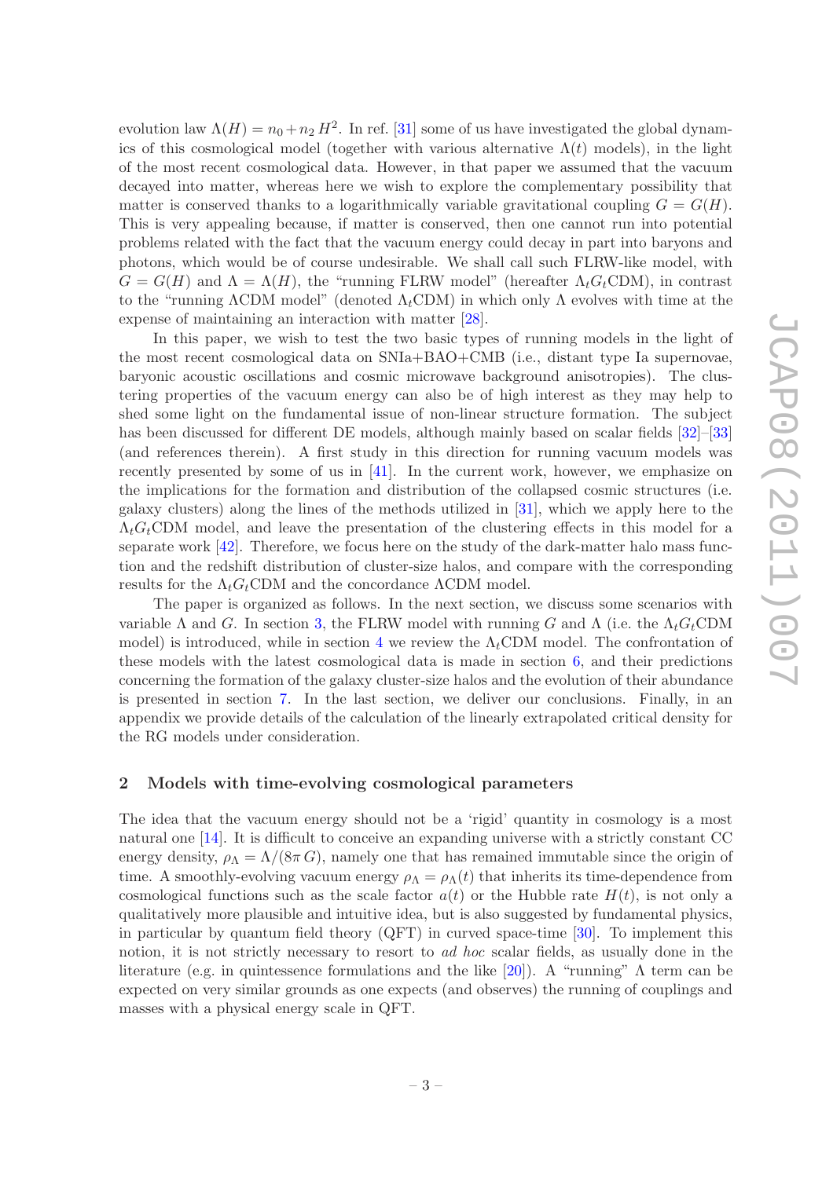evolution law $\Lambda(H) = n_0 + n_2 H^2$. In ref. [31] some of us have investigated the global dynamics of this cosmological model (together with various alternative $\Lambda(t)$ models), in the light of the most recent cosmological data. However, in that paper we assumed that the vacuum decayed into matter, whereas here we wish to explore the complementary possibility that matter is conserved thanks to a logarithmically variable gravitational coupling $G = G(H)$. This is very appealing because, if matter is conserved, then one cannot run into potential problems related with the fact that the vacuum energy could decay in part into baryons and photons, which would be of course undesirable. We shall call such FLRW-like model, with $G = G(H)$ and $\Lambda = \Lambda(H)$, the "running FLRW model" (hereafter $\Lambda_t G_t$CDM), in contrast to the "running ΛCDM model" (denoted $\Lambda_t$CDM) in which only Λ evolves with time at the expense of maintaining an interaction with matter [28].

In this paper, we wish to test the two basic types of running models in the light of the most recent cosmological data on SNIa+BAO+CMB (i.e., distant type Ia supernovae, baryonic acoustic oscillations and cosmic microwave background anisotropies). The clustering properties of the vacuum energy can also be of high interest as they may help to shed some light on the fundamental issue of non-linear structure formation. The subject has been discussed for different DE models, although mainly based on scalar fields [32]–[33] (and references therein). A first study in this direction for running vacuum models was recently presented by some of us in [41]. In the current work, however, we emphasize on the implications for the formation and distribution of the collapsed cosmic structures (i.e. galaxy clusters) along the lines of the methods utilized in [31], which we apply here to the $\Lambda_t G_t$CDM model, and leave the presentation of the clustering effects in this model for a separate work [42]. Therefore, we focus here on the study of the dark-matter halo mass function and the redshift distribution of cluster-size halos, and compare with the corresponding results for the $\Lambda_t G_t$CDM and the concordance ΛCDM model.

The paper is organized as follows. In the next section, we discuss some scenarios with variable Λ and $G$. In section 3, the FLRW model with running $G$ and Λ (i.e. the $\Lambda_t G_t$CDM model) is introduced, while in section 4 we review the $\Lambda_t$CDM model. The confrontation of these models with the latest cosmological data is made in section 6, and their predictions concerning the formation of the galaxy cluster-size halos and the evolution of their abundance is presented in section 7. In the last section, we deliver our conclusions. Finally, in an appendix we provide details of the calculation of the linearly extrapolated critical density for the RG models under consideration.

## 2 Models with time-evolving cosmological parameters

The idea that the vacuum energy should not be a 'rigid' quantity in cosmology is a most natural one [14]. It is difficult to conceive an expanding universe with a strictly constant CC energy density, $\rho_\Lambda = \Lambda/(8\pi G)$, namely one that has remained immutable since the origin of time. A smoothly-evolving vacuum energy $\rho_\Lambda = \rho_\Lambda(t)$ that inherits its time-dependence from cosmological functions such as the scale factor $a(t)$ or the Hubble rate $H(t)$, is not only a qualitatively more plausible and intuitive idea, but is also suggested by fundamental physics, in particular by quantum field theory (QFT) in curved space-time [30]. To implement this notion, it is not strictly necessary to resort to *ad hoc* scalar fields, as usually done in the literature (e.g. in quintessence formulations and the like [20]). A "running" Λ term can be expected on very similar grounds as one expects (and observes) the running of couplings and masses with a physical energy scale in QFT.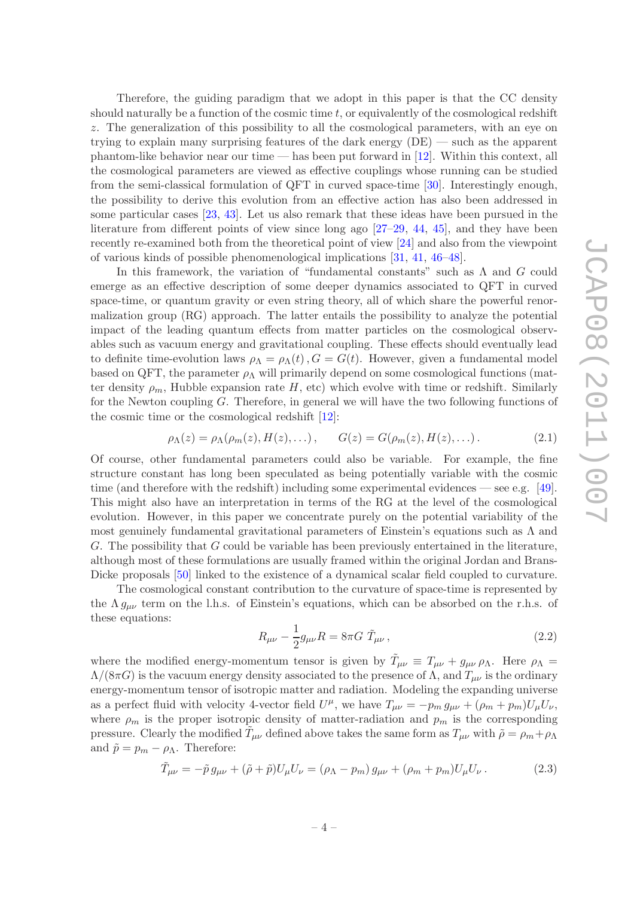Therefore, the guiding paradigm that we adopt in this paper is that the CC density should naturally be a function of the cosmic time $t$, or equivalently of the cosmological redshift $z$. The generalization of this possibility to all the cosmological parameters, with an eye on trying to explain many surprising features of the dark energy (DE) — such as the apparent phantom-like behavior near our time — has been put forward in [12]. Within this context, all the cosmological parameters are viewed as effective couplings whose running can be studied from the semi-classical formulation of QFT in curved space-time [30]. Interestingly enough, the possibility to derive this evolution from an effective action has also been addressed in some particular cases [23, 43]. Let us also remark that these ideas have been pursued in the literature from different points of view since long ago [27–29, 44, 45], and they have been recently re-examined both from the theoretical point of view [24] and also from the viewpoint of various kinds of possible phenomenological implications [31, 41, 46–48].

In this framework, the variation of "fundamental constants" such as $\Lambda$ and $G$ could emerge as an effective description of some deeper dynamics associated to QFT in curved space-time, or quantum gravity or even string theory, all of which share the powerful renormalization group (RG) approach. The latter entails the possibility to analyze the potential impact of the leading quantum effects from matter particles on the cosmological observables such as vacuum energy and gravitational coupling. These effects should eventually lead to definite time-evolution laws $\rho_\Lambda = \rho_\Lambda(t)\,, G = G(t)$. However, given a fundamental model based on QFT, the parameter $\rho_\Lambda$ will primarily depend on some cosmological functions (matter density $\rho_m$, Hubble expansion rate $H$, etc) which evolve with time or redshift. Similarly for the Newton coupling $G$. Therefore, in general we will have the two following functions of the cosmic time or the cosmological redshift [12]:

$$\rho_\Lambda(z) = \rho_\Lambda(\rho_m(z), H(z), \ldots)\,, \qquad G(z) = G(\rho_m(z), H(z), \ldots)\,. \tag{2.1}$$

Of course, other fundamental parameters could also be variable. For example, the fine structure constant has long been speculated as being potentially variable with the cosmic time (and therefore with the redshift) including some experimental evidences — see e.g. [49]. This might also have an interpretation in terms of the RG at the level of the cosmological evolution. However, in this paper we concentrate purely on the potential variability of the most genuinely fundamental gravitational parameters of Einstein's equations such as $\Lambda$ and $G$. The possibility that $G$ could be variable has been previously entertained in the literature, although most of these formulations are usually framed within the original Jordan and Brans-Dicke proposals [50] linked to the existence of a dynamical scalar field coupled to curvature.

The cosmological constant contribution to the curvature of space-time is represented by the $\Lambda\, g_{\mu\nu}$ term on the l.h.s. of Einstein's equations, which can be absorbed on the r.h.s. of these equations:

$$R_{\mu\nu} - \frac{1}{2} g_{\mu\nu} R = 8\pi G\; \tilde{T}_{\mu\nu}\,, \tag{2.2}$$

where the modified energy-momentum tensor is given by $\tilde{T}_{\mu\nu} \equiv T_{\mu\nu} + g_{\mu\nu}\,\rho_\Lambda$. Here $\rho_\Lambda = \Lambda/(8\pi G)$ is the vacuum energy density associated to the presence of $\Lambda$, and $T_{\mu\nu}$ is the ordinary energy-momentum tensor of isotropic matter and radiation. Modeling the expanding universe as a perfect fluid with velocity 4-vector field $U^\mu$, we have $T_{\mu\nu} = -p_m\, g_{\mu\nu} + (\rho_m + p_m) U_\mu U_\nu$, where $\rho_m$ is the proper isotropic density of matter-radiation and $p_m$ is the corresponding pressure. Clearly the modified $\tilde{T}_{\mu\nu}$ defined above takes the same form as $T_{\mu\nu}$ with $\tilde{\rho} = \rho_m + \rho_\Lambda$ and $\tilde{p} = p_m - \rho_\Lambda$. Therefore:

$$\tilde{T}_{\mu\nu} = -\tilde{p}\, g_{\mu\nu} + (\tilde{\rho} + \tilde{p}) U_\mu U_\nu = (\rho_\Lambda - p_m)\, g_{\mu\nu} + (\rho_m + p_m) U_\mu U_\nu\,. \tag{2.3}$$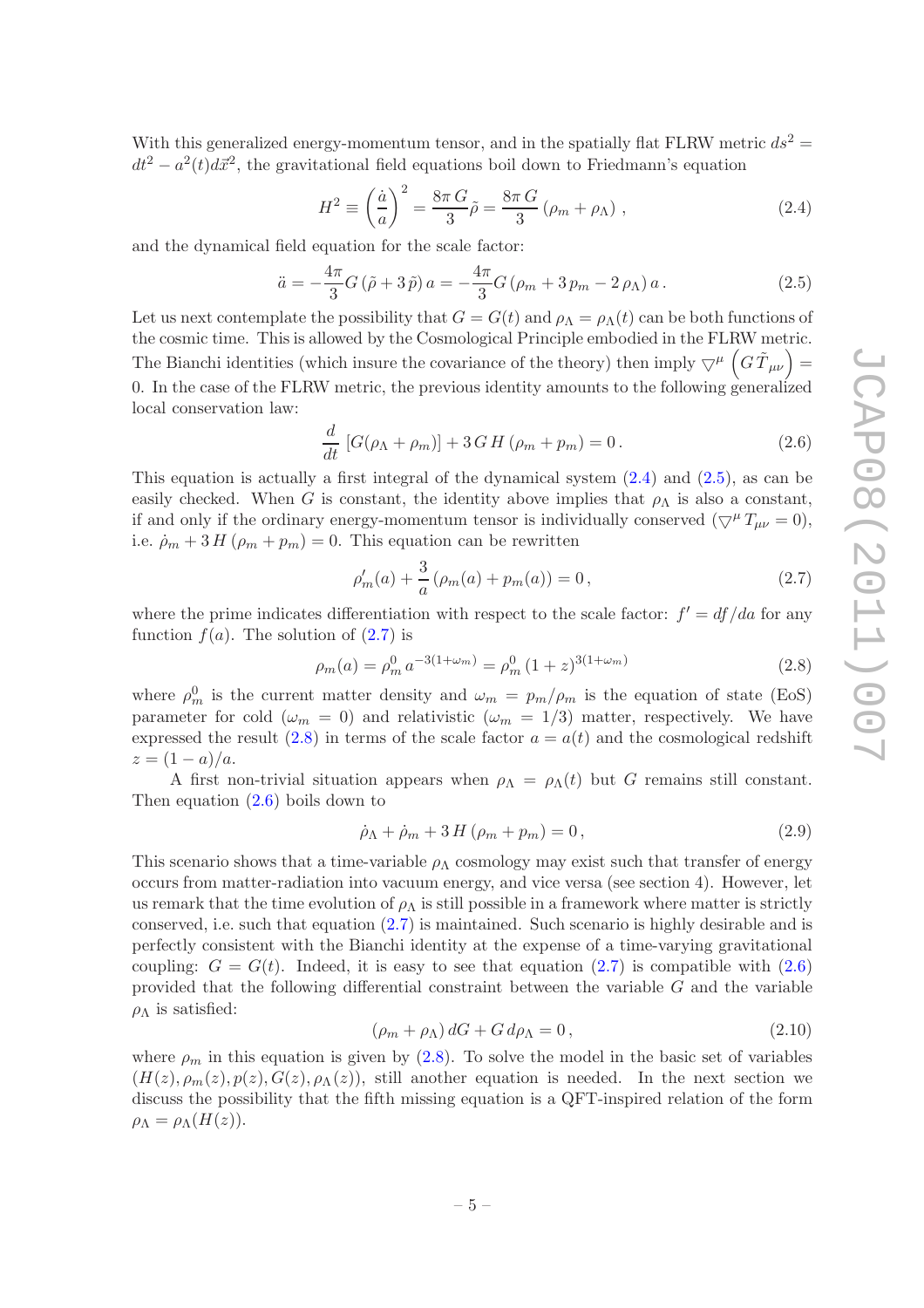With this generalized energy-momentum tensor, and in the spatially flat FLRW metric $ds^2 = dt^2 - a^2(t)d\vec{x}^2$, the gravitational field equations boil down to Friedmann's equation

$$H^2 \equiv \left(\frac{\dot{a}}{a}\right)^2 = \frac{8\pi\, G}{3}\tilde{\rho} = \frac{8\pi\, G}{3}\left(\rho_m + \rho_\Lambda\right)\,, \tag{2.4}$$

and the dynamical field equation for the scale factor:

$$\ddot{a} = -\frac{4\pi}{3}G\left(\tilde{\rho} + 3\,\tilde{p}\right)a = -\frac{4\pi}{3}G\left(\rho_m + 3\,p_m - 2\,\rho_\Lambda\right)a\,. \tag{2.5}$$

Let us next contemplate the possibility that $G = G(t)$ and $\rho_\Lambda = \rho_\Lambda(t)$ can be both functions of the cosmic time. This is allowed by the Cosmological Principle embodied in the FLRW metric. The Bianchi identities (which insure the covariance of the theory) then imply $\bigtriangledown^\mu \left(G\,\tilde{T}_{\mu\nu}\right) = 0$. In the case of the FLRW metric, the previous identity amounts to the following generalized local conservation law:

$$\frac{d}{dt}\left[G(\rho_\Lambda + \rho_m)\right] + 3\,G\,H\left(\rho_m + p_m\right) = 0\,. \tag{2.6}$$

This equation is actually a first integral of the dynamical system (2.4) and (2.5), as can be easily checked. When $G$ is constant, the identity above implies that $\rho_\Lambda$ is also a constant, if and only if the ordinary energy-momentum tensor is individually conserved ($\bigtriangledown^\mu T_{\mu\nu} = 0$), i.e. $\dot{\rho}_m + 3\,H\left(\rho_m + p_m\right) = 0$. This equation can be rewritten

$$\rho_m'(a) + \frac{3}{a}\left(\rho_m(a) + p_m(a)\right) = 0\,, \tag{2.7}$$

where the prime indicates differentiation with respect to the scale factor: $f' = df/da$ for any function $f(a)$. The solution of (2.7) is

$$\rho_m(a) = \rho_m^0\, a^{-3(1+\omega_m)} = \rho_m^0\,(1+z)^{3(1+\omega_m)} \tag{2.8}$$

where $\rho_m^0$ is the current matter density and $\omega_m = p_m/\rho_m$ is the equation of state (EoS) parameter for cold ($\omega_m = 0$) and relativistic ($\omega_m = 1/3$) matter, respectively. We have expressed the result (2.8) in terms of the scale factor $a = a(t)$ and the cosmological redshift $z = (1-a)/a$.

A first non-trivial situation appears when $\rho_\Lambda = \rho_\Lambda(t)$ but $G$ remains still constant. Then equation (2.6) boils down to

$$\dot{\rho}_\Lambda + \dot{\rho}_m + 3\,H\left(\rho_m + p_m\right) = 0\,, \tag{2.9}$$

This scenario shows that a time-variable $\rho_\Lambda$ cosmology may exist such that transfer of energy occurs from matter-radiation into vacuum energy, and vice versa (see section 4). However, let us remark that the time evolution of $\rho_\Lambda$ is still possible in a framework where matter is strictly conserved, i.e. such that equation (2.7) is maintained. Such scenario is highly desirable and is perfectly consistent with the Bianchi identity at the expense of a time-varying gravitational coupling: $G = G(t)$. Indeed, it is easy to see that equation (2.7) is compatible with (2.6) provided that the following differential constraint between the variable $G$ and the variable $\rho_\Lambda$ is satisfied:

$$\left(\rho_m + \rho_\Lambda\right)dG + G\,d\rho_\Lambda = 0\,, \tag{2.10}$$

where $\rho_m$ in this equation is given by (2.8). To solve the model in the basic set of variables $(H(z), \rho_m(z), p(z), G(z), \rho_\Lambda(z))$, still another equation is needed. In the next section we discuss the possibility that the fifth missing equation is a QFT-inspired relation of the form $\rho_\Lambda = \rho_\Lambda(H(z))$.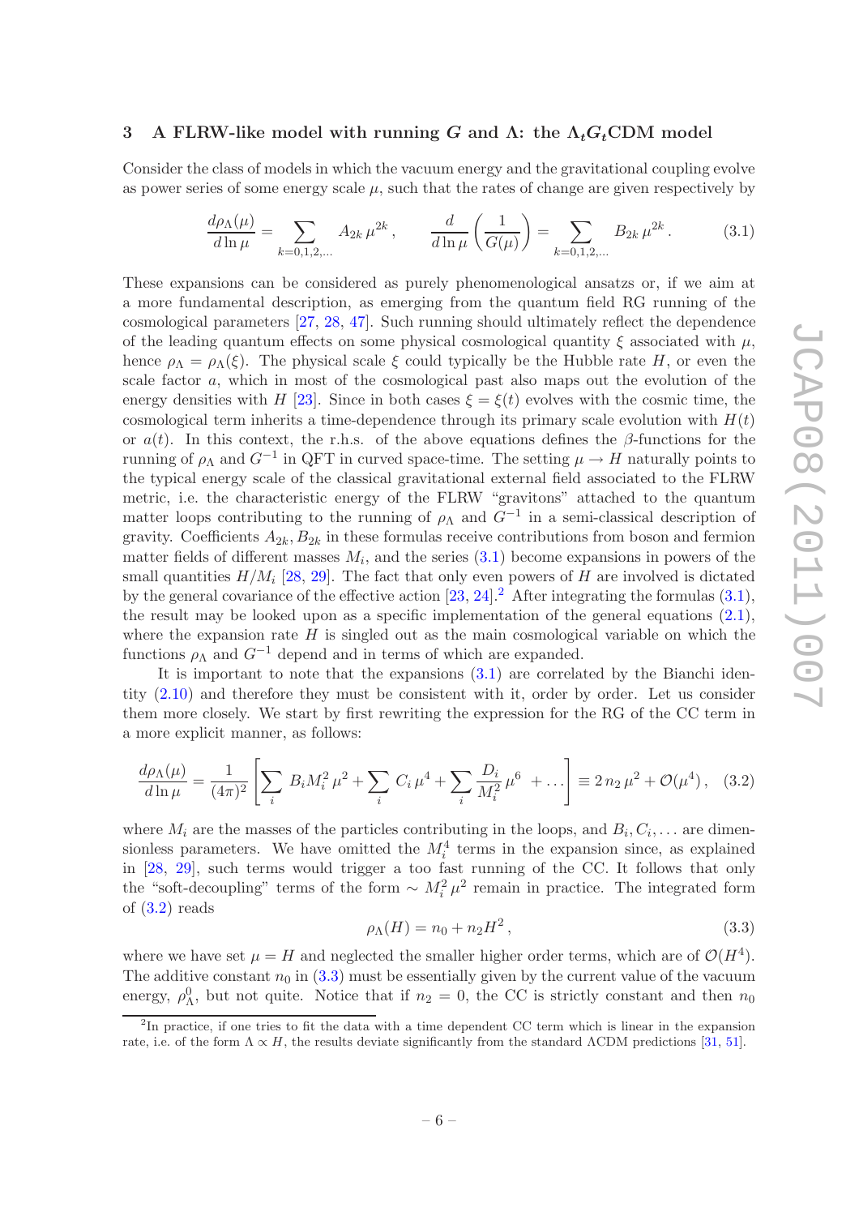## 3 A FLRW-like model with running $G$ and $\Lambda$: the $\Lambda_t G_t$CDM model

Consider the class of models in which the vacuum energy and the gravitational coupling evolve as power series of some energy scale $\mu$, such that the rates of change are given respectively by

$$\frac{d\rho_\Lambda(\mu)}{d\ln\mu} = \sum_{k=0,1,2,\ldots} A_{2k}\,\mu^{2k}\,, \qquad \frac{d}{d\ln\mu}\left(\frac{1}{G(\mu)}\right) = \sum_{k=0,1,2,\ldots} B_{2k}\,\mu^{2k}\,. \tag{3.1}$$

These expansions can be considered as purely phenomenological ansatzs or, if we aim at a more fundamental description, as emerging from the quantum field RG running of the cosmological parameters [27, 28, 47]. Such running should ultimately reflect the dependence of the leading quantum effects on some physical cosmological quantity $\xi$ associated with $\mu$, hence $\rho_\Lambda = \rho_\Lambda(\xi)$. The physical scale $\xi$ could typically be the Hubble rate $H$, or even the scale factor $a$, which in most of the cosmological past also maps out the evolution of the energy densities with $H$ [23]. Since in both cases $\xi = \xi(t)$ evolves with the cosmic time, the cosmological term inherits a time-dependence through its primary scale evolution with $H(t)$ or $a(t)$. In this context, the r.h.s. of the above equations defines the $\beta$-functions for the running of $\rho_\Lambda$ and $G^{-1}$ in QFT in curved space-time. The setting $\mu \to H$ naturally points to the typical energy scale of the classical gravitational external field associated to the FLRW metric, i.e. the characteristic energy of the FLRW "gravitons" attached to the quantum matter loops contributing to the running of $\rho_\Lambda$ and $G^{-1}$ in a semi-classical description of gravity. Coefficients $A_{2k}, B_{2k}$ in these formulas receive contributions from boson and fermion matter fields of different masses $M_i$, and the series (3.1) become expansions in powers of the small quantities $H/M_i$ [28, 29]. The fact that only even powers of $H$ are involved is dictated by the general covariance of the effective action [23, 24].[2] After integrating the formulas (3.1), the result may be looked upon as a specific implementation of the general equations (2.1), where the expansion rate $H$ is singled out as the main cosmological variable on which the functions $\rho_\Lambda$ and $G^{-1}$ depend and in terms of which are expanded.

It is important to note that the expansions (3.1) are correlated by the Bianchi identity (2.10) and therefore they must be consistent with it, order by order. Let us consider them more closely. We start by first rewriting the expression for the RG of the CC term in a more explicit manner, as follows:

$$\frac{d\rho_\Lambda(\mu)}{d\ln\mu} = \frac{1}{(4\pi)^2}\left[\sum_i B_i M_i^2\,\mu^2 + \sum_i C_i\,\mu^4 + \sum_i \frac{D_i}{M_i^2}\,\mu^6\; + \ldots\right] \equiv 2\,n_2\,\mu^2 + \mathcal{O}(\mu^4)\,, \tag{3.2}$$

where $M_i$ are the masses of the particles contributing in the loops, and $B_i, C_i, \ldots$ are dimensionless parameters. We have omitted the $M_i^4$ terms in the expansion since, as explained in [28, 29], such terms would trigger a too fast running of the CC. It follows that only the "soft-decoupling" terms of the form $\sim M_i^2\,\mu^2$ remain in practice. The integrated form of (3.2) reads

$$\rho_\Lambda(H) = n_0 + n_2 H^2\,, \tag{3.3}$$

where we have set $\mu = H$ and neglected the smaller higher order terms, which are of $\mathcal{O}(H^4)$. The additive constant $n_0$ in (3.3) must be essentially given by the current value of the vacuum energy, $\rho_\Lambda^0$, but not quite. Notice that if $n_2 = 0$, the CC is strictly constant and then $n_0$

[2] In practice, if one tries to fit the data with a time dependent CC term which is linear in the expansion rate, i.e. of the form $\Lambda \propto H$, the results deviate significantly from the standard $\Lambda$CDM predictions [31, 51].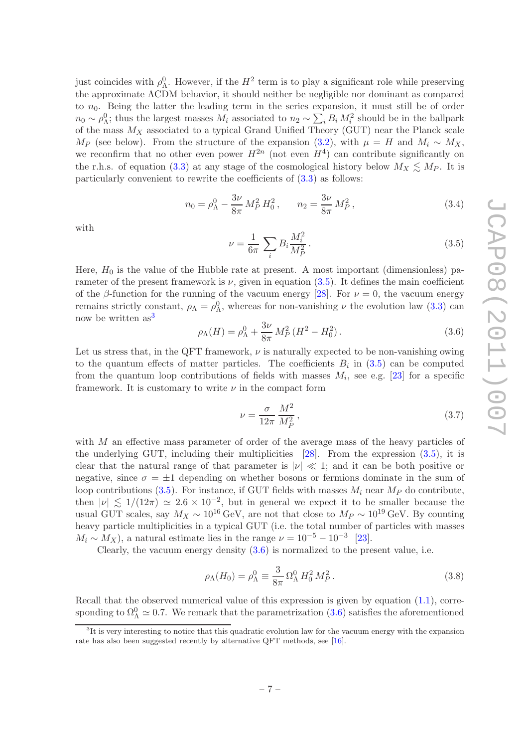just coincides with $\rho_\Lambda^0$. However, if the $H^2$ term is to play a significant role while preserving the approximate ΛCDM behavior, it should neither be negligible nor dominant as compared to $n_0$. Being the latter the leading term in the series expansion, it must still be of order $n_0 \sim \rho_\Lambda^0$; thus the largest masses $M_i$ associated to $n_2 \sim \sum_i B_i\, M_i^2$ should be in the ballpark of the mass $M_X$ associated to a typical Grand Unified Theory (GUT) near the Planck scale $M_P$ (see below). From the structure of the expansion (3.2), with $\mu = H$ and $M_i \sim M_X$, we reconfirm that no other even power $H^{2n}$ (not even $H^4$) can contribute significantly on the r.h.s. of equation (3.3) at any stage of the cosmological history below $M_X \lesssim M_P$. It is particularly convenient to rewrite the coefficients of (3.3) as follows:

$$n_0 = \rho_\Lambda^0 - \frac{3\nu}{8\pi}\, M_P^2\, H_0^2\,, \qquad n_2 = \frac{3\nu}{8\pi}\, M_P^2\,, \tag{3.4}$$

with

$$\nu = \frac{1}{6\pi}\sum_i B_i \frac{M_i^2}{M_P^2}\,. \tag{3.5}$$

Here, $H_0$ is the value of the Hubble rate at present. A most important (dimensionless) parameter of the present framework is $\nu$, given in equation (3.5). It defines the main coefficient of the $\beta$-function for the running of the vacuum energy [28]. For $\nu = 0$, the vacuum energy remains strictly constant, $\rho_\Lambda = \rho_\Lambda^0$, whereas for non-vanishing $\nu$ the evolution law (3.3) can now be written as[3]

$$\rho_\Lambda(H) = \rho_\Lambda^0 + \frac{3\nu}{8\pi}\, M_P^2\,(H^2 - H_0^2)\,. \tag{3.6}$$

Let us stress that, in the QFT framework, $\nu$ is naturally expected to be non-vanishing owing to the quantum effects of matter particles. The coefficients $B_i$ in (3.5) can be computed from the quantum loop contributions of fields with masses $M_i$, see e.g. [23] for a specific framework. It is customary to write $\nu$ in the compact form

$$\nu = \frac{\sigma}{12\pi}\,\frac{M^2}{M_P^2}\,, \tag{3.7}$$

with $M$ an effective mass parameter of order of the average mass of the heavy particles of the underlying GUT, including their multiplicities [28]. From the expression (3.5), it is clear that the natural range of that parameter is $|\nu| \ll 1$; and it can be both positive or negative, since $\sigma = \pm 1$ depending on whether bosons or fermions dominate in the sum of loop contributions (3.5). For instance, if GUT fields with masses $M_i$ near $M_P$ do contribute, then $|\nu| \lesssim 1/(12\pi) \simeq 2.6 \times 10^{-2}$, but in general we expect it to be smaller because the usual GUT scales, say $M_X \sim 10^{16}\,\text{GeV}$, are not that close to $M_P \sim 10^{19}\,\text{GeV}$. By counting heavy particle multiplicities in a typical GUT (i.e. the total number of particles with masses $M_i \sim M_X$), a natural estimate lies in the range $\nu = 10^{-5} - 10^{-3}$ [23].

Clearly, the vacuum energy density (3.6) is normalized to the present value, i.e.

$$\rho_\Lambda(H_0) = \rho_\Lambda^0 \equiv \frac{3}{8\pi}\,\Omega_\Lambda^0\, H_0^2\, M_P^2\,. \tag{3.8}$$

Recall that the observed numerical value of this expression is given by equation (1.1), corresponding to $\Omega_\Lambda^0 \simeq 0.7$. We remark that the parametrization (3.6) satisfies the aforementioned

[3] It is very interesting to notice that this quadratic evolution law for the vacuum energy with the expansion rate has also been suggested recently by alternative QFT methods, see [16].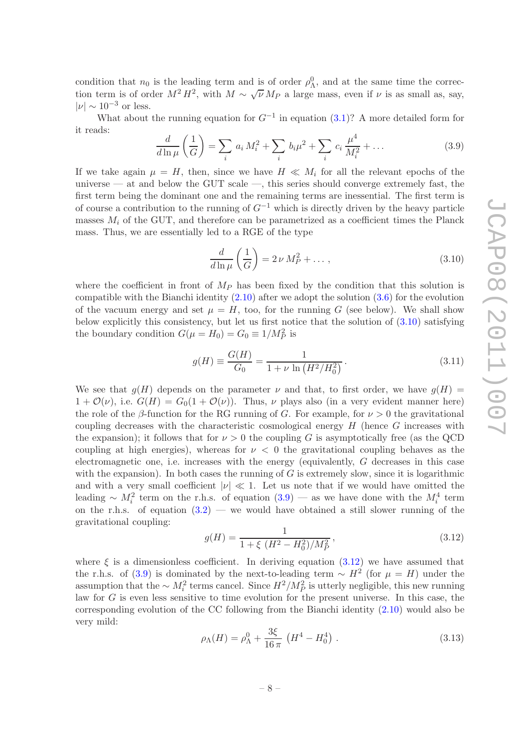condition that $n_0$ is the leading term and is of order $\rho_\Lambda^0$, and at the same time the correction term is of order $M^2 H^2$, with $M \sim \sqrt{\nu}\, M_P$ a large mass, even if $\nu$ is as small as, say, $|\nu| \sim 10^{-3}$ or less.

What about the running equation for $G^{-1}$ in equation (3.1)? A more detailed form for it reads:

$$\frac{d}{d\ln\mu}\left(\frac{1}{G}\right) = \sum_i a_i\, M_i^2 + \sum_i b_i \mu^2 + \sum_i c_i\, \frac{\mu^4}{M_i^2} + \ldots \tag{3.9}$$

If we take again $\mu = H$, then, since we have $H \ll M_i$ for all the relevant epochs of the universe — at and below the GUT scale —, this series should converge extremely fast, the first term being the dominant one and the remaining terms are inessential. The first term is of course a contribution to the running of $G^{-1}$ which is directly driven by the heavy particle masses $M_i$ of the GUT, and therefore can be parametrized as a coefficient times the Planck mass. Thus, we are essentially led to a RGE of the type

$$\frac{d}{d\ln\mu}\left(\frac{1}{G}\right) = 2\,\nu\, M_P^2 + \ldots\,, \tag{3.10}$$

where the coefficient in front of $M_P$ has been fixed by the condition that this solution is compatible with the Bianchi identity (2.10) after we adopt the solution (3.6) for the evolution of the vacuum energy and set $\mu = H$, too, for the running $G$ (see below). We shall show below explicitly this consistency, but let us first notice that the solution of (3.10) satisfying the boundary condition $G(\mu = H_0) = G_0 \equiv 1/M_P^2$ is

$$g(H) \equiv \frac{G(H)}{G_0} = \frac{1}{1 + \nu\, \ln\left(H^2/H_0^2\right)}\,. \tag{3.11}$$

We see that $g(H)$ depends on the parameter $\nu$ and that, to first order, we have $g(H) = 1 + \mathcal{O}(\nu)$, i.e. $G(H) = G_0(1 + \mathcal{O}(\nu))$. Thus, $\nu$ plays also (in a very evident manner here) the role of the $\beta$-function for the RG running of $G$. For example, for $\nu > 0$ the gravitational coupling decreases with the characteristic cosmological energy $H$ (hence $G$ increases with the expansion); it follows that for $\nu > 0$ the coupling $G$ is asymptotically free (as the QCD coupling at high energies), whereas for $\nu < 0$ the gravitational coupling behaves as the electromagnetic one, i.e. increases with the energy (equivalently, $G$ decreases in this case with the expansion). In both cases the running of $G$ is extremely slow, since it is logarithmic and with a very small coefficient $|\nu| \ll 1$. Let us note that if we would have omitted the leading $\sim M_i^2$ term on the r.h.s. of equation (3.9) — as we have done with the $M_i^4$ term on the r.h.s. of equation (3.2) — we would have obtained a still slower running of the gravitational coupling:

$$g(H) = \frac{1}{1 + \xi\, (H^2 - H_0^2)/M_P^2}\,, \tag{3.12}$$

where $\xi$ is a dimensionless coefficient. In deriving equation (3.12) we have assumed that the r.h.s. of (3.9) is dominated by the next-to-leading term $\sim H^2$ (for $\mu = H$) under the assumption that the $\sim M_i^2$ terms cancel. Since $H^2/M_P^2$ is utterly negligible, this new running law for $G$ is even less sensitive to time evolution for the present universe. In this case, the corresponding evolution of the CC following from the Bianchi identity (2.10) would also be very mild:

$$\rho_\Lambda(H) = \rho_\Lambda^0 + \frac{3\xi}{16\,\pi}\,\left(H^4 - H_0^4\right)\,. \tag{3.13}$$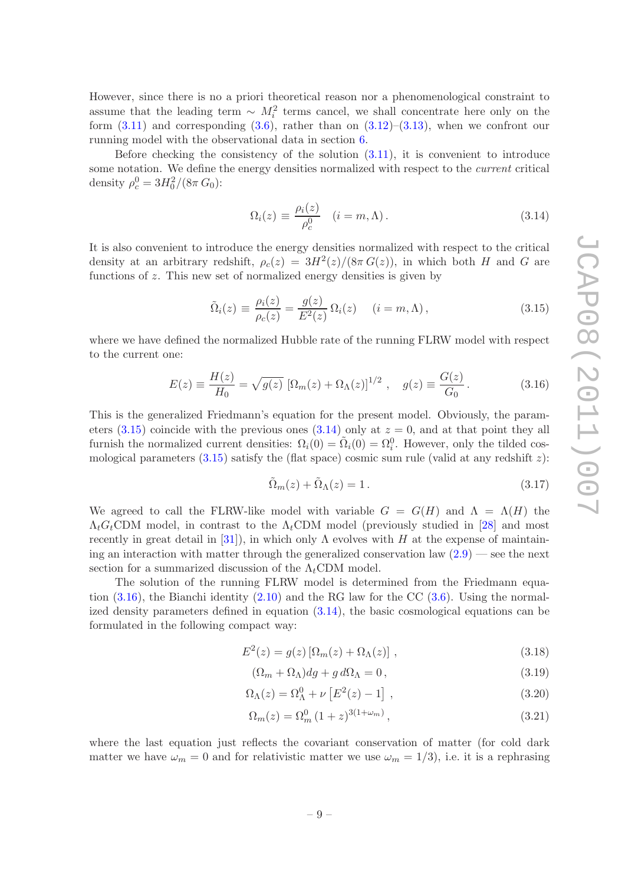However, since there is no a priori theoretical reason nor a phenomenological constraint to assume that the leading term $\sim M_i^2$ terms cancel, we shall concentrate here only on the form (3.11) and corresponding (3.6), rather than on (3.12)–(3.13), when we confront our running model with the observational data in section 6.

Before checking the consistency of the solution (3.11), it is convenient to introduce some notation. We define the energy densities normalized with respect to the *current* critical density $\rho_c^0 = 3H_0^2/(8\pi\, G_0)$:

$$\Omega_i(z) \equiv \frac{\rho_i(z)}{\rho_c^0} \quad (i = m, \Lambda)\,. \tag{3.14}$$

It is also convenient to introduce the energy densities normalized with respect to the critical density at an arbitrary redshift, $\rho_c(z) = 3H^2(z)/(8\pi\, G(z))$, in which both $H$ and $G$ are functions of $z$. This new set of normalized energy densities is given by

$$\tilde{\Omega}_i(z) \equiv \frac{\rho_i(z)}{\rho_c(z)} = \frac{g(z)}{E^2(z)}\,\Omega_i(z) \qquad (i = m, \Lambda)\,, \tag{3.15}$$

where we have defined the normalized Hubble rate of the running FLRW model with respect to the current one:

$$E(z) \equiv \frac{H(z)}{H_0} = \sqrt{g(z)}\,\left[\Omega_m(z) + \Omega_\Lambda(z)\right]^{1/2}\,, \quad g(z) \equiv \frac{G(z)}{G_0}\,. \tag{3.16}$$

This is the generalized Friedmann's equation for the present model. Obviously, the parameters (3.15) coincide with the previous ones (3.14) only at $z = 0$, and at that point they all furnish the normalized current densities: $\Omega_i(0) = \tilde{\Omega}_i(0) = \Omega_i^0$. However, only the tilded cosmological parameters (3.15) satisfy the (flat space) cosmic sum rule (valid at any redshift $z$):

$$\tilde{\Omega}_m(z) + \tilde{\Omega}_\Lambda(z) = 1\,. \tag{3.17}$$

We agreed to call the FLRW-like model with variable $G = G(H)$ and $\Lambda = \Lambda(H)$ the $\Lambda_t G_t$CDM model, in contrast to the $\Lambda_t$CDM model (previously studied in [28] and most recently in great detail in [31]), in which only $\Lambda$ evolves with $H$ at the expense of maintaining an interaction with matter through the generalized conservation law (2.9) — see the next section for a summarized discussion of the $\Lambda_t$CDM model.

The solution of the running FLRW model is determined from the Friedmann equation (3.16), the Bianchi identity (2.10) and the RG law for the CC (3.6). Using the normalized density parameters defined in equation (3.14), the basic cosmological equations can be formulated in the following compact way:

$$E^2(z) = g(z)\left[\Omega_m(z) + \Omega_\Lambda(z)\right]\,, \tag{3.18}$$

$$(\Omega_m + \Omega_\Lambda)dg + g\, d\Omega_\Lambda = 0\,, \tag{3.19}$$

$$\Omega_\Lambda(z) = \Omega_\Lambda^0 + \nu\left[E^2(z) - 1\right]\,, \tag{3.20}$$

$$\Omega_m(z) = \Omega_m^0\,(1+z)^{3(1+\omega_m)}\,, \tag{3.21}$$

where the last equation just reflects the covariant conservation of matter (for cold dark matter we have $\omega_m = 0$ and for relativistic matter we use $\omega_m = 1/3$), i.e. it is a rephrasing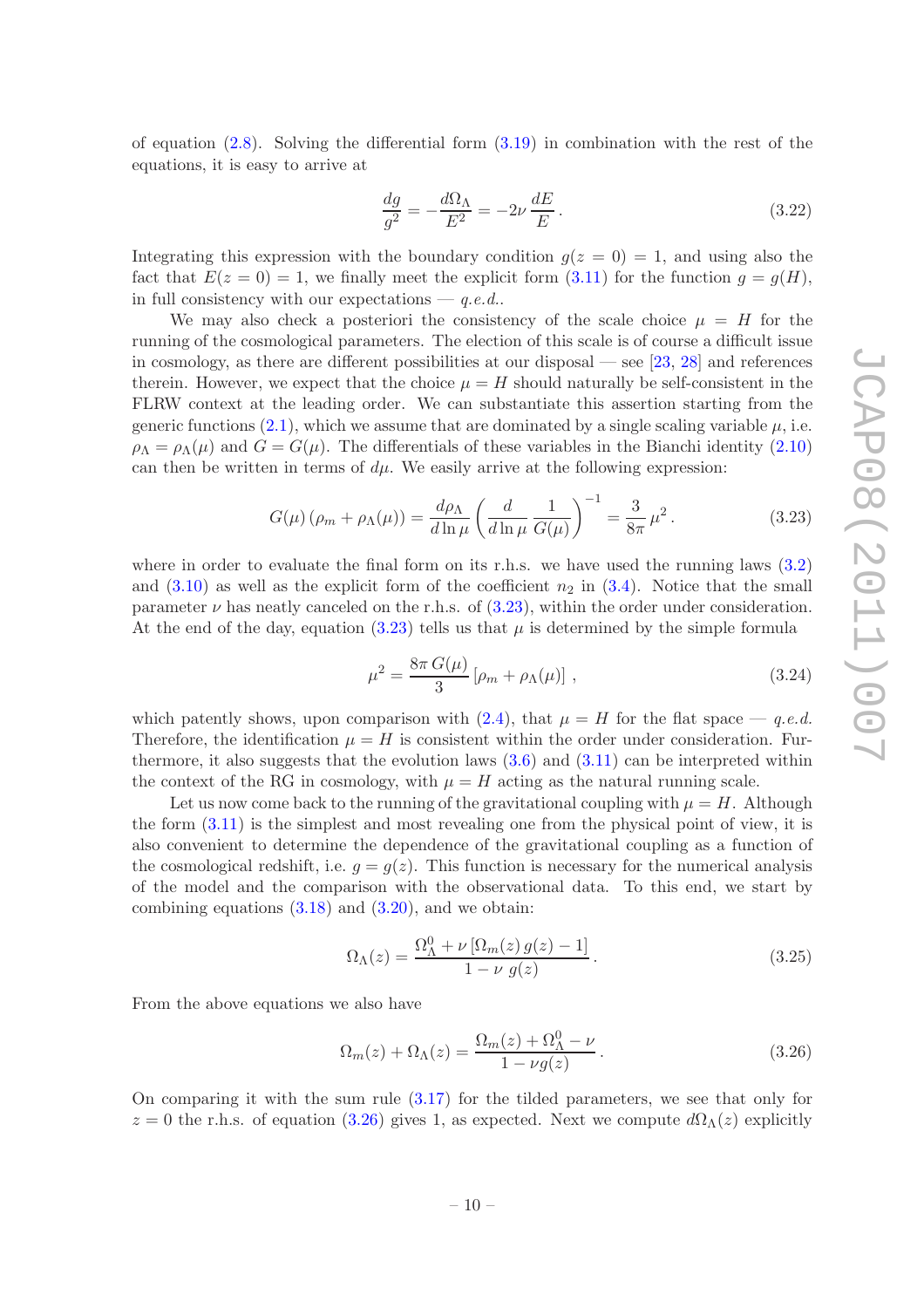of equation (2.8). Solving the differential form (3.19) in combination with the rest of the equations, it is easy to arrive at

$$\frac{dg}{g^2} = -\frac{d\Omega_\Lambda}{E^2} = -2\nu\,\frac{dE}{E}\,. \tag{3.22}$$

Integrating this expression with the boundary condition $g(z=0)=1$, and using also the fact that $E(z=0)=1$, we finally meet the explicit form (3.11) for the function $g=g(H)$, in full consistency with our expectations — *q.e.d.*.

We may also check a posteriori the consistency of the scale choice $\mu = H$ for the running of the cosmological parameters. The election of this scale is of course a difficult issue in cosmology, as there are different possibilities at our disposal — see [23, 28] and references therein. However, we expect that the choice $\mu = H$ should naturally be self-consistent in the FLRW context at the leading order. We can substantiate this assertion starting from the generic functions (2.1), which we assume that are dominated by a single scaling variable $\mu$, i.e. $\rho_\Lambda = \rho_\Lambda(\mu)$ and $G = G(\mu)$. The differentials of these variables in the Bianchi identity (2.10) can then be written in terms of $d\mu$. We easily arrive at the following expression:

$$G(\mu)\,(\rho_m + \rho_\Lambda(\mu)) = \frac{d\rho_\Lambda}{d\ln\mu}\left(\frac{d}{d\ln\mu}\,\frac{1}{G(\mu)}\right)^{-1} = \frac{3}{8\pi}\,\mu^2\,. \tag{3.23}$$

where in order to evaluate the final form on its r.h.s. we have used the running laws (3.2) and (3.10) as well as the explicit form of the coefficient $n_2$ in (3.4). Notice that the small parameter $\nu$ has neatly canceled on the r.h.s. of (3.23), within the order under consideration. At the end of the day, equation (3.23) tells us that $\mu$ is determined by the simple formula

$$\mu^2 = \frac{8\pi\,G(\mu)}{3}\left[\rho_m + \rho_\Lambda(\mu)\right]\,, \tag{3.24}$$

which patently shows, upon comparison with (2.4), that $\mu = H$ for the flat space — *q.e.d.* Therefore, the identification $\mu = H$ is consistent within the order under consideration. Furthermore, it also suggests that the evolution laws (3.6) and (3.11) can be interpreted within the context of the RG in cosmology, with $\mu = H$ acting as the natural running scale.

Let us now come back to the running of the gravitational coupling with $\mu = H$. Although the form (3.11) is the simplest and most revealing one from the physical point of view, it is also convenient to determine the dependence of the gravitational coupling as a function of the cosmological redshift, i.e. $g = g(z)$. This function is necessary for the numerical analysis of the model and the comparison with the observational data. To this end, we start by combining equations (3.18) and (3.20), and we obtain:

$$\Omega_\Lambda(z) = \frac{\Omega_\Lambda^0 + \nu\left[\Omega_m(z)\,g(z) - 1\right]}{1 - \nu\;g(z)}\,. \tag{3.25}$$

From the above equations we also have

$$\Omega_m(z) + \Omega_\Lambda(z) = \frac{\Omega_m(z) + \Omega_\Lambda^0 - \nu}{1 - \nu g(z)}\,. \tag{3.26}$$

On comparing it with the sum rule (3.17) for the tilded parameters, we see that only for $z = 0$ the r.h.s. of equation (3.26) gives 1, as expected. Next we compute $d\Omega_\Lambda(z)$ explicitly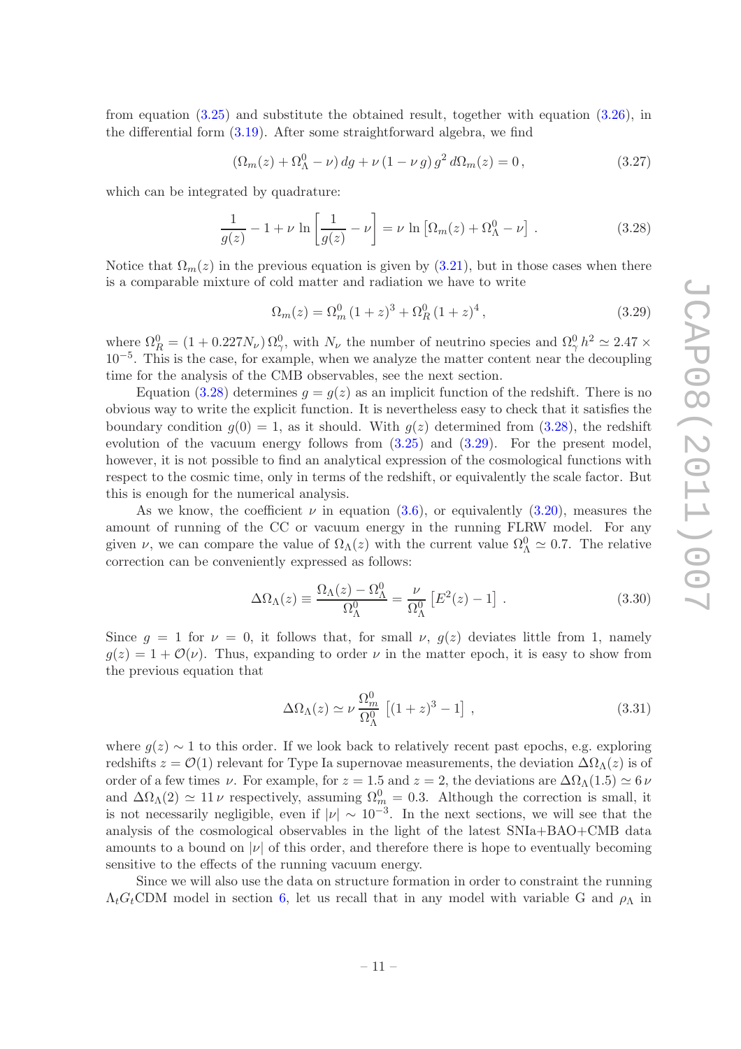from equation (3.25) and substitute the obtained result, together with equation (3.26), in the differential form (3.19). After some straightforward algebra, we find

$$(\Omega_m(z) + \Omega_\Lambda^0 - \nu)\, dg + \nu\,(1 - \nu\, g)\, g^2\, d\Omega_m(z) = 0\,, \tag{3.27}$$

which can be integrated by quadrature:

$$\frac{1}{g(z)} - 1 + \nu\, \ln\left[\frac{1}{g(z)} - \nu\right] = \nu\, \ln\left[\Omega_m(z) + \Omega_\Lambda^0 - \nu\right]\,. \tag{3.28}$$

Notice that $\Omega_m(z)$ in the previous equation is given by (3.21), but in those cases when there is a comparable mixture of cold matter and radiation we have to write

$$\Omega_m(z) = \Omega_m^0\,(1+z)^3 + \Omega_R^0\,(1+z)^4\,, \tag{3.29}$$

where $\Omega_R^0 = (1 + 0.227N_\nu)\,\Omega_\gamma^0$, with $N_\nu$ the number of neutrino species and $\Omega_\gamma^0\, h^2 \simeq 2.47 \times 10^{-5}$. This is the case, for example, when we analyze the matter content near the decoupling time for the analysis of the CMB observables, see the next section.

Equation (3.28) determines $g = g(z)$ as an implicit function of the redshift. There is no obvious way to write the explicit function. It is nevertheless easy to check that it satisfies the boundary condition $g(0) = 1$, as it should. With $g(z)$ determined from (3.28), the redshift evolution of the vacuum energy follows from (3.25) and (3.29). For the present model, however, it is not possible to find an analytical expression of the cosmological functions with respect to the cosmic time, only in terms of the redshift, or equivalently the scale factor. But this is enough for the numerical analysis.

As we know, the coefficient $\nu$ in equation (3.6), or equivalently (3.20), measures the amount of running of the CC or vacuum energy in the running FLRW model. For any given $\nu$, we can compare the value of $\Omega_\Lambda(z)$ with the current value $\Omega_\Lambda^0 \simeq 0.7$. The relative correction can be conveniently expressed as follows:

$$\Delta\Omega_\Lambda(z) \equiv \frac{\Omega_\Lambda(z) - \Omega_\Lambda^0}{\Omega_\Lambda^0} = \frac{\nu}{\Omega_\Lambda^0}\left[E^2(z) - 1\right]\,. \tag{3.30}$$

Since $g = 1$ for $\nu = 0$, it follows that, for small $\nu$, $g(z)$ deviates little from 1, namely $g(z) = 1 + \mathcal{O}(\nu)$. Thus, expanding to order $\nu$ in the matter epoch, it is easy to show from the previous equation that

$$\Delta\Omega_\Lambda(z) \simeq \nu\,\frac{\Omega_m^0}{\Omega_\Lambda^0}\left[(1+z)^3 - 1\right]\,, \tag{3.31}$$

where $g(z) \sim 1$ to this order. If we look back to relatively recent past epochs, e.g. exploring redshifts $z = \mathcal{O}(1)$ relevant for Type Ia supernovae measurements, the deviation $\Delta\Omega_\Lambda(z)$ is of order of a few times $\nu$. For example, for $z = 1.5$ and $z = 2$, the deviations are $\Delta\Omega_\Lambda(1.5) \simeq 6\,\nu$ and $\Delta\Omega_\Lambda(2) \simeq 11\,\nu$ respectively, assuming $\Omega_m^0 = 0.3$. Although the correction is small, it is not necessarily negligible, even if $|\nu| \sim 10^{-3}$. In the next sections, we will see that the analysis of the cosmological observables in the light of the latest SNIa+BAO+CMB data amounts to a bound on $|\nu|$ of this order, and therefore there is hope to eventually becoming sensitive to the effects of the running vacuum energy.

Since we will also use the data on structure formation in order to constraint the running $\Lambda_t G_t$CDM model in section 6, let us recall that in any model with variable G and $\rho_\Lambda$ in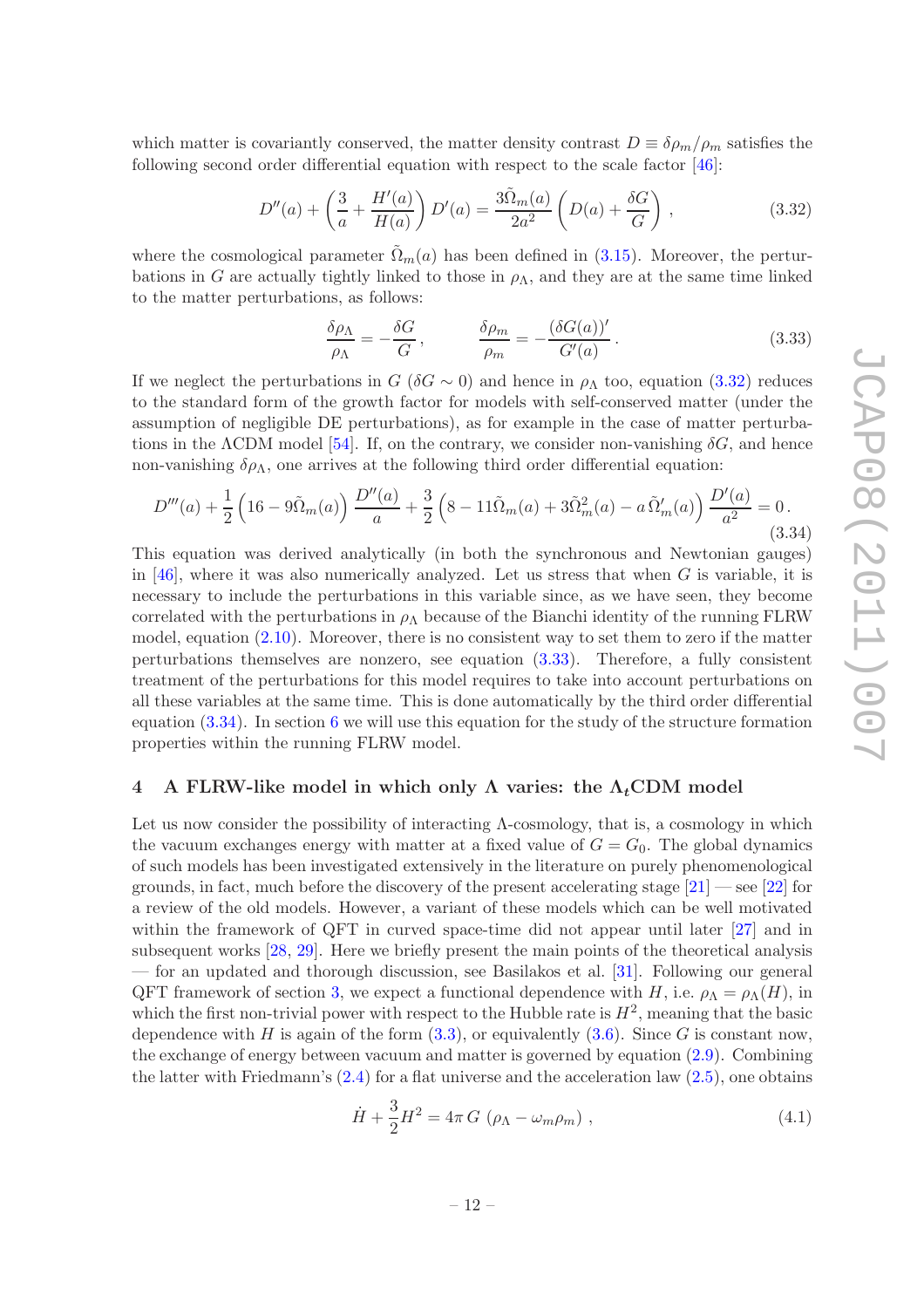which matter is covariantly conserved, the matter density contrast $D \equiv \delta\rho_m/\rho_m$ satisfies the following second order differential equation with respect to the scale factor [46]:

$$D''(a) + \left(\frac{3}{a} + \frac{H'(a)}{H(a)}\right) D'(a) = \frac{3\tilde{\Omega}_m(a)}{2a^2}\left(D(a) + \frac{\delta G}{G}\right), \tag{3.32}$$

where the cosmological parameter $\tilde{\Omega}_m(a)$ has been defined in (3.15). Moreover, the perturbations in $G$ are actually tightly linked to those in $\rho_\Lambda$, and they are at the same time linked to the matter perturbations, as follows:

$$\frac{\delta\rho_\Lambda}{\rho_\Lambda} = -\frac{\delta G}{G}, \qquad \frac{\delta\rho_m}{\rho_m} = -\frac{(\delta G(a))'}{G'(a)}. \tag{3.33}$$

If we neglect the perturbations in $G$ ($\delta G \sim 0$) and hence in $\rho_\Lambda$ too, equation (3.32) reduces to the standard form of the growth factor for models with self-conserved matter (under the assumption of negligible DE perturbations), as for example in the case of matter perturbations in the $\Lambda$CDM model [54]. If, on the contrary, we consider non-vanishing $\delta G$, and hence non-vanishing $\delta\rho_\Lambda$, one arrives at the following third order differential equation:

$$D'''(a) + \frac{1}{2}\left(16 - 9\tilde{\Omega}_m(a)\right)\frac{D''(a)}{a} + \frac{3}{2}\left(8 - 11\tilde{\Omega}_m(a) + 3\tilde{\Omega}_m^2(a) - a\,\tilde{\Omega}_m'(a)\right)\frac{D'(a)}{a^2} = 0. \tag{3.34}$$

This equation was derived analytically (in both the synchronous and Newtonian gauges) in [46], where it was also numerically analyzed. Let us stress that when $G$ is variable, it is necessary to include the perturbations in this variable since, as we have seen, they become correlated with the perturbations in $\rho_\Lambda$ because of the Bianchi identity of the running FLRW model, equation (2.10). Moreover, there is no consistent way to set them to zero if the matter perturbations themselves are nonzero, see equation (3.33). Therefore, a fully consistent treatment of the perturbations for this model requires to take into account perturbations on all these variables at the same time. This is done automatically by the third order differential equation (3.34). In section 6 we will use this equation for the study of the structure formation properties within the running FLRW model.

## 4 A FLRW-like model in which only $\Lambda$ varies: the $\Lambda_t$CDM model

Let us now consider the possibility of interacting $\Lambda$-cosmology, that is, a cosmology in which the vacuum exchanges energy with matter at a fixed value of $G = G_0$. The global dynamics of such models has been investigated extensively in the literature on purely phenomenological grounds, in fact, much before the discovery of the present accelerating stage [21] — see [22] for a review of the old models. However, a variant of these models which can be well motivated within the framework of QFT in curved space-time did not appear until later [27] and in subsequent works [28, 29]. Here we briefly present the main points of the theoretical analysis — for an updated and thorough discussion, see Basilakos et al. [31]. Following our general QFT framework of section 3, we expect a functional dependence with $H$, i.e. $\rho_\Lambda = \rho_\Lambda(H)$, in which the first non-trivial power with respect to the Hubble rate is $H^2$, meaning that the basic dependence with $H$ is again of the form (3.3), or equivalently (3.6). Since $G$ is constant now, the exchange of energy between vacuum and matter is governed by equation (2.9). Combining the latter with Friedmann's (2.4) for a flat universe and the acceleration law (2.5), one obtains

$$\dot{H} + \frac{3}{2}H^2 = 4\pi\, G\,(\rho_\Lambda - \omega_m\rho_m), \tag{4.1}$$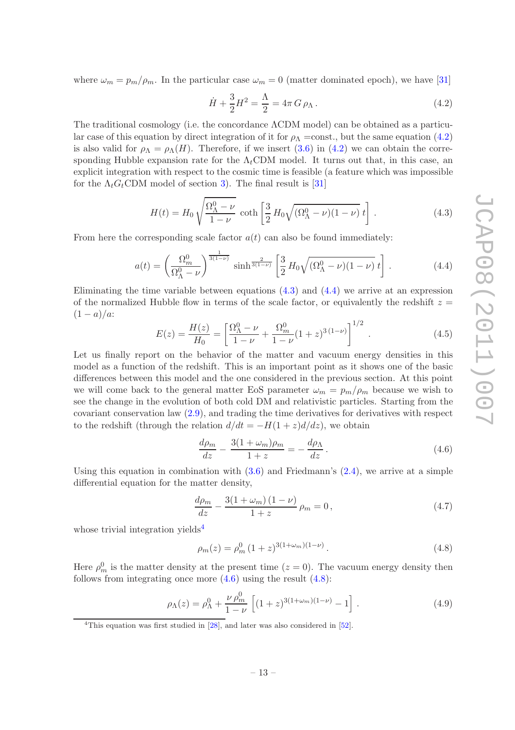where $\omega_m = p_m/\rho_m$. In the particular case $\omega_m = 0$ (matter dominated epoch), we have [31]

$$\dot{H} + \frac{3}{2}H^2 = \frac{\Lambda}{2} = 4\pi\, G\, \rho_\Lambda\,. \tag{4.2}$$

The traditional cosmology (i.e. the concordance ΛCDM model) can be obtained as a particular case of this equation by direct integration of it for $\rho_\Lambda$ =const., but the same equation (4.2) is also valid for $\rho_\Lambda = \rho_\Lambda(H)$. Therefore, if we insert (3.6) in (4.2) we can obtain the corresponding Hubble expansion rate for the $\Lambda_t$CDM model. It turns out that, in this case, an explicit integration with respect to the cosmic time is feasible (a feature which was impossible for the $\Lambda_t G_t$CDM model of section 3). The final result is [31]

$$H(t) = H_0\, \sqrt{\frac{\Omega_\Lambda^0 - \nu}{1-\nu}}\, \coth\left[\frac{3}{2}\, H_0 \sqrt{(\Omega_\Lambda^0 - \nu)(1-\nu)}\; t\right]\,. \tag{4.3}$$

From here the corresponding scale factor $a(t)$ can also be found immediately:

$$a(t) = \left(\frac{\Omega_m^0}{\Omega_\Lambda^0 - \nu}\right)^{\frac{1}{3(1-\nu)}} \sinh^{\frac{2}{3(1-\nu)}}\left[\frac{3}{2}\, H_0 \sqrt{(\Omega_\Lambda^0 - \nu)(1-\nu)}\; t\right]\,. \tag{4.4}$$

Eliminating the time variable between equations (4.3) and (4.4) we arrive at an expression of the normalized Hubble flow in terms of the scale factor, or equivalently the redshift $z = (1-a)/a$:

$$E(z) = \frac{H(z)}{H_0} = \left[\frac{\Omega_\Lambda^0 - \nu}{1-\nu} + \frac{\Omega_m^0}{1-\nu}(1+z)^{3\,(1-\nu)}\right]^{1/2}\,. \tag{4.5}$$

Let us finally report on the behavior of the matter and vacuum energy densities in this model as a function of the redshift. This is an important point as it shows one of the basic differences between this model and the one considered in the previous section. At this point we will come back to the general matter EoS parameter $\omega_m = p_m/\rho_m$ because we wish to see the change in the evolution of both cold DM and relativistic particles. Starting from the covariant conservation law (2.9), and trading the time derivatives for derivatives with respect to the redshift (through the relation $d/dt = -H(1+z)d/dz$), we obtain

$$\frac{d\rho_m}{dz} - \frac{3(1+\omega_m)\rho_m}{1+z} = -\,\frac{d\rho_\Lambda}{dz}\,. \tag{4.6}$$

Using this equation in combination with (3.6) and Friedmann's (2.4), we arrive at a simple differential equation for the matter density,

$$\frac{d\rho_m}{dz} - \frac{3(1+\omega_m)\,(1-\nu)}{1+z}\,\rho_m = 0\,, \tag{4.7}$$

whose trivial integration yields[4]

$$\rho_m(z) = \rho_m^0\,(1+z)^{3(1+\omega_m)(1-\nu)}\,. \tag{4.8}$$

Here $\rho_m^0$ is the matter density at the present time ($z = 0$). The vacuum energy density then follows from integrating once more (4.6) using the result (4.8):

$$\rho_\Lambda(z) = \rho_\Lambda^0 + \frac{\nu\,\rho_m^0}{1-\nu}\left[(1+z)^{3(1+\omega_m)(1-\nu)} - 1\right]\,. \tag{4.9}$$

[4]This equation was first studied in [28], and later was also considered in [52].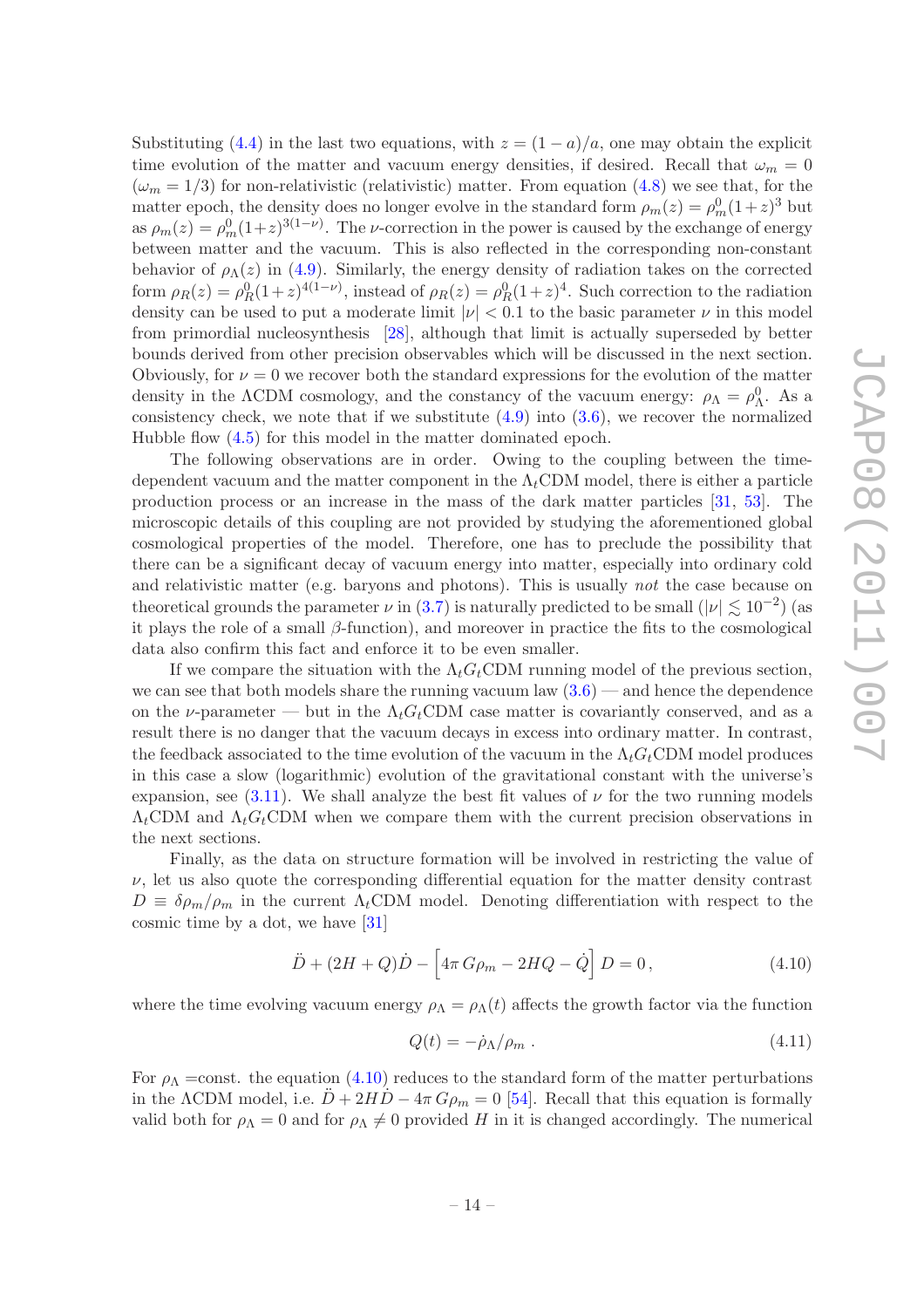Substituting (4.4) in the last two equations, with $z = (1-a)/a$, one may obtain the explicit time evolution of the matter and vacuum energy densities, if desired. Recall that $\omega_m = 0$ ($\omega_m = 1/3$) for non-relativistic (relativistic) matter. From equation (4.8) we see that, for the matter epoch, the density does no longer evolve in the standard form $\rho_m(z) = \rho_m^0(1+z)^3$ but as $\rho_m(z) = \rho_m^0(1+z)^{3(1-\nu)}$. The $\nu$-correction in the power is caused by the exchange of energy between matter and the vacuum. This is also reflected in the corresponding non-constant behavior of $\rho_\Lambda(z)$ in (4.9). Similarly, the energy density of radiation takes on the corrected form $\rho_R(z) = \rho_R^0(1+z)^{4(1-\nu)}$, instead of $\rho_R(z) = \rho_R^0(1+z)^4$. Such correction to the radiation density can be used to put a moderate limit $|\nu| < 0.1$ to the basic parameter $\nu$ in this model from primordial nucleosynthesis [28], although that limit is actually superseded by better bounds derived from other precision observables which will be discussed in the next section. Obviously, for $\nu = 0$ we recover both the standard expressions for the evolution of the matter density in the ΛCDM cosmology, and the constancy of the vacuum energy: $\rho_\Lambda = \rho_\Lambda^0$. As a consistency check, we note that if we substitute (4.9) into (3.6), we recover the normalized Hubble flow (4.5) for this model in the matter dominated epoch.

The following observations are in order. Owing to the coupling between the time-dependent vacuum and the matter component in the $\Lambda_t$CDM model, there is either a particle production process or an increase in the mass of the dark matter particles [31, 53]. The microscopic details of this coupling are not provided by studying the aforementioned global cosmological properties of the model. Therefore, one has to preclude the possibility that there can be a significant decay of vacuum energy into matter, especially into ordinary cold and relativistic matter (e.g. baryons and photons). This is usually *not* the case because on theoretical grounds the parameter $\nu$ in (3.7) is naturally predicted to be small ($|\nu| \lesssim 10^{-2}$) (as it plays the role of a small $\beta$-function), and moreover in practice the fits to the cosmological data also confirm this fact and enforce it to be even smaller.

If we compare the situation with the $\Lambda_t G_t$CDM running model of the previous section, we can see that both models share the running vacuum law (3.6) — and hence the dependence on the $\nu$-parameter — but in the $\Lambda_t G_t$CDM case matter is covariantly conserved, and as a result there is no danger that the vacuum decays in excess into ordinary matter. In contrast, the feedback associated to the time evolution of the vacuum in the $\Lambda_t G_t$CDM model produces in this case a slow (logarithmic) evolution of the gravitational constant with the universe's expansion, see (3.11). We shall analyze the best fit values of $\nu$ for the two running models $\Lambda_t$CDM and $\Lambda_t G_t$CDM when we compare them with the current precision observations in the next sections.

Finally, as the data on structure formation will be involved in restricting the value of $\nu$, let us also quote the corresponding differential equation for the matter density contrast $D \equiv \delta\rho_m/\rho_m$ in the current $\Lambda_t$CDM model. Denoting differentiation with respect to the cosmic time by a dot, we have [31]

$$\ddot{D} + (2H + Q)\dot{D} - \left[4\pi\, G\rho_m - 2HQ - \dot{Q}\right] D = 0\,, \tag{4.10}$$

where the time evolving vacuum energy $\rho_\Lambda = \rho_\Lambda(t)$ affects the growth factor via the function

$$Q(t) = -\dot{\rho}_\Lambda/\rho_m\,. \tag{4.11}$$

For $\rho_\Lambda$ =const. the equation (4.10) reduces to the standard form of the matter perturbations in the ΛCDM model, i.e. $\ddot{D} + 2H\dot{D} - 4\pi\, G\rho_m = 0$ [54]. Recall that this equation is formally valid both for $\rho_\Lambda = 0$ and for $\rho_\Lambda \neq 0$ provided $H$ in it is changed accordingly. The numerical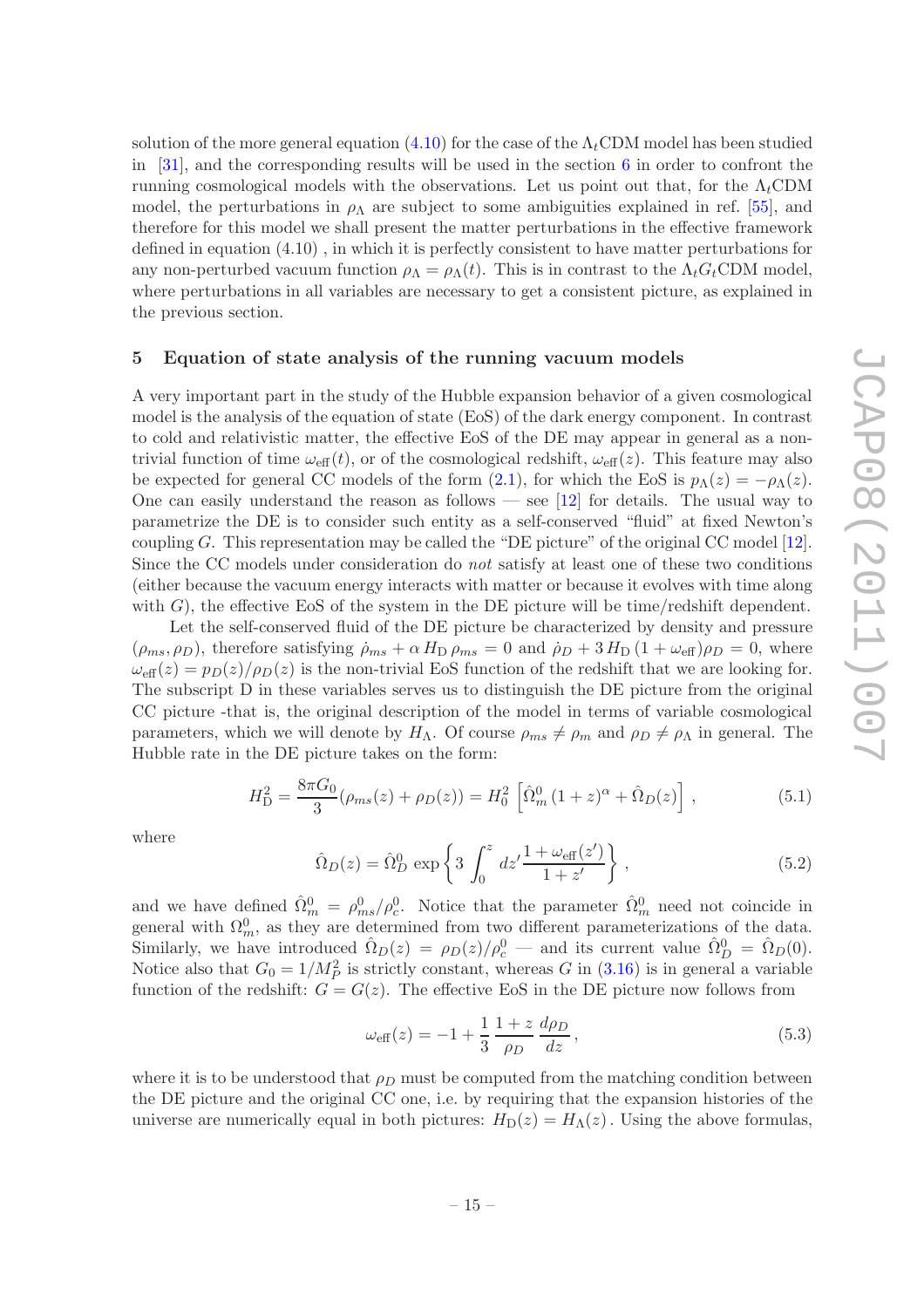solution of the more general equation (4.10) for the case of the $\Lambda_t$CDM model has been studied in [31], and the corresponding results will be used in the section 6 in order to confront the running cosmological models with the observations. Let us point out that, for the $\Lambda_t$CDM model, the perturbations in $\rho_\Lambda$ are subject to some ambiguities explained in ref. [55], and therefore for this model we shall present the matter perturbations in the effective framework defined in equation (4.10) , in which it is perfectly consistent to have matter perturbations for any non-perturbed vacuum function $\rho_\Lambda = \rho_\Lambda(t)$. This is in contrast to the $\Lambda_t G_t$CDM model, where perturbations in all variables are necessary to get a consistent picture, as explained in the previous section.

## 5 Equation of state analysis of the running vacuum models

A very important part in the study of the Hubble expansion behavior of a given cosmological model is the analysis of the equation of state (EoS) of the dark energy component. In contrast to cold and relativistic matter, the effective EoS of the DE may appear in general as a non-trivial function of time $\omega_{\rm eff}(t)$, or of the cosmological redshift, $\omega_{\rm eff}(z)$. This feature may also be expected for general CC models of the form (2.1), for which the EoS is $p_\Lambda(z) = -\rho_\Lambda(z)$. One can easily understand the reason as follows — see [12] for details. The usual way to parametrize the DE is to consider such entity as a self-conserved "fluid" at fixed Newton's coupling $G$. This representation may be called the "DE picture" of the original CC model [12]. Since the CC models under consideration do *not* satisfy at least one of these two conditions (either because the vacuum energy interacts with matter or because it evolves with time along with $G$), the effective EoS of the system in the DE picture will be time/redshift dependent.

Let the self-conserved fluid of the DE picture be characterized by density and pressure $(\rho_{ms}, \rho_D)$, therefore satisfying $\dot{\rho}_{ms} + \alpha\, H_{\rm D}\, \rho_{ms} = 0$ and $\dot{\rho}_D + 3\, H_{\rm D}\, (1 + \omega_{\rm eff})\rho_D = 0$, where $\omega_{\rm eff}(z) = p_D(z)/\rho_D(z)$ is the non-trivial EoS function of the redshift that we are looking for. The subscript D in these variables serves us to distinguish the DE picture from the original CC picture -that is, the original description of the model in terms of variable cosmological parameters, which we will denote by $H_\Lambda$. Of course $\rho_{ms} \neq \rho_m$ and $\rho_D \neq \rho_\Lambda$ in general. The Hubble rate in the DE picture takes on the form:

$$H_{\rm D}^2 = \frac{8\pi G_0}{3}(\rho_{ms}(z) + \rho_D(z)) = H_0^2\left[\hat{\Omega}_m^0\,(1+z)^\alpha + \hat{\Omega}_D(z)\right]\,, \tag{5.1}$$

where

$$\hat{\Omega}_D(z) = \hat{\Omega}_D^0\, \exp\left\{3\int_0^z dz'\frac{1+\omega_{\rm eff}(z')}{1+z'}\right\}\,, \tag{5.2}$$

and we have defined $\hat{\Omega}_m^0 = \rho_{ms}^0/\rho_c^0$. Notice that the parameter $\hat{\Omega}_m^0$ need not coincide in general with $\Omega_m^0$, as they are determined from two different parameterizations of the data. Similarly, we have introduced $\hat{\Omega}_D(z) = \rho_D(z)/\rho_c^0$ — and its current value $\hat{\Omega}_D^0 = \hat{\Omega}_D(0)$. Notice also that $G_0 = 1/M_P^2$ is strictly constant, whereas $G$ in (3.16) is in general a variable function of the redshift: $G = G(z)$. The effective EoS in the DE picture now follows from

$$\omega_{\rm eff}(z) = -1 + \frac{1}{3}\,\frac{1+z}{\rho_D}\,\frac{d\rho_D}{dz}\,, \tag{5.3}$$

where it is to be understood that $\rho_D$ must be computed from the matching condition between the DE picture and the original CC one, i.e. by requiring that the expansion histories of the universe are numerically equal in both pictures: $H_{\rm D}(z) = H_\Lambda(z)$. Using the above formulas,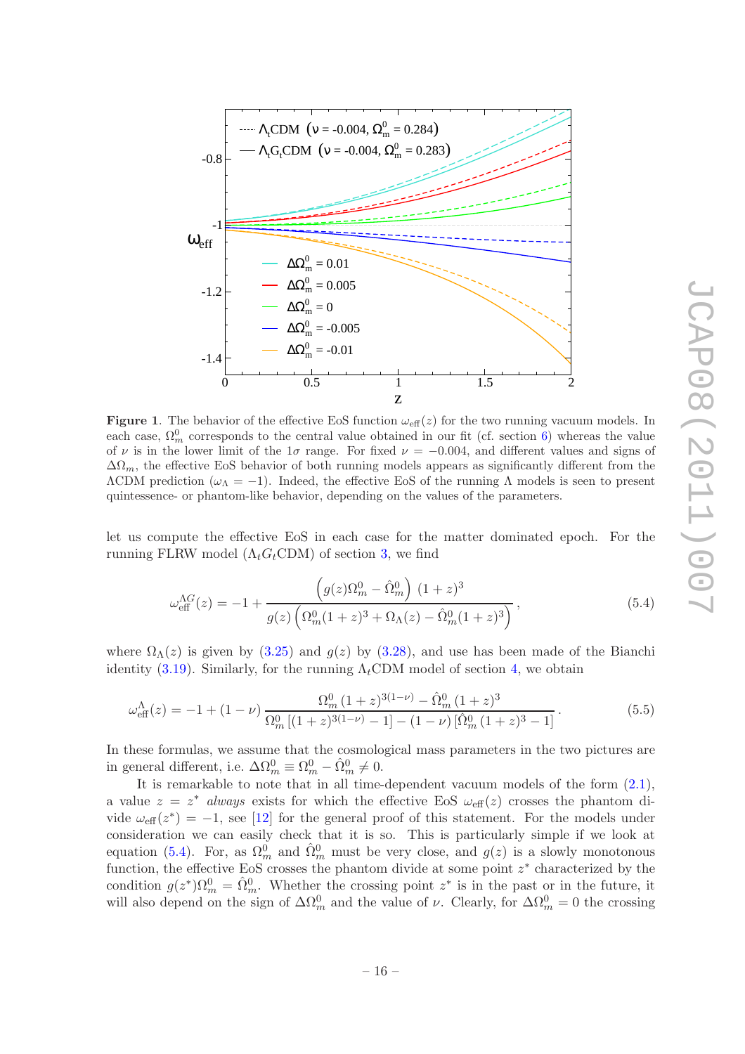**Figure 1**. The behavior of the effective EoS function $\omega_{\rm eff}(z)$ for the two running vacuum models. In each case, $\Omega_m^0$ corresponds to the central value obtained in our fit (cf. section 6) whereas the value of $\nu$ is in the lower limit of the $1\sigma$ range. For fixed $\nu = -0.004$, and different values and signs of $\Delta\Omega_m$, the effective EoS behavior of both running models appears as significantly different from the $\Lambda$CDM prediction ($\omega_\Lambda = -1$). Indeed, the effective EoS of the running $\Lambda$ models is seen to present quintessence- or phantom-like behavior, depending on the values of the parameters.

let us compute the effective EoS in each case for the matter dominated epoch. For the running FLRW model ($\Lambda_t G_t$CDM) of section 3, we find

$$\omega_{\rm eff}^{\Lambda G}(z) = -1 + \frac{\left(g(z)\Omega_m^0 - \hat{\Omega}_m^0\right)\,(1+z)^3}{g(z)\left(\Omega_m^0(1+z)^3 + \Omega_\Lambda(z) - \hat{\Omega}_m^0(1+z)^3\right)}\,, \tag{5.4}$$

where $\Omega_\Lambda(z)$ is given by (3.25) and $g(z)$ by (3.28), and use has been made of the Bianchi identity (3.19). Similarly, for the running $\Lambda_t$CDM model of section 4, we obtain

$$\omega_{\rm eff}^{\Lambda}(z) = -1 + (1-\nu)\,\frac{\Omega_m^0\,(1+z)^{3(1-\nu)} - \hat{\Omega}_m^0\,(1+z)^3}{\Omega_m^0\left[(1+z)^{3(1-\nu)} - 1\right] - (1-\nu)\left[\hat{\Omega}_m^0\,(1+z)^3 - 1\right]}\,. \tag{5.5}$$

In these formulas, we assume that the cosmological mass parameters in the two pictures are in general different, i.e. $\Delta\Omega_m^0 \equiv \Omega_m^0 - \hat{\Omega}_m^0 \neq 0$.

It is remarkable to note that in all time-dependent vacuum models of the form (2.1), a value $z = z^*$ *always* exists for which the effective EoS $\omega_{\rm eff}(z)$ crosses the phantom divide $\omega_{\rm eff}(z^*) = -1$, see [12] for the general proof of this statement. For the models under consideration we can easily check that it is so. This is particularly simple if we look at equation (5.4). For, as $\Omega_m^0$ and $\hat{\Omega}_m^0$ must be very close, and $g(z)$ is a slowly monotonous function, the effective EoS crosses the phantom divide at some point $z^*$ characterized by the condition $g(z^*)\Omega_m^0 = \hat{\Omega}_m^0$. Whether the crossing point $z^*$ is in the past or in the future, it will also depend on the sign of $\Delta\Omega_m^0$ and the value of $\nu$. Clearly, for $\Delta\Omega_m^0 = 0$ the crossing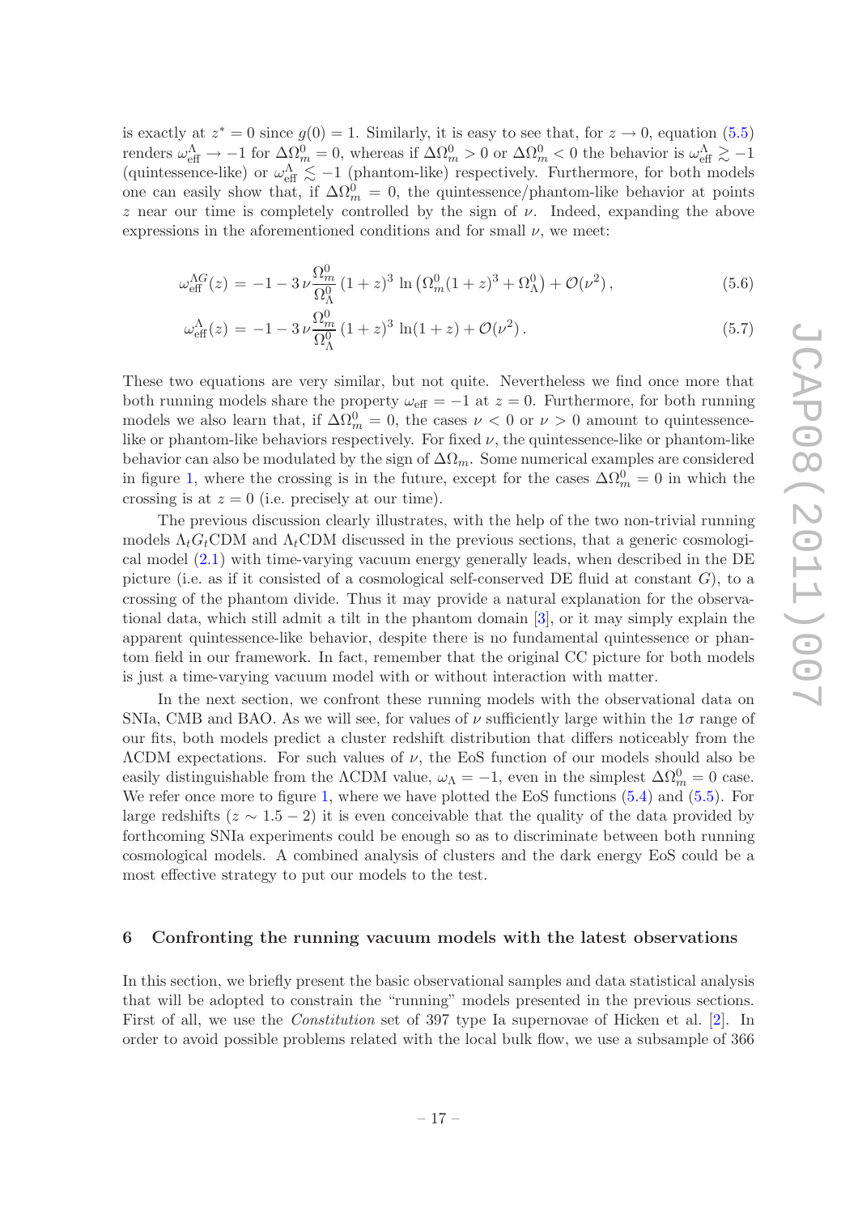is exactly at $z^* = 0$ since $g(0) = 1$. Similarly, it is easy to see that, for $z \to 0$, equation (5.5) renders $\omega_{\rm eff}^{\Lambda} \to -1$ for $\Delta\Omega_m^0 = 0$, whereas if $\Delta\Omega_m^0 > 0$ or $\Delta\Omega_m^0 < 0$ the behavior is $\omega_{\rm eff}^{\Lambda} \gtrsim -1$ (quintessence-like) or $\omega_{\rm eff}^{\Lambda} \lesssim -1$ (phantom-like) respectively. Furthermore, for both models one can easily show that, if $\Delta\Omega_m^0 = 0$, the quintessence/phantom-like behavior at points $z$ near our time is completely controlled by the sign of $\nu$. Indeed, expanding the above expressions in the aforementioned conditions and for small $\nu$, we meet:

$$\omega_{\rm eff}^{\Lambda G}(z) = -1 - 3\,\nu\frac{\Omega_m^0}{\Omega_\Lambda^0}\,(1+z)^3\,\ln\left(\Omega_m^0(1+z)^3 + \Omega_\Lambda^0\right) + \mathcal{O}(\nu^2)\,, \tag{5.6}$$

$$\omega_{\rm eff}^{\Lambda}(z) = -1 - 3\,\nu\frac{\Omega_m^0}{\Omega_\Lambda^0}\,(1+z)^3\,\ln(1+z) + \mathcal{O}(\nu^2)\,. \tag{5.7}$$

These two equations are very similar, but not quite. Nevertheless we find once more that both running models share the property $\omega_{\rm eff} = -1$ at $z = 0$. Furthermore, for both running models we also learn that, if $\Delta\Omega_m^0 = 0$, the cases $\nu < 0$ or $\nu > 0$ amount to quintessence-like or phantom-like behaviors respectively. For fixed $\nu$, the quintessence-like or phantom-like behavior can also be modulated by the sign of $\Delta\Omega_m$. Some numerical examples are considered in figure 1, where the crossing is in the future, except for the cases $\Delta\Omega_m^0 = 0$ in which the crossing is at $z = 0$ (i.e. precisely at our time).

The previous discussion clearly illustrates, with the help of the two non-trivial running models $\Lambda_t G_t$CDM and $\Lambda_t$CDM discussed in the previous sections, that a generic cosmological model (2.1) with time-varying vacuum energy generally leads, when described in the DE picture (i.e. as if it consisted of a cosmological self-conserved DE fluid at constant $G$), to a crossing of the phantom divide. Thus it may provide a natural explanation for the observational data, which still admit a tilt in the phantom domain [3], or it may simply explain the apparent quintessence-like behavior, despite there is no fundamental quintessence or phantom field in our framework. In fact, remember that the original CC picture for both models is just a time-varying vacuum model with or without interaction with matter.

In the next section, we confront these running models with the observational data on SNIa, CMB and BAO. As we will see, for values of $\nu$ sufficiently large within the $1\sigma$ range of our fits, both models predict a cluster redshift distribution that differs noticeably from the $\Lambda$CDM expectations. For such values of $\nu$, the EoS function of our models should also be easily distinguishable from the $\Lambda$CDM value, $\omega_\Lambda = -1$, even in the simplest $\Delta\Omega_m^0 = 0$ case. We refer once more to figure 1, where we have plotted the EoS functions (5.4) and (5.5). For large redshifts ($z \sim 1.5 - 2$) it is even conceivable that the quality of the data provided by forthcoming SNIa experiments could be enough so as to discriminate between both running cosmological models. A combined analysis of clusters and the dark energy EoS could be a most effective strategy to put our models to the test.

## 6 Confronting the running vacuum models with the latest observations

In this section, we briefly present the basic observational samples and data statistical analysis that will be adopted to constrain the "running" models presented in the previous sections. First of all, we use the *Constitution* set of 397 type Ia supernovae of Hicken et al. [2]. In order to avoid possible problems related with the local bulk flow, we use a subsample of 366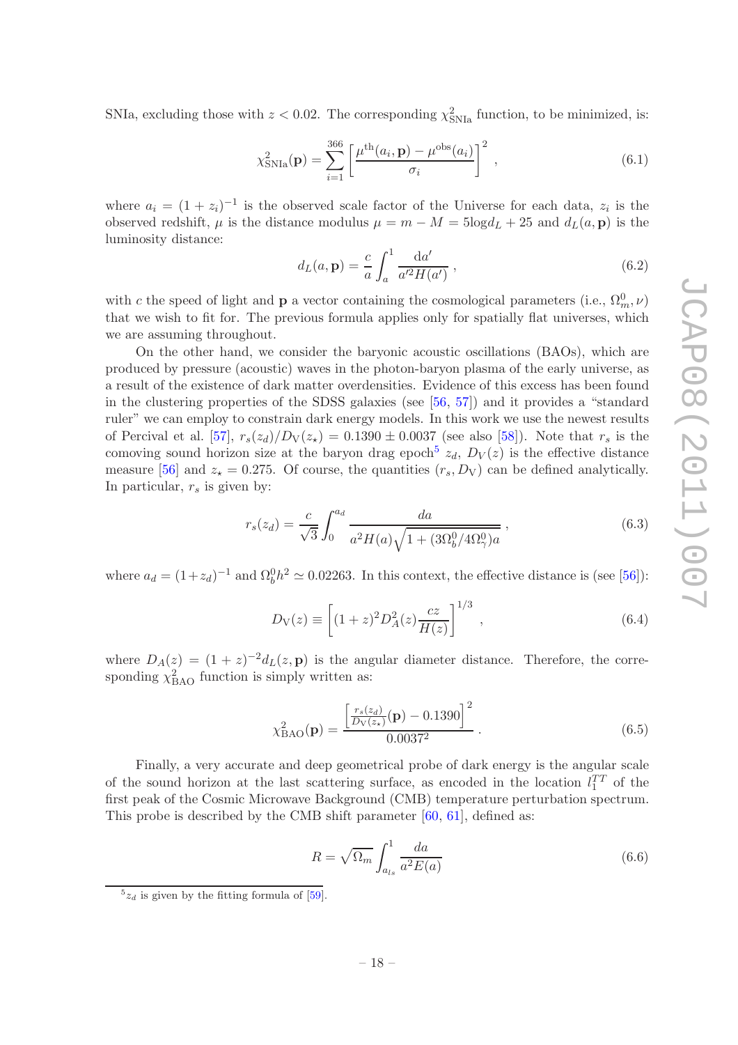SNIa, excluding those with $z < 0.02$. The corresponding $\chi^2_{\rm SNIa}$ function, to be minimized, is:

$$\chi^2_{\rm SNIa}(\mathbf{p}) = \sum_{i=1}^{366} \left[ \frac{\mu^{\rm th}(a_i, \mathbf{p}) - \mu^{\rm obs}(a_i)}{\sigma_i} \right]^2 , \tag{6.1}$$

where $a_i = (1 + z_i)^{-1}$ is the observed scale factor of the Universe for each data, $z_i$ is the observed redshift, $\mu$ is the distance modulus $\mu = m - M = 5\log d_L + 25$ and $d_L(a, \mathbf{p})$ is the luminosity distance:

$$d_L(a, \mathbf{p}) = \frac{c}{a} \int_a^1 \frac{{\rm d}a'}{a'^2 H(a')} , \tag{6.2}$$

with $c$ the speed of light and $\mathbf{p}$ a vector containing the cosmological parameters (i.e., $\Omega_m^0, \nu$) that we wish to fit for. The previous formula applies only for spatially flat universes, which we are assuming throughout.

On the other hand, we consider the baryonic acoustic oscillations (BAOs), which are produced by pressure (acoustic) waves in the photon-baryon plasma of the early universe, as a result of the existence of dark matter overdensities. Evidence of this excess has been found in the clustering properties of the SDSS galaxies (see [56, 57]) and it provides a "standard ruler" we can employ to constrain dark energy models. In this work we use the newest results of Percival et al. [57], $r_s(z_d)/D_{\rm V}(z_\star) = 0.1390 \pm 0.0037$ (see also [58]). Note that $r_s$ is the comoving sound horizon size at the baryon drag epoch[5] $z_d$, $D_V(z)$ is the effective distance measure [56] and $z_\star = 0.275$. Of course, the quantities $(r_s, D_{\rm V})$ can be defined analytically. In particular, $r_s$ is given by:

$$r_s(z_d) = \frac{c}{\sqrt{3}} \int_0^{a_d} \frac{da}{a^2 H(a) \sqrt{1 + (3\Omega_b^0/4\Omega_\gamma^0)a}} , \tag{6.3}$$

where $a_d = (1+z_d)^{-1}$ and $\Omega_b^0 h^2 \simeq 0.02263$. In this context, the effective distance is (see [56]):

$$D_{\rm V}(z) \equiv \left[ (1+z)^2 D_A^2(z) \frac{cz}{H(z)} \right]^{1/3} , \tag{6.4}$$

where $D_A(z) = (1 + z)^{-2} d_L(z, \mathbf{p})$ is the angular diameter distance. Therefore, the corresponding $\chi^2_{\rm BAO}$ function is simply written as:

$$\chi^2_{\rm BAO}(\mathbf{p}) = \frac{\left[ \frac{r_s(z_d)}{D_{\rm V}(z_\star)}(\mathbf{p}) - 0.1390 \right]^2}{0.0037^2} . \tag{6.5}$$

Finally, a very accurate and deep geometrical probe of dark energy is the angular scale of the sound horizon at the last scattering surface, as encoded in the location $l_1^{TT}$ of the first peak of the Cosmic Microwave Background (CMB) temperature perturbation spectrum. This probe is described by the CMB shift parameter [60, 61], defined as:

$$R = \sqrt{\Omega_m} \int_{a_{ls}}^1 \frac{da}{a^2 E(a)} \tag{6.6}$$

[5] $z_d$ is given by the fitting formula of [59].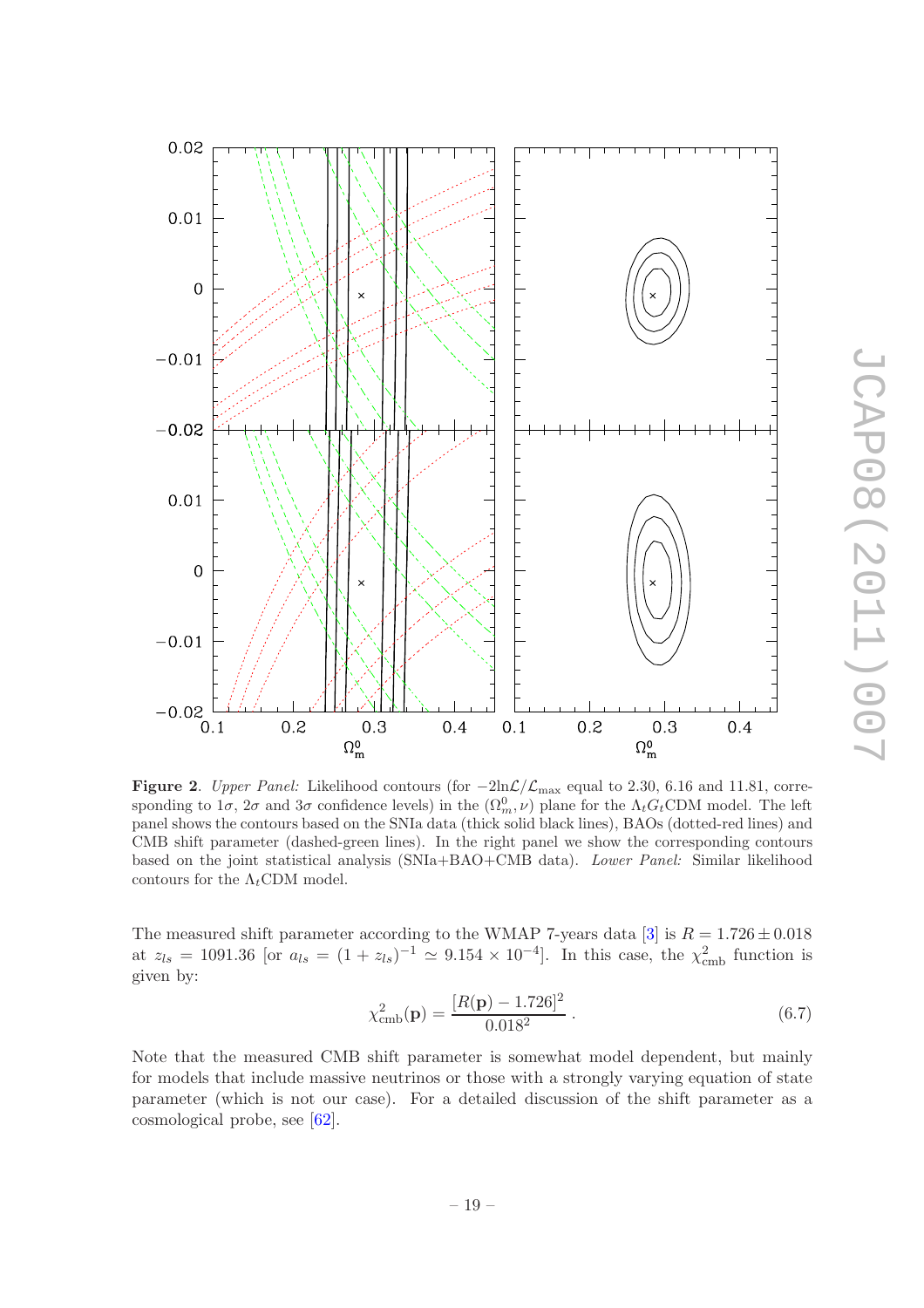**Figure 2**. *Upper Panel:* Likelihood contours (for $-2\ln\mathcal{L}/\mathcal{L}_{\max}$ equal to 2.30, 6.16 and 11.81, corresponding to $1\sigma$, $2\sigma$ and $3\sigma$ confidence levels) in the $(\Omega_m^0, \nu)$ plane for the $\Lambda_t G_t$CDM model. The left panel shows the contours based on the SNIa data (thick solid black lines), BAOs (dotted-red lines) and CMB shift parameter (dashed-green lines). In the right panel we show the corresponding contours based on the joint statistical analysis (SNIa+BAO+CMB data). *Lower Panel:* Similar likelihood contours for the $\Lambda_t$CDM model.

The measured shift parameter according to the WMAP 7-years data [3] is $R = 1.726 \pm 0.018$ at $z_{ls} = 1091.36$ [or $a_{ls} = (1 + z_{ls})^{-1} \simeq 9.154 \times 10^{-4}$]. In this case, the $\chi^2_{\rm cmb}$ function is given by:

$$\chi^2_{\rm cmb}(\mathbf{p}) = \frac{[R(\mathbf{p}) - 1.726]^2}{0.018^2} \,. \tag{6.7}$$

Note that the measured CMB shift parameter is somewhat model dependent, but mainly for models that include massive neutrinos or those with a strongly varying equation of state parameter (which is not our case). For a detailed discussion of the shift parameter as a cosmological probe, see [62].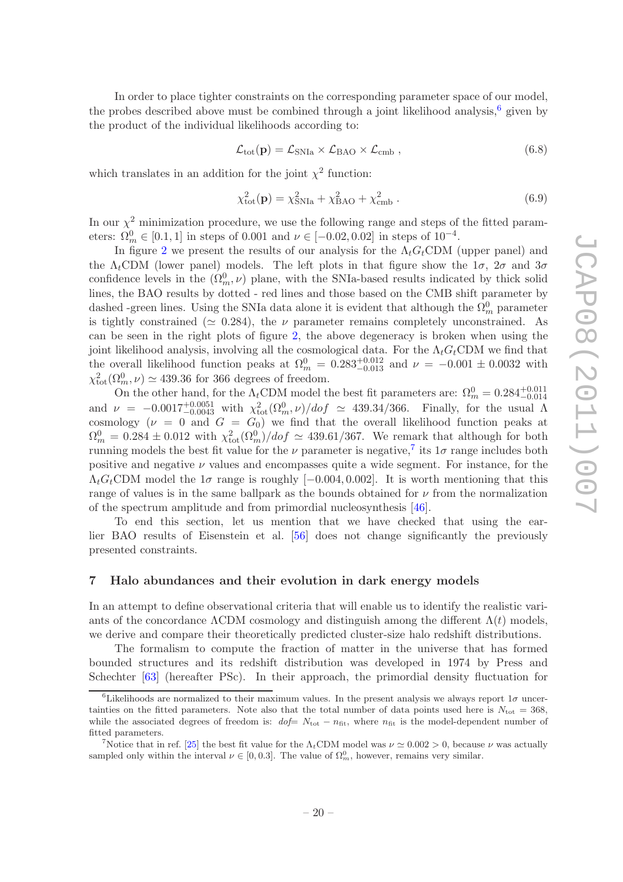In order to place tighter constraints on the corresponding parameter space of our model, the probes described above must be combined through a joint likelihood analysis,[6] given by the product of the individual likelihoods according to:

$$\mathcal{L}_{\rm tot}(\mathbf{p}) = \mathcal{L}_{\rm SNIa} \times \mathcal{L}_{\rm BAO} \times \mathcal{L}_{\rm cmb} \,, \tag{6.8}$$

which translates in an addition for the joint $\chi^2$ function:

$$\chi^2_{\rm tot}(\mathbf{p}) = \chi^2_{\rm SNIa} + \chi^2_{\rm BAO} + \chi^2_{\rm cmb} \,. \tag{6.9}$$

In our $\chi^2$ minimization procedure, we use the following range and steps of the fitted parameters: $\Omega_m^0 \in [0.1, 1]$ in steps of 0.001 and $\nu \in [-0.02, 0.02]$ in steps of $10^{-4}$.

In figure 2 we present the results of our analysis for the $\Lambda_t G_t$CDM (upper panel) and the $\Lambda_t$CDM (lower panel) models. The left plots in that figure show the $1\sigma$, $2\sigma$ and $3\sigma$ confidence levels in the $(\Omega_m^0, \nu)$ plane, with the SNIa-based results indicated by thick solid lines, the BAO results by dotted - red lines and those based on the CMB shift parameter by dashed -green lines. Using the SNIa data alone it is evident that although the $\Omega_m^0$ parameter is tightly constrained ($\simeq 0.284$), the $\nu$ parameter remains completely unconstrained. As can be seen in the right plots of figure 2, the above degeneracy is broken when using the joint likelihood analysis, involving all the cosmological data. For the $\Lambda_t G_t$CDM we find that the overall likelihood function peaks at $\Omega_m^0 = 0.283^{+0.012}_{-0.013}$ and $\nu = -0.001 \pm 0.0032$ with $\chi^2_{\rm tot}(\Omega_m^0, \nu) \simeq 439.36$ for 366 degrees of freedom.

On the other hand, for the $\Lambda_t$CDM model the best fit parameters are: $\Omega_m^0 = 0.284^{+0.011}_{-0.014}$ and $\nu = -0.0017^{+0.0051}_{-0.0043}$ with $\chi^2_{\rm tot}(\Omega_m^0, \nu)/dof \simeq 439.34/366$. Finally, for the usual $\Lambda$ cosmology ($\nu = 0$ and $G = G_0$) we find that the overall likelihood function peaks at $\Omega_m^0 = 0.284 \pm 0.012$ with $\chi^2_{\rm tot}(\Omega_m^0)/dof \simeq 439.61/367$. We remark that although for both running models the best fit value for the $\nu$ parameter is negative,[7] its $1\sigma$ range includes both positive and negative $\nu$ values and encompasses quite a wide segment. For instance, for the $\Lambda_t G_t$CDM model the $1\sigma$ range is roughly $[-0.004, 0.002]$. It is worth mentioning that this range of values is in the same ballpark as the bounds obtained for $\nu$ from the normalization of the spectrum amplitude and from primordial nucleosynthesis [46].

To end this section, let us mention that we have checked that using the earlier BAO results of Eisenstein et al. [56] does not change significantly the previously presented constraints.

## 7 Halo abundances and their evolution in dark energy models

In an attempt to define observational criteria that will enable us to identify the realistic variants of the concordance $\Lambda$CDM cosmology and distinguish among the different $\Lambda(t)$ models, we derive and compare their theoretically predicted cluster-size halo redshift distributions.

The formalism to compute the fraction of matter in the universe that has formed bounded structures and its redshift distribution was developed in 1974 by Press and Schechter [63] (hereafter PSc). In their approach, the primordial density fluctuation for

---

[6] Likelihoods are normalized to their maximum values. In the present analysis we always report $1\sigma$ uncertainties on the fitted parameters. Note also that the total number of data points used here is $N_{\rm tot} = 368$, while the associated degrees of freedom is: $dof = N_{\rm tot} - n_{\rm fit}$, where $n_{\rm fit}$ is the model-dependent number of fitted parameters.

[7] Notice that in ref. [25] the best fit value for the $\Lambda_t$CDM model was $\nu \simeq 0.002 > 0$, because $\nu$ was actually sampled only within the interval $\nu \in [0, 0.3]$. The value of $\Omega_m^0$, however, remains very similar.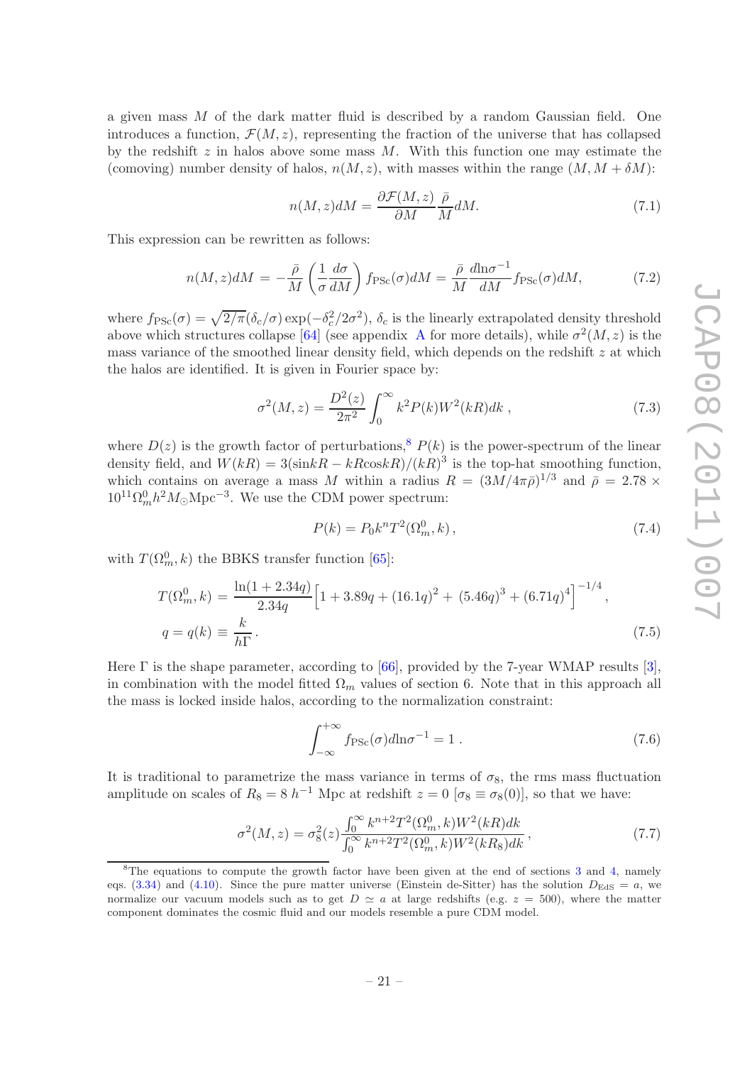a given mass $M$ of the dark matter fluid is described by a random Gaussian field. One introduces a function, $\mathcal{F}(M,z)$, representing the fraction of the universe that has collapsed by the redshift $z$ in halos above some mass $M$. With this function one may estimate the (comoving) number density of halos, $n(M,z)$, with masses within the range $(M, M+\delta M)$:

$$n(M,z)dM = \frac{\partial \mathcal{F}(M,z)}{\partial M}\frac{\bar{\rho}}{M}dM. \tag{7.1}$$

This expression can be rewritten as follows:

$$n(M,z)dM = -\frac{\bar{\rho}}{M}\left(\frac{1}{\sigma}\frac{d\sigma}{dM}\right) f_{\rm PSc}(\sigma)dM = \frac{\bar{\rho}}{M}\frac{d\ln\sigma^{-1}}{dM} f_{\rm PSc}(\sigma)dM, \tag{7.2}$$

where $f_{\rm PSc}(\sigma) = \sqrt{2/\pi}(\delta_c/\sigma)\exp(-\delta_c^2/2\sigma^2)$, $\delta_c$ is the linearly extrapolated density threshold above which structures collapse [64] (see appendix A for more details), while $\sigma^2(M,z)$ is the mass variance of the smoothed linear density field, which depends on the redshift $z$ at which the halos are identified. It is given in Fourier space by:

$$\sigma^2(M,z) = \frac{D^2(z)}{2\pi^2}\int_0^\infty k^2 P(k) W^2(kR) dk \,, \tag{7.3}$$

where $D(z)$ is the growth factor of perturbations,[8] $P(k)$ is the power-spectrum of the linear density field, and $W(kR) = 3(\sin kR - kR\cos kR)/(kR)^3$ is the top-hat smoothing function, which contains on average a mass $M$ within a radius $R = (3M/4\pi\bar{\rho})^{1/3}$ and $\bar{\rho} = 2.78 \times 10^{11}\Omega_m^0 h^2 M_\odot {\rm Mpc}^{-3}$. We use the CDM power spectrum:

$$P(k) = P_0 k^n T^2(\Omega_m^0, k)\,, \tag{7.4}$$

with $T(\Omega_m^0, k)$ the BBKS transfer function [65]:

$$\begin{aligned} T(\Omega_m^0, k) &= \frac{\ln(1+2.34q)}{2.34q}\Big[1 + 3.89q + (16.1q)^2 + (5.46q)^3 + (6.71q)^4\Big]^{-1/4}, \\ q = q(k) &\equiv \frac{k}{h\Gamma}. \end{aligned} \tag{7.5}$$

Here $\Gamma$ is the shape parameter, according to [66], provided by the 7-year WMAP results [3], in combination with the model fitted $\Omega_m$ values of section 6. Note that in this approach all the mass is locked inside halos, according to the normalization constraint:

$$\int_{-\infty}^{+\infty} f_{\rm PSc}(\sigma) d\ln\sigma^{-1} = 1\,. \tag{7.6}$$

It is traditional to parametrize the mass variance in terms of $\sigma_8$, the rms mass fluctuation amplitude on scales of $R_8 = 8\,h^{-1}$ Mpc at redshift $z = 0$ [$\sigma_8 \equiv \sigma_8(0)$], so that we have:

$$\sigma^2(M,z) = \sigma_8^2(z)\frac{\int_0^\infty k^{n+2}T^2(\Omega_m^0,k)W^2(kR)dk}{\int_0^\infty k^{n+2}T^2(\Omega_m^0,k)W^2(kR_8)dk}\,, \tag{7.7}$$

[8] The equations to compute the growth factor have been given at the end of sections 3 and 4, namely eqs. (3.34) and (4.10). Since the pure matter universe (Einstein de-Sitter) has the solution $D_{\rm EdS} = a$, we normalize our vacuum models such as to get $D \simeq a$ at large redshifts (e.g. $z = 500$), where the matter component dominates the cosmic fluid and our models resemble a pure CDM model.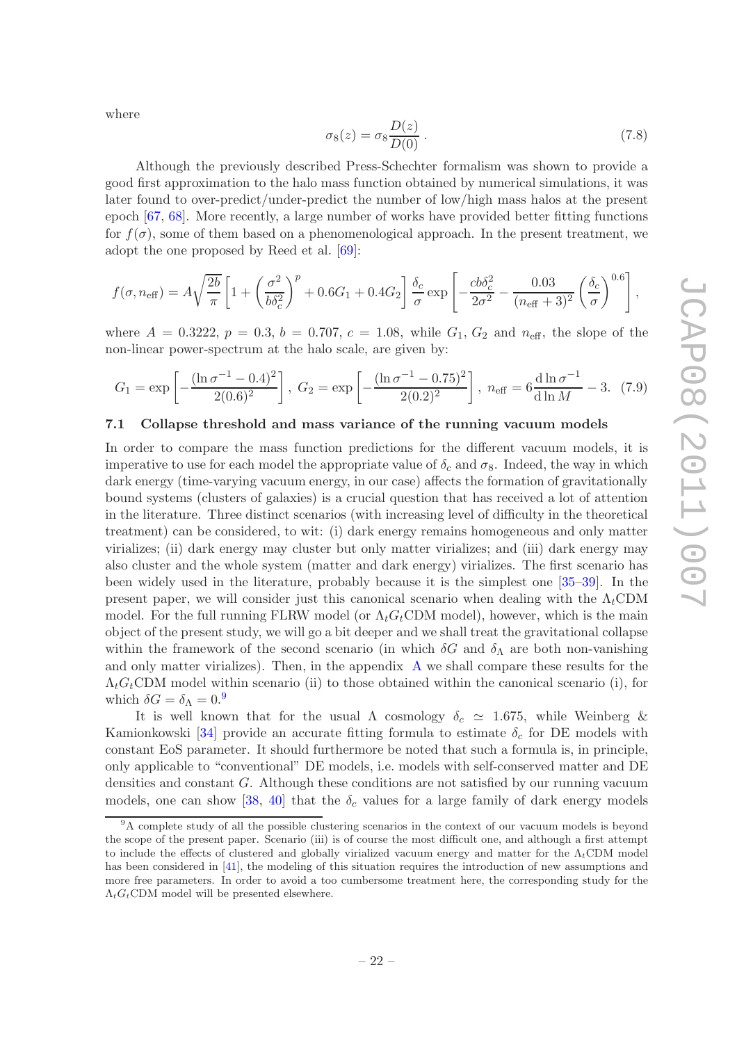where

$$\sigma_8(z) = \sigma_8 \frac{D(z)}{D(0)} \,. \tag{7.8}$$

Although the previously described Press-Schechter formalism was shown to provide a good first approximation to the halo mass function obtained by numerical simulations, it was later found to over-predict/under-predict the number of low/high mass halos at the present epoch [67, 68]. More recently, a large number of works have provided better fitting functions for $f(\sigma)$, some of them based on a phenomenological approach. In the present treatment, we adopt the one proposed by Reed et al. [69]:

$$f(\sigma, n_{\rm eff}) = A\sqrt{\frac{2b}{\pi}}\left[1+\left(\frac{\sigma^2}{b\delta_c^2}\right)^p + 0.6G_1 + 0.4G_2\right]\frac{\delta_c}{\sigma}\exp\left[-\frac{cb\delta_c^2}{2\sigma^2} - \frac{0.03}{(n_{\rm eff}+3)^2}\left(\frac{\delta_c}{\sigma}\right)^{0.6}\right],$$

where $A = 0.3222$, $p = 0.3$, $b = 0.707$, $c = 1.08$, while $G_1$, $G_2$ and $n_{\rm eff}$, the slope of the non-linear power-spectrum at the halo scale, are given by:

$$G_1 = \exp\left[-\frac{(\ln\sigma^{-1} - 0.4)^2}{2(0.6)^2}\right],\ G_2 = \exp\left[-\frac{(\ln\sigma^{-1} - 0.75)^2}{2(0.2)^2}\right],\ n_{\rm eff} = 6\frac{{\rm d}\ln\sigma^{-1}}{{\rm d}\ln M} - 3. \tag{7.9}$$

### 7.1 Collapse threshold and mass variance of the running vacuum models

In order to compare the mass function predictions for the different vacuum models, it is imperative to use for each model the appropriate value of $\delta_c$ and $\sigma_8$. Indeed, the way in which dark energy (time-varying vacuum energy, in our case) affects the formation of gravitationally bound systems (clusters of galaxies) is a crucial question that has received a lot of attention in the literature. Three distinct scenarios (with increasing level of difficulty in the theoretical treatment) can be considered, to wit: (i) dark energy remains homogeneous and only matter virializes; (ii) dark energy may cluster but only matter virializes; and (iii) dark energy may also cluster and the whole system (matter and dark energy) virializes. The first scenario has been widely used in the literature, probably because it is the simplest one [35–39]. In the present paper, we will consider just this canonical scenario when dealing with the $\Lambda_t$CDM model. For the full running FLRW model (or $\Lambda_t G_t$CDM model), however, which is the main object of the present study, we will go a bit deeper and we shall treat the gravitational collapse within the framework of the second scenario (in which $\delta G$ and $\delta_\Lambda$ are both non-vanishing and only matter virializes). Then, in the appendix A we shall compare these results for the $\Lambda_t G_t$CDM model within scenario (ii) to those obtained within the canonical scenario (i), for which $\delta G = \delta_\Lambda = 0$.[9]

It is well known that for the usual $\Lambda$ cosmology $\delta_c \simeq 1.675$, while Weinberg & Kamionkowski [34] provide an accurate fitting formula to estimate $\delta_c$ for DE models with constant EoS parameter. It should furthermore be noted that such a formula is, in principle, only applicable to "conventional" DE models, i.e. models with self-conserved matter and DE densities and constant $G$. Although these conditions are not satisfied by our running vacuum models, one can show [38, 40] that the $\delta_c$ values for a large family of dark energy models

[9] A complete study of all the possible clustering scenarios in the context of our vacuum models is beyond the scope of the present paper. Scenario (iii) is of course the most difficult one, and although a first attempt to include the effects of clustered and globally virialized vacuum energy and matter for the $\Lambda_t$CDM model has been considered in [41], the modeling of this situation requires the introduction of new assumptions and more free parameters. In order to avoid a too cumbersome treatment here, the corresponding study for the $\Lambda_t G_t$CDM model will be presented elsewhere.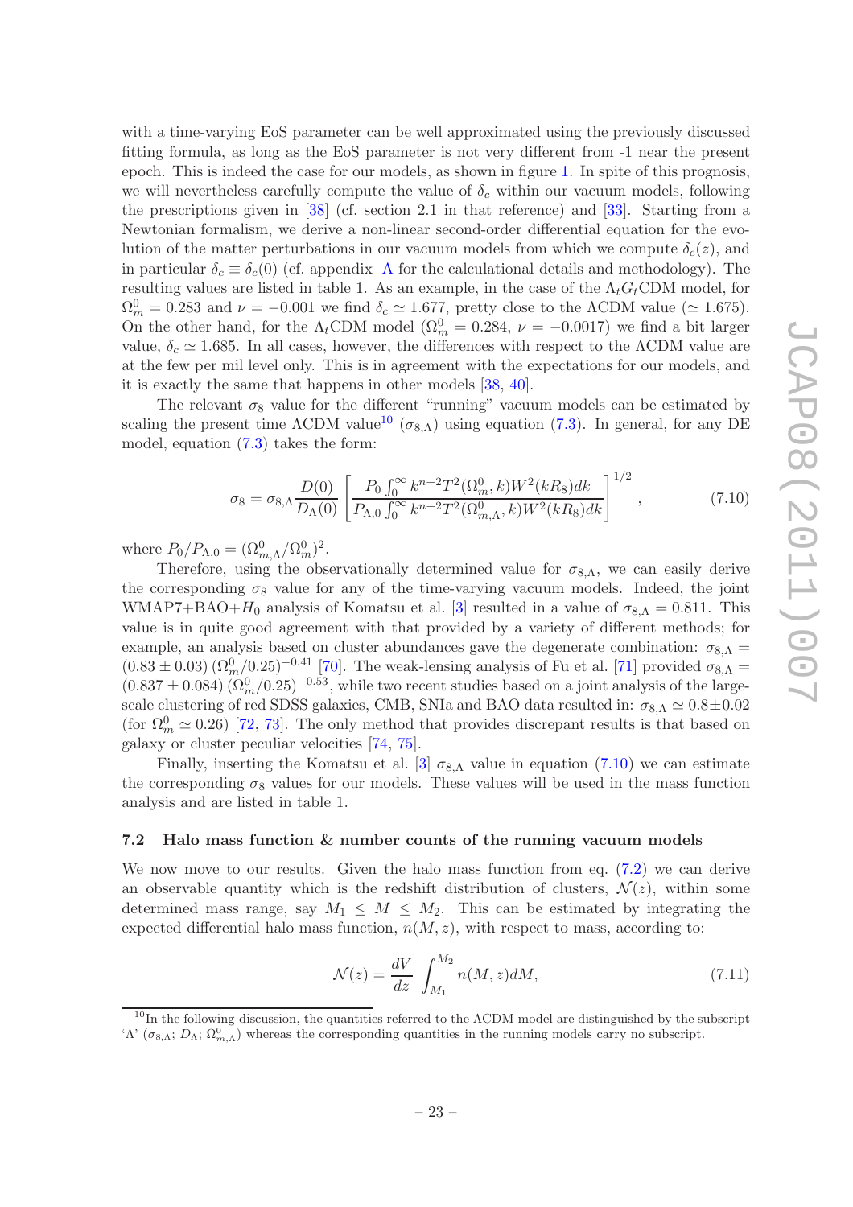with a time-varying EoS parameter can be well approximated using the previously discussed fitting formula, as long as the EoS parameter is not very different from -1 near the present epoch. This is indeed the case for our models, as shown in figure 1. In spite of this prognosis, we will nevertheless carefully compute the value of $\delta_c$ within our vacuum models, following the prescriptions given in [38] (cf. section 2.1 in that reference) and [33]. Starting from a Newtonian formalism, we derive a non-linear second-order differential equation for the evolution of the matter perturbations in our vacuum models from which we compute $\delta_c(z)$, and in particular $\delta_c \equiv \delta_c(0)$ (cf. appendix A for the calculational details and methodology). The resulting values are listed in table 1. As an example, in the case of the $\Lambda_t G_t$CDM model, for $\Omega_m^0 = 0.283$ and $\nu = -0.001$ we find $\delta_c \simeq 1.677$, pretty close to the ΛCDM value ($\simeq 1.675$). On the other hand, for the $\Lambda_t$CDM model ($\Omega_m^0 = 0.284$, $\nu = -0.0017$) we find a bit larger value, $\delta_c \simeq 1.685$. In all cases, however, the differences with respect to the ΛCDM value are at the few per mil level only. This is in agreement with the expectations for our models, and it is exactly the same that happens in other models [38, 40].

The relevant $\sigma_8$ value for the different "running" vacuum models can be estimated by scaling the present time ΛCDM value[10] ($\sigma_{8,\Lambda}$) using equation (7.3). In general, for any DE model, equation (7.3) takes the form:

$$\sigma_8 = \sigma_{8,\Lambda}\frac{D(0)}{D_\Lambda(0)}\left[\frac{P_0\int_0^\infty k^{n+2}T^2(\Omega_m^0,k)W^2(kR_8)dk}{P_{\Lambda,0}\int_0^\infty k^{n+2}T^2(\Omega_{m,\Lambda}^0,k)W^2(kR_8)dk}\right]^{1/2}, \tag{7.10}$$

where $P_0/P_{\Lambda,0} = (\Omega_{m,\Lambda}^0/\Omega_m^0)^2$.

Therefore, using the observationally determined value for $\sigma_{8,\Lambda}$, we can easily derive the corresponding $\sigma_8$ value for any of the time-varying vacuum models. Indeed, the joint WMAP7+BAO+$H_0$ analysis of Komatsu et al. [3] resulted in a value of $\sigma_{8,\Lambda} = 0.811$. This value is in quite good agreement with that provided by a variety of different methods; for example, an analysis based on cluster abundances gave the degenerate combination: $\sigma_{8,\Lambda} = (0.83 \pm 0.03)\,(\Omega_m^0/0.25)^{-0.41}$ [70]. The weak-lensing analysis of Fu et al. [71] provided $\sigma_{8,\Lambda} = (0.837 \pm 0.084)\,(\Omega_m^0/0.25)^{-0.53}$, while two recent studies based on a joint analysis of the large-scale clustering of red SDSS galaxies, CMB, SNIa and BAO data resulted in: $\sigma_{8,\Lambda} \simeq 0.8\pm0.02$ (for $\Omega_m^0 \simeq 0.26$) [72, 73]. The only method that provides discrepant results is that based on galaxy or cluster peculiar velocities [74, 75].

Finally, inserting the Komatsu et al. [3] $\sigma_{8,\Lambda}$ value in equation (7.10) we can estimate the corresponding $\sigma_8$ values for our models. These values will be used in the mass function analysis and are listed in table 1.

### 7.2 Halo mass function & number counts of the running vacuum models

We now move to our results. Given the halo mass function from eq. (7.2) we can derive an observable quantity which is the redshift distribution of clusters, $\mathcal{N}(z)$, within some determined mass range, say $M_1 \le M \le M_2$. This can be estimated by integrating the expected differential halo mass function, $n(M,z)$, with respect to mass, according to:

$$\mathcal{N}(z) = \frac{dV}{dz}\int_{M_1}^{M_2} n(M,z)dM, \tag{7.11}$$

[10] In the following discussion, the quantities referred to the ΛCDM model are distinguished by the subscript 'Λ' ($\sigma_{8,\Lambda}$; $D_\Lambda$; $\Omega_{m,\Lambda}^0$) whereas the corresponding quantities in the running models carry no subscript.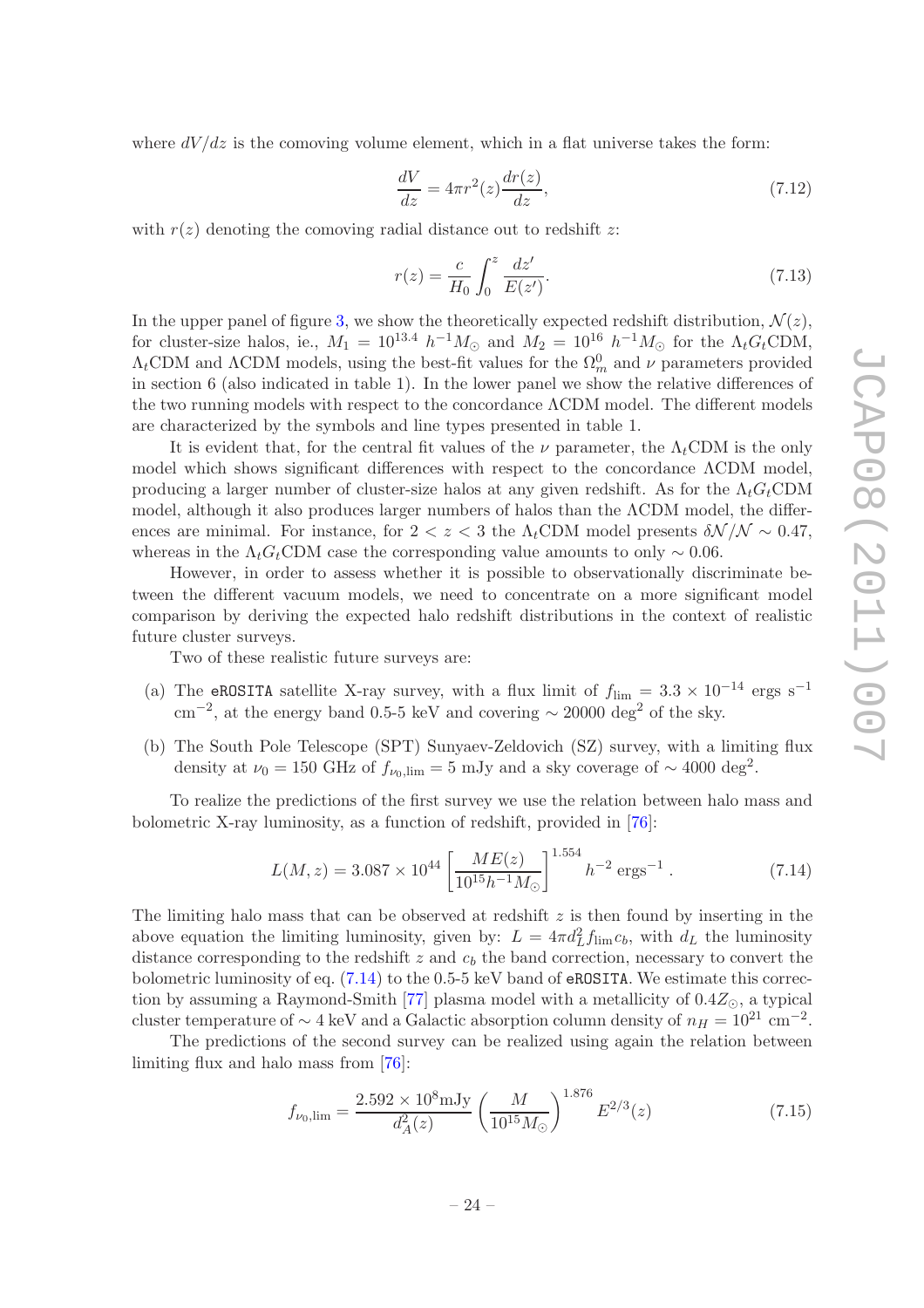where $dV/dz$ is the comoving volume element, which in a flat universe takes the form:

$$\frac{dV}{dz} = 4\pi r^2(z)\frac{dr(z)}{dz}, \tag{7.12}$$

with $r(z)$ denoting the comoving radial distance out to redshift $z$:

$$r(z) = \frac{c}{H_0}\int_0^z \frac{dz'}{E(z')}. \tag{7.13}$$

In the upper panel of figure 3, we show the theoretically expected redshift distribution, $\mathcal{N}(z)$, for cluster-size halos, ie., $M_1 = 10^{13.4}\ h^{-1}M_\odot$ and $M_2 = 10^{16}\ h^{-1}M_\odot$ for the $\Lambda_t G_t$CDM, $\Lambda_t$CDM and $\Lambda$CDM models, using the best-fit values for the $\Omega_m^0$ and $\nu$ parameters provided in section 6 (also indicated in table 1). In the lower panel we show the relative differences of the two running models with respect to the concordance $\Lambda$CDM model. The different models are characterized by the symbols and line types presented in table 1.

It is evident that, for the central fit values of the $\nu$ parameter, the $\Lambda_t$CDM is the only model which shows significant differences with respect to the concordance $\Lambda$CDM model, producing a larger number of cluster-size halos at any given redshift. As for the $\Lambda_t G_t$CDM model, although it also produces larger numbers of halos than the $\Lambda$CDM model, the differences are minimal. For instance, for $2 < z < 3$ the $\Lambda_t$CDM model presents $\delta\mathcal{N}/\mathcal{N} \sim 0.47$, whereas in the $\Lambda_t G_t$CDM case the corresponding value amounts to only $\sim 0.06$.

However, in order to assess whether it is possible to observationally discriminate between the different vacuum models, we need to concentrate on a more significant model comparison by deriving the expected halo redshift distributions in the context of realistic future cluster surveys.

Two of these realistic future surveys are:

(a) The eROSITA satellite X-ray survey, with a flux limit of $f_{\rm lim} = 3.3 \times 10^{-14}$ ergs s$^{-1}$ cm$^{-2}$, at the energy band 0.5-5 keV and covering $\sim 20000$ deg$^2$ of the sky.

(b) The South Pole Telescope (SPT) Sunyaev-Zeldovich (SZ) survey, with a limiting flux density at $\nu_0 = 150$ GHz of $f_{\nu_0,\rm lim} = 5$ mJy and a sky coverage of $\sim 4000$ deg$^2$.

To realize the predictions of the first survey we use the relation between halo mass and bolometric X-ray luminosity, as a function of redshift, provided in [76]:

$$L(M,z) = 3.087 \times 10^{44}\left[\frac{ME(z)}{10^{15}h^{-1}M_\odot}\right]^{1.554} h^{-2}\ {\rm ergs}^{-1}\ . \tag{7.14}$$

The limiting halo mass that can be observed at redshift $z$ is then found by inserting in the above equation the limiting luminosity, given by: $L = 4\pi d_L^2 f_{\rm lim} c_b$, with $d_L$ the luminosity distance corresponding to the redshift $z$ and $c_b$ the band correction, necessary to convert the bolometric luminosity of eq. (7.14) to the 0.5-5 keV band of eROSITA. We estimate this correction by assuming a Raymond-Smith [77] plasma model with a metallicity of $0.4Z_\odot$, a typical cluster temperature of $\sim 4$ keV and a Galactic absorption column density of $n_H = 10^{21}$ cm$^{-2}$.

The predictions of the second survey can be realized using again the relation between limiting flux and halo mass from [76]:

$$f_{\nu_0,\rm lim} = \frac{2.592 \times 10^8{\rm mJy}}{d_A^2(z)}\left(\frac{M}{10^{15}M_\odot}\right)^{1.876} E^{2/3}(z) \tag{7.15}$$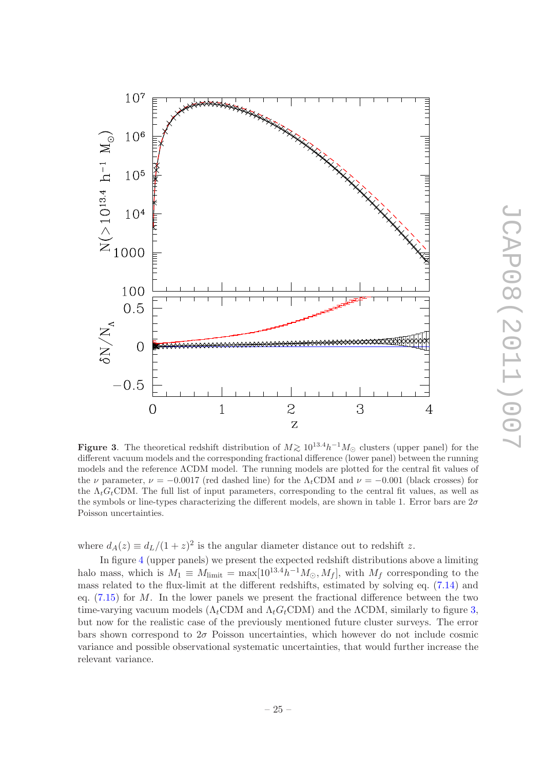**Figure 3**. The theoretical redshift distribution of $M \gtrsim 10^{13.4} h^{-1} M_{\odot}$ clusters (upper panel) for the different vacuum models and the corresponding fractional difference (lower panel) between the running models and the reference ΛCDM model. The running models are plotted for the central fit values of the $\nu$ parameter, $\nu = -0.0017$ (red dashed line) for the $\Lambda_t$CDM and $\nu = -0.001$ (black crosses) for the $\Lambda_t G_t$CDM. The full list of input parameters, corresponding to the central fit values, as well as the symbols or line-types characterizing the different models, are shown in table 1. Error bars are $2\sigma$ Poisson uncertainties.

where $d_A(z) \equiv d_L/(1+z)^2$ is the angular diameter distance out to redshift $z$.

In figure 4 (upper panels) we present the expected redshift distributions above a limiting halo mass, which is $M_1 \equiv M_{\rm limit} = \max[10^{13.4} h^{-1} M_{\odot}, M_f]$, with $M_f$ corresponding to the mass related to the flux-limit at the different redshifts, estimated by solving eq. (7.14) and eq. (7.15) for $M$. In the lower panels we present the fractional difference between the two time-varying vacuum models ($\Lambda_t$CDM and $\Lambda_t G_t$CDM) and the ΛCDM, similarly to figure 3, but now for the realistic case of the previously mentioned future cluster surveys. The error bars shown correspond to $2\sigma$ Poisson uncertainties, which however do not include cosmic variance and possible observational systematic uncertainties, that would further increase the relevant variance.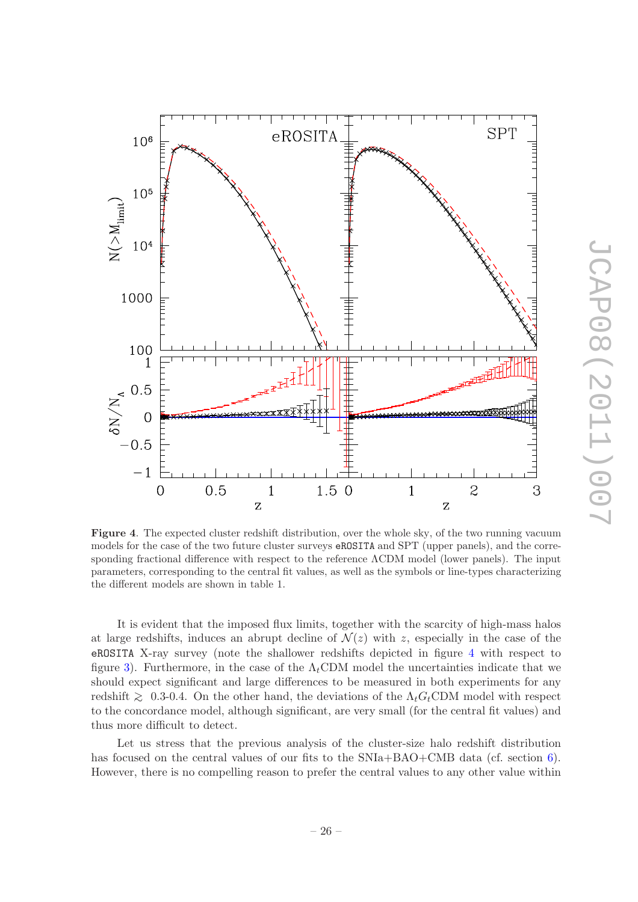**Figure 4**. The expected cluster redshift distribution, over the whole sky, of the two running vacuum models for the case of the two future cluster surveys eROSITA and SPT (upper panels), and the corresponding fractional difference with respect to the reference ΛCDM model (lower panels). The input parameters, corresponding to the central fit values, as well as the symbols or line-types characterizing the different models are shown in table 1.

It is evident that the imposed flux limits, together with the scarcity of high-mass halos at large redshifts, induces an abrupt decline of $\mathcal{N}(z)$ with $z$, especially in the case of the eROSITA X-ray survey (note the shallower redshifts depicted in figure 4 with respect to figure 3). Furthermore, in the case of the $\Lambda_t$CDM model the uncertainties indicate that we should expect significant and large differences to be measured in both experiments for any redshift $\gtrsim$ 0.3-0.4. On the other hand, the deviations of the $\Lambda_t G_t$CDM model with respect to the concordance model, although significant, are very small (for the central fit values) and thus more difficult to detect.

Let us stress that the previous analysis of the cluster-size halo redshift distribution has focused on the central values of our fits to the SNIa+BAO+CMB data (cf. section 6). However, there is no compelling reason to prefer the central values to any other value within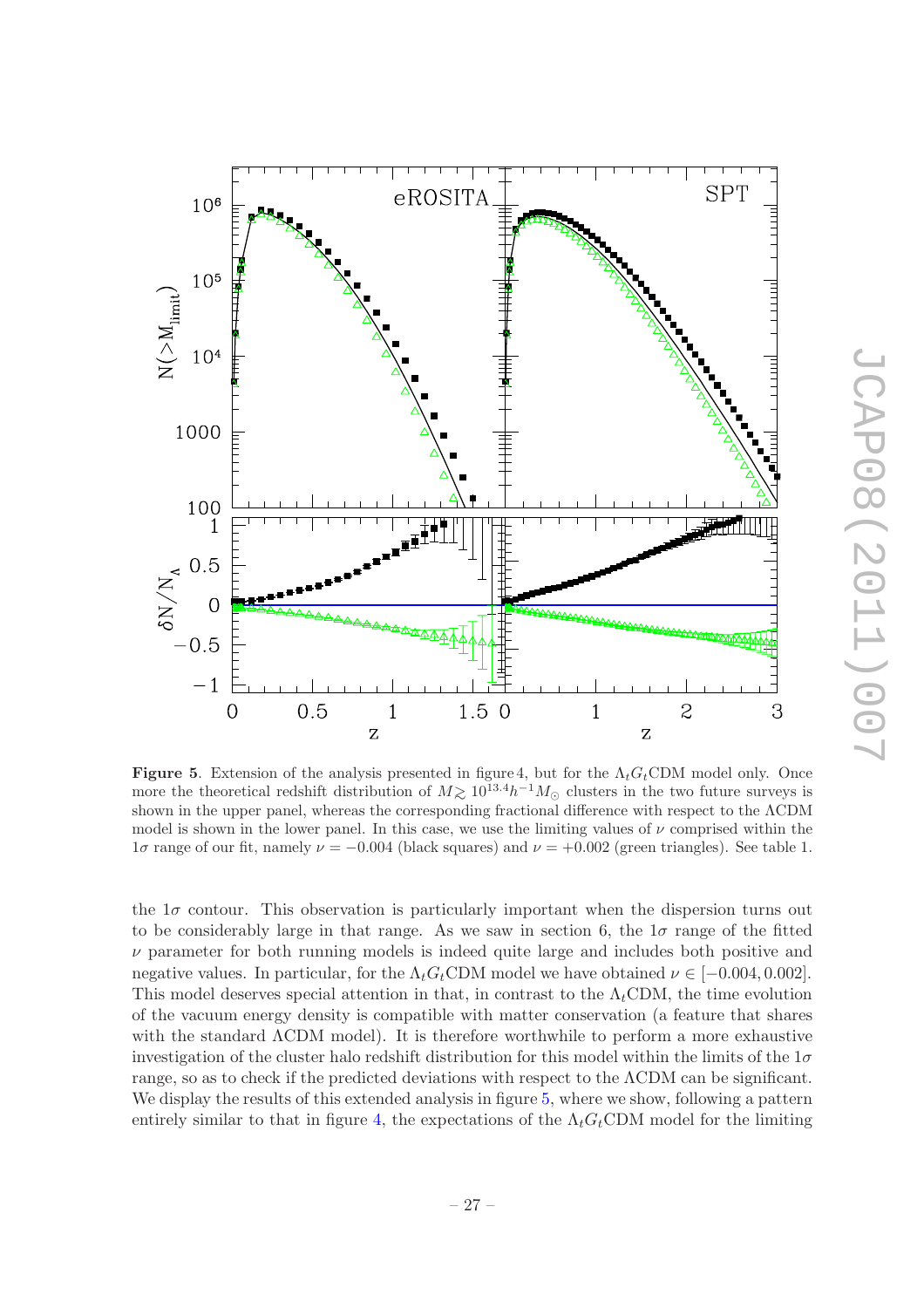**Figure 5**. Extension of the analysis presented in figure 4, but for the $\Lambda_t G_t$CDM model only. Once more the theoretical redshift distribution of $M \gtrsim 10^{13.4} h^{-1} M_{\odot}$ clusters in the two future surveys is shown in the upper panel, whereas the corresponding fractional difference with respect to the $\Lambda$CDM model is shown in the lower panel. In this case, we use the limiting values of $\nu$ comprised within the $1\sigma$ range of our fit, namely $\nu = -0.004$ (black squares) and $\nu = +0.002$ (green triangles). See table 1.

the $1\sigma$ contour. This observation is particularly important when the dispersion turns out to be considerably large in that range. As we saw in section 6, the $1\sigma$ range of the fitted $\nu$ parameter for both running models is indeed quite large and includes both positive and negative values. In particular, for the $\Lambda_t G_t$CDM model we have obtained $\nu \in [-0.004, 0.002]$. This model deserves special attention in that, in contrast to the $\Lambda_t$CDM, the time evolution of the vacuum energy density is compatible with matter conservation (a feature that shares with the standard $\Lambda$CDM model). It is therefore worthwhile to perform a more exhaustive investigation of the cluster halo redshift distribution for this model within the limits of the $1\sigma$ range, so as to check if the predicted deviations with respect to the $\Lambda$CDM can be significant. We display the results of this extended analysis in figure 5, where we show, following a pattern entirely similar to that in figure 4, the expectations of the $\Lambda_t G_t$CDM model for the limiting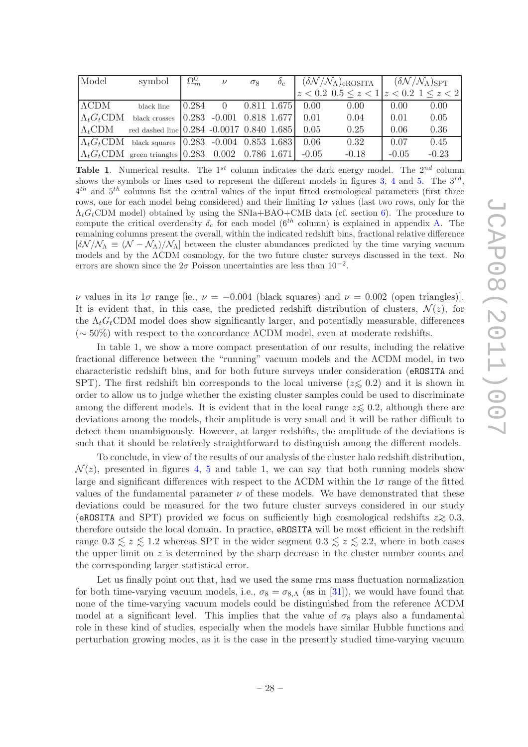| Model | symbol | $\Omega_m^0$ | $\nu$ | $\sigma_8$ | $\delta_c$ | $(\delta\mathcal{N}/\mathcal{N}_\Lambda)_{\rm eROSITA}$ | | $(\delta\mathcal{N}/\mathcal{N}_\Lambda)_{\rm SPT}$ | |
|---|---|---|---|---|---|---|---|---|---|
| | | | | | | $z < 0.2$ | $0.5 \leq z < 1$ | $z < 0.2$ | $1 \leq z < 2$ |
| $\Lambda$CDM | black line | 0.284 | 0 | 0.811 | 1.675 | 0.00 | 0.00 | 0.00 | 0.00 |
| $\Lambda_t G_t$CDM | black crosses | 0.283 | -0.001 | 0.818 | 1.677 | 0.01 | 0.04 | 0.01 | 0.05 |
| $\Lambda_t$CDM | red dashed line | 0.284 | -0.0017 | 0.840 | 1.685 | 0.05 | 0.25 | 0.06 | 0.36 |
| $\Lambda_t G_t$CDM | black squares | 0.283 | -0.004 | 0.853 | 1.683 | 0.06 | 0.32 | 0.07 | 0.45 |
| $\Lambda_t G_t$CDM | green triangles | 0.283 | 0.002 | 0.786 | 1.671 | -0.05 | -0.18 | -0.05 | -0.23 |

**Table 1**. Numerical results. The 1$^{st}$ column indicates the dark energy model. The 2$^{nd}$ column shows the symbols or lines used to represent the different models in figures 3, 4 and 5. The 3$^{rd}$, 4$^{th}$ and 5$^{th}$ columns list the central values of the input fitted cosmological parameters (first three rows, one for each model being considered) and their limiting $1\sigma$ values (last two rows, only for the $\Lambda_t G_t$CDM model) obtained by using the SNIa+BAO+CMB data (cf. section 6). The procedure to compute the critical overdensity $\delta_c$ for each model (6$^{th}$ column) is explained in appendix A. The remaining columns present the overall, within the indicated redshift bins, fractional relative difference $[\delta\mathcal{N}/\mathcal{N}_\Lambda \equiv (\mathcal{N} - \mathcal{N}_\Lambda)/\mathcal{N}_\Lambda]$ between the cluster abundances predicted by the time varying vacuum models and by the $\Lambda$CDM cosmology, for the two future cluster surveys discussed in the text. No errors are shown since the $2\sigma$ Poisson uncertainties are less than $10^{-2}$.

$\nu$ values in its $1\sigma$ range [ie., $\nu = -0.004$ (black squares) and $\nu = 0.002$ (open triangles)]. It is evident that, in this case, the predicted redshift distribution of clusters, $\mathcal{N}(z)$, for the $\Lambda_t G_t$CDM model does show significantly larger, and potentially measurable, differences ($\sim 50\%$) with respect to the concordance $\Lambda$CDM model, even at moderate redshifts.

In table 1, we show a more compact presentation of our results, including the relative fractional difference between the "running" vacuum models and the $\Lambda$CDM model, in two characteristic redshift bins, and for both future surveys under consideration (eROSITA and SPT). The first redshift bin corresponds to the local universe ($z \lesssim 0.2$) and it is shown in order to allow us to judge whether the existing cluster samples could be used to discriminate among the different models. It is evident that in the local range $z \lesssim 0.2$, although there are deviations among the models, their amplitude is very small and it will be rather difficult to detect them unambiguously. However, at larger redshifts, the amplitude of the deviations is such that it should be relatively straightforward to distinguish among the different models.

To conclude, in view of the results of our analysis of the cluster halo redshift distribution, $\mathcal{N}(z)$, presented in figures 4, 5 and table 1, we can say that both running models show large and significant differences with respect to the $\Lambda$CDM within the $1\sigma$ range of the fitted values of the fundamental parameter $\nu$ of these models. We have demonstrated that these deviations could be measured for the two future cluster surveys considered in our study (eROSITA and SPT) provided we focus on sufficiently high cosmological redshifts $z \gtrsim 0.3$, therefore outside the local domain. In practice, eROSITA will be most efficient in the redshift range $0.3 \lesssim z \lesssim 1.2$ whereas SPT in the wider segment $0.3 \lesssim z \lesssim 2.2$, where in both cases the upper limit on $z$ is determined by the sharp decrease in the cluster number counts and the corresponding larger statistical error.

Let us finally point out that, had we used the same rms mass fluctuation normalization for both time-varying vacuum models, i.e., $\sigma_8 = \sigma_{8,\Lambda}$ (as in [31]), we would have found that none of the time-varying vacuum models could be distinguished from the reference $\Lambda$CDM model at a significant level. This implies that the value of $\sigma_8$ plays also a fundamental role in these kind of studies, especially when the models have similar Hubble functions and perturbation growing modes, as it is the case in the presently studied time-varying vacuum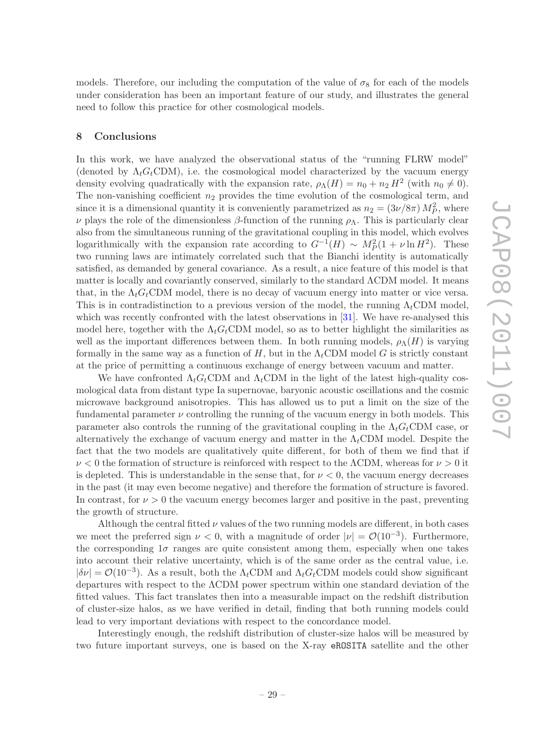models. Therefore, our including the computation of the value of $\sigma_8$ for each of the models under consideration has been an important feature of our study, and illustrates the general need to follow this practice for other cosmological models.

## 8 Conclusions

In this work, we have analyzed the observational status of the "running FLRW model" (denoted by $\Lambda_t G_t$CDM), i.e. the cosmological model characterized by the vacuum energy density evolving quadratically with the expansion rate, $\rho_\Lambda(H) = n_0 + n_2 H^2$ (with $n_0 \neq 0$). The non-vanishing coefficient $n_2$ provides the time evolution of the cosmological term, and since it is a dimensional quantity it is conveniently parametrized as $n_2 = (3\nu/8\pi) M_P^2$, where $\nu$ plays the role of the dimensionless $\beta$-function of the running $\rho_\Lambda$. This is particularly clear also from the simultaneous running of the gravitational coupling in this model, which evolves logarithmically with the expansion rate according to $G^{-1}(H) \sim M_P^2(1 + \nu \ln H^2)$. These two running laws are intimately correlated such that the Bianchi identity is automatically satisfied, as demanded by general covariance. As a result, a nice feature of this model is that matter is locally and covariantly conserved, similarly to the standard ΛCDM model. It means that, in the $\Lambda_t G_t$CDM model, there is no decay of vacuum energy into matter or vice versa. This is in contradistinction to a previous version of the model, the running $\Lambda_t$CDM model, which was recently confronted with the latest observations in [31]. We have re-analysed this model here, together with the $\Lambda_t G_t$CDM model, so as to better highlight the similarities as well as the important differences between them. In both running models, $\rho_\Lambda(H)$ is varying formally in the same way as a function of $H$, but in the $\Lambda_t$CDM model $G$ is strictly constant at the price of permitting a continuous exchange of energy between vacuum and matter.

We have confronted $\Lambda_t G_t$CDM and $\Lambda_t$CDM in the light of the latest high-quality cosmological data from distant type Ia supernovae, baryonic acoustic oscillations and the cosmic microwave background anisotropies. This has allowed us to put a limit on the size of the fundamental parameter $\nu$ controlling the running of the vacuum energy in both models. This parameter also controls the running of the gravitational coupling in the $\Lambda_t G_t$CDM case, or alternatively the exchange of vacuum energy and matter in the $\Lambda_t$CDM model. Despite the fact that the two models are qualitatively quite different, for both of them we find that if $\nu < 0$ the formation of structure is reinforced with respect to the ΛCDM, whereas for $\nu > 0$ it is depleted. This is understandable in the sense that, for $\nu < 0$, the vacuum energy decreases in the past (it may even become negative) and therefore the formation of structure is favored. In contrast, for $\nu > 0$ the vacuum energy becomes larger and positive in the past, preventing the growth of structure.

Although the central fitted $\nu$ values of the two running models are different, in both cases we meet the preferred sign $\nu < 0$, with a magnitude of order $|\nu| = \mathcal{O}(10^{-3})$. Furthermore, the corresponding $1\sigma$ ranges are quite consistent among them, especially when one takes into account their relative uncertainty, which is of the same order as the central value, i.e. $|\delta\nu| = \mathcal{O}(10^{-3})$. As a result, both the $\Lambda_t$CDM and $\Lambda_t G_t$CDM models could show significant departures with respect to the ΛCDM power spectrum within one standard deviation of the fitted values. This fact translates then into a measurable impact on the redshift distribution of cluster-size halos, as we have verified in detail, finding that both running models could lead to very important deviations with respect to the concordance model.

Interestingly enough, the redshift distribution of cluster-size halos will be measured by two future important surveys, one is based on the X-ray `eROSITA` satellite and the other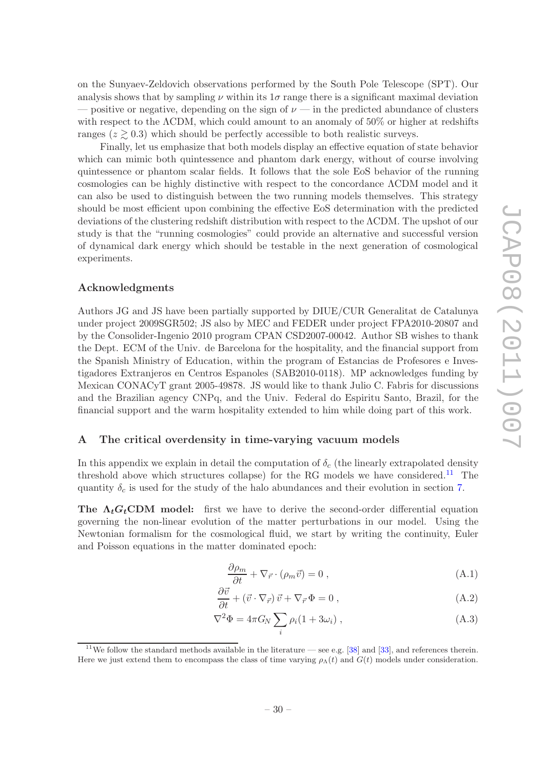on the Sunyaev-Zeldovich observations performed by the South Pole Telescope (SPT). Our analysis shows that by sampling $\nu$ within its $1\sigma$ range there is a significant maximal deviation — positive or negative, depending on the sign of $\nu$ — in the predicted abundance of clusters with respect to the $\Lambda$CDM, which could amount to an anomaly of 50% or higher at redshifts ranges ($z \gtrsim 0.3$) which should be perfectly accessible to both realistic surveys.

Finally, let us emphasize that both models display an effective equation of state behavior which can mimic both quintessence and phantom dark energy, without of course involving quintessence or phantom scalar fields. It follows that the sole EoS behavior of the running cosmologies can be highly distinctive with respect to the concordance $\Lambda$CDM model and it can also be used to distinguish between the two running models themselves. This strategy should be most efficient upon combining the effective EoS determination with the predicted deviations of the clustering redshift distribution with respect to the $\Lambda$CDM. The upshot of our study is that the "running cosmologies" could provide an alternative and successful version of dynamical dark energy which should be testable in the next generation of cosmological experiments.

## Acknowledgments

Authors JG and JS have been partially supported by DIUE/CUR Generalitat de Catalunya under project 2009SGR502; JS also by MEC and FEDER under project FPA2010-20807 and by the Consolider-Ingenio 2010 program CPAN CSD2007-00042. Author SB wishes to thank the Dept. ECM of the Univ. de Barcelona for the hospitality, and the financial support from the Spanish Ministry of Education, within the program of Estancias de Profesores e Investigadores Extranjeros en Centros Espanoles (SAB2010-0118). MP acknowledges funding by Mexican CONACyT grant 2005-49878. JS would like to thank Julio C. Fabris for discussions and the Brazilian agency CNPq, and the Univ. Federal do Espiritu Santo, Brazil, for the financial support and the warm hospitality extended to him while doing part of this work.

## A The critical overdensity in time-varying vacuum models

In this appendix we explain in detail the computation of $\delta_c$ (the linearly extrapolated density threshold above which structures collapse) for the RG models we have considered.[11] The quantity $\delta_c$ is used for the study of the halo abundances and their evolution in section 7.

**The $\Lambda_t G_t$CDM model:** first we have to derive the second-order differential equation governing the non-linear evolution of the matter perturbations in our model. Using the Newtonian formalism for the cosmological fluid, we start by writing the continuity, Euler and Poisson equations in the matter dominated epoch:

$$\frac{\partial \rho_m}{\partial t} + \nabla_{\vec{r}} \cdot (\rho_m \vec{v}) = 0 \, , \tag{A.1}$$

$$\frac{\partial \vec{v}}{\partial t} + (\vec{v} \cdot \nabla_{\vec{r}})\, \vec{v} + \nabla_{\vec{r}} \Phi = 0 \, , \tag{A.2}$$

$$\nabla^2 \Phi = 4\pi G_N \sum_i \rho_i (1 + 3\omega_i) \, , \tag{A.3}$$

[11] We follow the standard methods available in the literature — see e.g. [38] and [33], and references therein. Here we just extend them to encompass the class of time varying $\rho_\Lambda(t)$ and $G(t)$ models under consideration.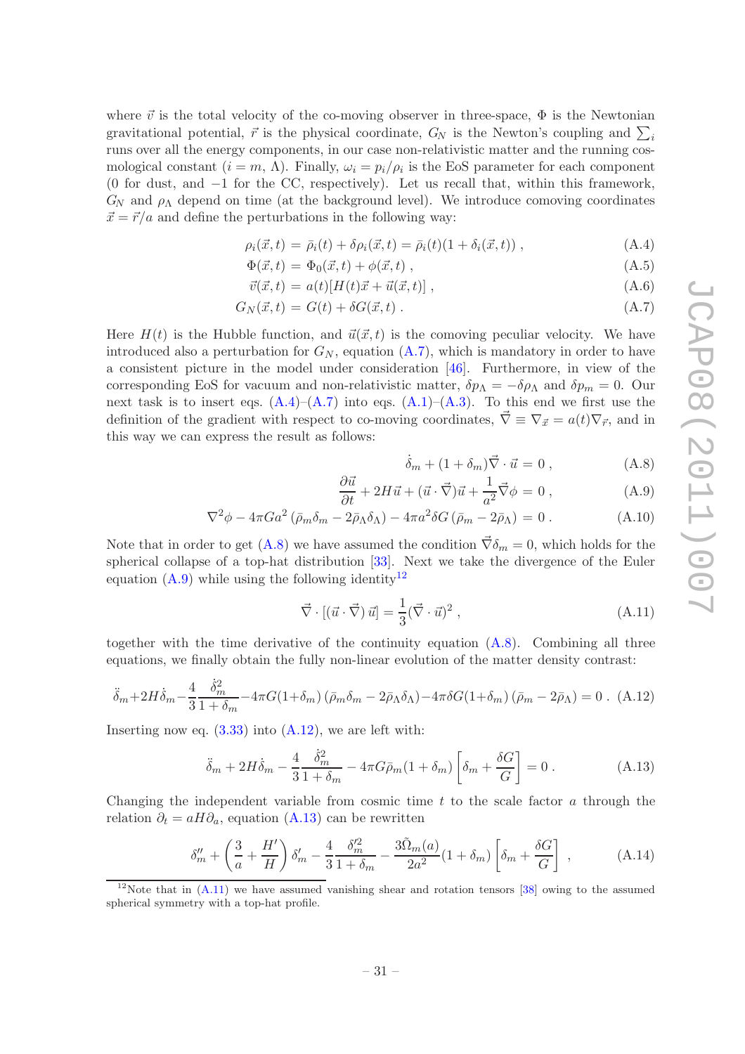where $\vec{v}$ is the total velocity of the co-moving observer in three-space, $\Phi$ is the Newtonian gravitational potential, $\vec{r}$ is the physical coordinate, $G_N$ is the Newton's coupling and $\sum_i$ runs over all the energy components, in our case non-relativistic matter and the running cosmological constant ($i = m, \Lambda$). Finally, $\omega_i = p_i/\rho_i$ is the EoS parameter for each component (0 for dust, and $-1$ for the CC, respectively). Let us recall that, within this framework, $G_N$ and $\rho_\Lambda$ depend on time (at the background level). We introduce comoving coordinates $\vec{x} = \vec{r}/a$ and define the perturbations in the following way:

$$\rho_i(\vec{x}, t) = \bar{\rho}_i(t) + \delta\rho_i(\vec{x}, t) = \bar{\rho}_i(t)(1 + \delta_i(\vec{x}, t)) \,, \tag{A.4}$$

$$\Phi(\vec{x}, t) = \Phi_0(\vec{x}, t) + \phi(\vec{x}, t) \,, \tag{A.5}$$

$$\vec{v}(\vec{x}, t) = a(t)[H(t)\vec{x} + \vec{u}(\vec{x}, t)] \,, \tag{A.6}$$

$$G_N(\vec{x}, t) = G(t) + \delta G(\vec{x}, t) \,. \tag{A.7}$$

Here $H(t)$ is the Hubble function, and $\vec{u}(\vec{x}, t)$ is the comoving peculiar velocity. We have introduced also a perturbation for $G_N$, equation (A.7), which is mandatory in order to have a consistent picture in the model under consideration [46]. Furthermore, in view of the corresponding EoS for vacuum and non-relativistic matter, $\delta p_\Lambda = -\delta\rho_\Lambda$ and $\delta p_m = 0$. Our next task is to insert eqs. (A.4)–(A.7) into eqs. (A.1)–(A.3). To this end we first use the definition of the gradient with respect to co-moving coordinates, $\vec{\nabla} \equiv \nabla_{\vec{x}} = a(t)\nabla_{\vec{r}}$, and in this way we can express the result as follows:

$$\dot{\delta}_m + (1 + \delta_m)\vec{\nabla} \cdot \vec{u} = 0 \,, \tag{A.8}$$

$$\frac{\partial \vec{u}}{\partial t} + 2H\vec{u} + (\vec{u} \cdot \vec{\nabla})\vec{u} + \frac{1}{a^2}\vec{\nabla}\phi = 0 \,, \tag{A.9}$$

$$\nabla^2\phi - 4\pi G a^2 \left(\bar{\rho}_m\delta_m - 2\bar{\rho}_\Lambda\delta_\Lambda\right) - 4\pi a^2 \delta G \left(\bar{\rho}_m - 2\bar{\rho}_\Lambda\right) = 0 \,. \tag{A.10}$$

Note that in order to get (A.8) we have assumed the condition $\vec{\nabla}\delta_m = 0$, which holds for the spherical collapse of a top-hat distribution [33]. Next we take the divergence of the Euler equation (A.9) while using the following identity[12]

$$\vec{\nabla} \cdot [(\vec{u} \cdot \vec{\nabla})\,\vec{u}] = \frac{1}{3}(\vec{\nabla} \cdot \vec{u})^2 \,, \tag{A.11}$$

together with the time derivative of the continuity equation (A.8). Combining all three equations, we finally obtain the fully non-linear evolution of the matter density contrast:

$$\ddot{\delta}_m + 2H\dot{\delta}_m - \frac{4}{3}\frac{\dot{\delta}_m^2}{1 + \delta_m} - 4\pi G(1 + \delta_m)\left(\bar{\rho}_m\delta_m - 2\bar{\rho}_\Lambda\delta_\Lambda\right) - 4\pi\delta G(1 + \delta_m)\left(\bar{\rho}_m - 2\bar{\rho}_\Lambda\right) = 0 \,. \tag{A.12}$$

Inserting now eq. (3.33) into (A.12), we are left with:

$$\ddot{\delta}_m + 2H\dot{\delta}_m - \frac{4}{3}\frac{\dot{\delta}_m^2}{1 + \delta_m} - 4\pi G\bar{\rho}_m(1 + \delta_m)\left[\delta_m + \frac{\delta G}{G}\right] = 0 \,. \tag{A.13}$$

Changing the independent variable from cosmic time $t$ to the scale factor $a$ through the relation $\partial_t = aH\partial_a$, equation (A.13) can be rewritten

$$\delta_m'' + \left(\frac{3}{a} + \frac{H'}{H}\right)\delta_m' - \frac{4}{3}\frac{\delta_m'^2}{1 + \delta_m} - \frac{3\tilde{\Omega}_m(a)}{2a^2}(1 + \delta_m)\left[\delta_m + \frac{\delta G}{G}\right] \,, \tag{A.14}$$

[12] Note that in (A.11) we have assumed vanishing shear and rotation tensors [38] owing to the assumed spherical symmetry with a top-hat profile.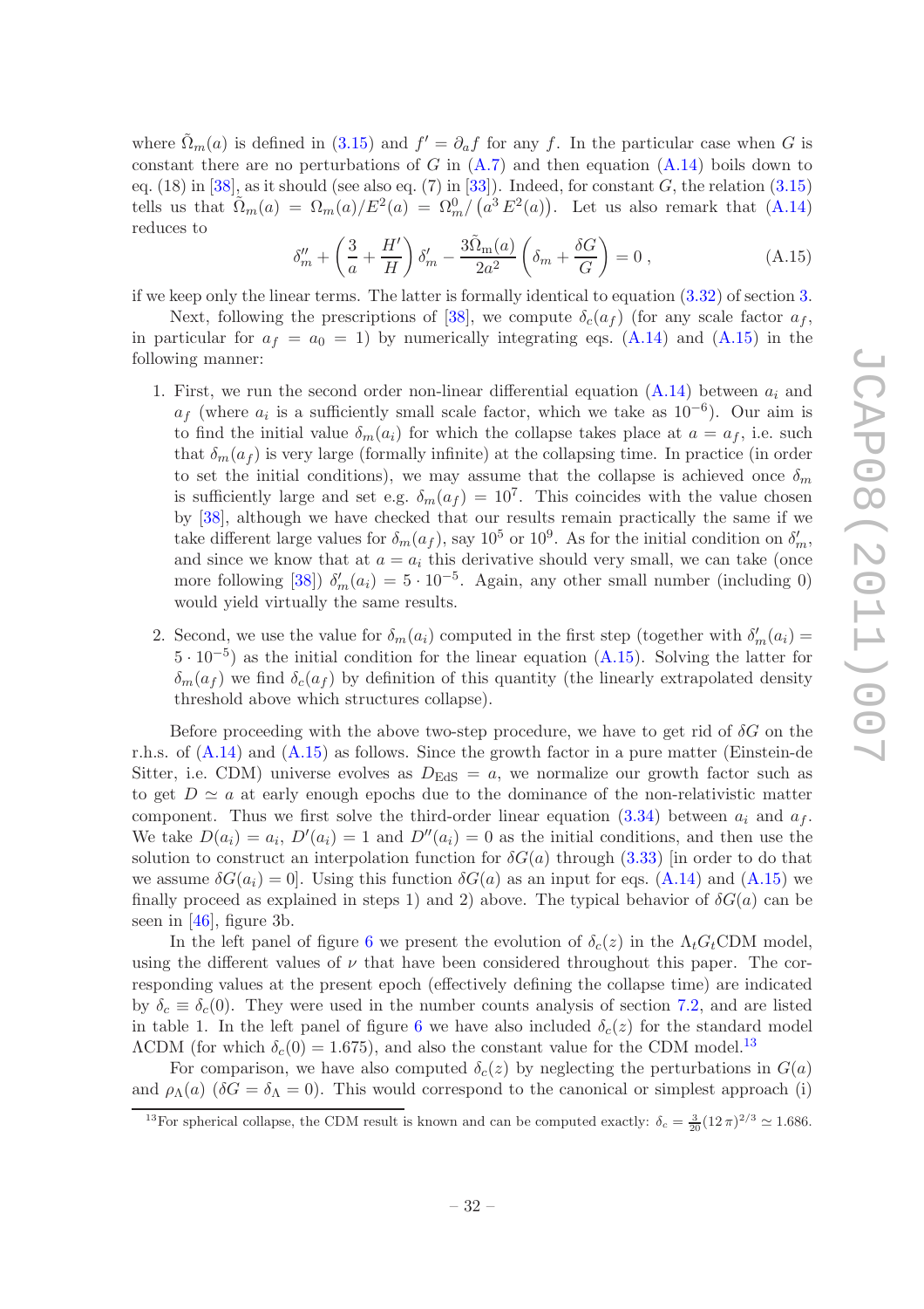where $\tilde{\Omega}_m(a)$ is defined in (3.15) and $f' = \partial_a f$ for any $f$. In the particular case when $G$ is constant there are no perturbations of $G$ in (A.7) and then equation (A.14) boils down to eq. (18) in [38], as it should (see also eq. (7) in [33]). Indeed, for constant $G$, the relation (3.15) tells us that $\tilde{\Omega}_m(a) = \Omega_m(a)/E^2(a) = \Omega_m^0/\left(a^3 E^2(a)\right)$. Let us also remark that (A.14) reduces to

$$\delta_m'' + \left(\frac{3}{a} + \frac{H'}{H}\right)\delta_m' - \frac{3\tilde{\Omega}_m(a)}{2a^2}\left(\delta_m + \frac{\delta G}{G}\right) = 0\,, \tag{A.15}$$

if we keep only the linear terms. The latter is formally identical to equation (3.32) of section 3.

Next, following the prescriptions of [38], we compute $\delta_c(a_f)$ (for any scale factor $a_f$, in particular for $a_f = a_0 = 1$) by numerically integrating eqs. (A.14) and (A.15) in the following manner:

1. First, we run the second order non-linear differential equation (A.14) between $a_i$ and $a_f$ (where $a_i$ is a sufficiently small scale factor, which we take as $10^{-6}$). Our aim is to find the initial value $\delta_m(a_i)$ for which the collapse takes place at $a = a_f$, i.e. such that $\delta_m(a_f)$ is very large (formally infinite) at the collapsing time. In practice (in order to set the initial conditions), we may assume that the collapse is achieved once $\delta_m$ is sufficiently large and set e.g. $\delta_m(a_f) = 10^7$. This coincides with the value chosen by [38], although we have checked that our results remain practically the same if we take different large values for $\delta_m(a_f)$, say $10^5$ or $10^9$. As for the initial condition on $\delta_m'$, and since we know that at $a = a_i$ this derivative should very small, we can take (once more following [38]) $\delta_m'(a_i) = 5\cdot 10^{-5}$. Again, any other small number (including 0) would yield virtually the same results.

2. Second, we use the value for $\delta_m(a_i)$ computed in the first step (together with $\delta_m'(a_i) = 5\cdot 10^{-5}$) as the initial condition for the linear equation (A.15). Solving the latter for $\delta_m(a_f)$ we find $\delta_c(a_f)$ by definition of this quantity (the linearly extrapolated density threshold above which structures collapse).

Before proceeding with the above two-step procedure, we have to get rid of $\delta G$ on the r.h.s. of (A.14) and (A.15) as follows. Since the growth factor in a pure matter (Einstein-de Sitter, i.e. CDM) universe evolves as $D_{\rm EdS} = a$, we normalize our growth factor such as to get $D \simeq a$ at early enough epochs due to the dominance of the non-relativistic matter component. Thus we first solve the third-order linear equation (3.34) between $a_i$ and $a_f$. We take $D(a_i) = a_i$, $D'(a_i) = 1$ and $D''(a_i) = 0$ as the initial conditions, and then use the solution to construct an interpolation function for $\delta G(a)$ through (3.33) [in order to do that we assume $\delta G(a_i) = 0$]. Using this function $\delta G(a)$ as an input for eqs. (A.14) and (A.15) we finally proceed as explained in steps 1) and 2) above. The typical behavior of $\delta G(a)$ can be seen in [46], figure 3b.

In the left panel of figure 6 we present the evolution of $\delta_c(z)$ in the $\Lambda_t G_t$CDM model, using the different values of $\nu$ that have been considered throughout this paper. The corresponding values at the present epoch (effectively defining the collapse time) are indicated by $\delta_c \equiv \delta_c(0)$. They were used in the number counts analysis of section 7.2, and are listed in table 1. In the left panel of figure 6 we have also included $\delta_c(z)$ for the standard model $\Lambda$CDM (for which $\delta_c(0) = 1.675$), and also the constant value for the CDM model.[13]

For comparison, we have also computed $\delta_c(z)$ by neglecting the perturbations in $G(a)$ and $\rho_\Lambda(a)$ ($\delta G = \delta_\Lambda = 0$). This would correspond to the canonical or simplest approach (i)

[13] For spherical collapse, the CDM result is known and can be computed exactly: $\delta_c = \frac{3}{20}(12\,\pi)^{2/3} \simeq 1.686$.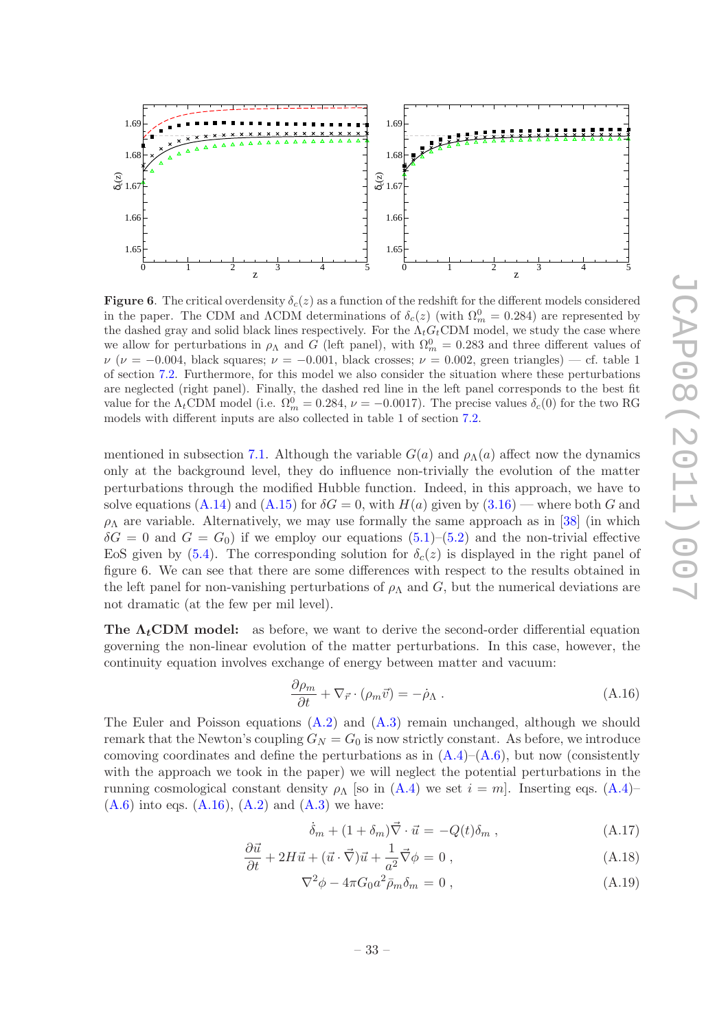**Figure 6**. The critical overdensity $\delta_c(z)$ as a function of the redshift for the different models considered in the paper. The CDM and ΛCDM determinations of $\delta_c(z)$ (with $\Omega_m^0 = 0.284$) are represented by the dashed gray and solid black lines respectively. For the $\Lambda_t G_t$CDM model, we study the case where we allow for perturbations in $\rho_\Lambda$ and $G$ (left panel), with $\Omega_m^0 = 0.283$ and three different values of $\nu$ ($\nu = -0.004$, black squares; $\nu = -0.001$, black crosses; $\nu = 0.002$, green triangles) — cf. table 1 of section 7.2. Furthermore, for this model we also consider the situation where these perturbations are neglected (right panel). Finally, the dashed red line in the left panel corresponds to the best fit value for the $\Lambda_t$CDM model (i.e. $\Omega_m^0 = 0.284$, $\nu = -0.0017$). The precise values $\delta_c(0)$ for the two RG models with different inputs are also collected in table 1 of section 7.2.

mentioned in subsection 7.1. Although the variable $G(a)$ and $\rho_\Lambda(a)$ affect now the dynamics only at the background level, they do influence non-trivially the evolution of the matter perturbations through the modified Hubble function. Indeed, in this approach, we have to solve equations (A.14) and (A.15) for $\delta G = 0$, with $H(a)$ given by (3.16) — where both $G$ and $\rho_\Lambda$ are variable. Alternatively, we may use formally the same approach as in [38] (in which $\delta G = 0$ and $G = G_0$) if we employ our equations (5.1)–(5.2) and the non-trivial effective EoS given by (5.4). The corresponding solution for $\delta_c(z)$ is displayed in the right panel of figure 6. We can see that there are some differences with respect to the results obtained in the left panel for non-vanishing perturbations of $\rho_\Lambda$ and $G$, but the numerical deviations are not dramatic (at the few per mil level).

**The $\Lambda_t$CDM model:** as before, we want to derive the second-order differential equation governing the non-linear evolution of the matter perturbations. In this case, however, the continuity equation involves exchange of energy between matter and vacuum:

$$\frac{\partial \rho_m}{\partial t} + \nabla_{\vec{r}} \cdot (\rho_m \vec{v}) = -\dot{\rho}_\Lambda \,. \tag{A.16}$$

The Euler and Poisson equations (A.2) and (A.3) remain unchanged, although we should remark that the Newton's coupling $G_N = G_0$ is now strictly constant. As before, we introduce comoving coordinates and define the perturbations as in (A.4)–(A.6), but now (consistently with the approach we took in the paper) we will neglect the potential perturbations in the running cosmological constant density $\rho_\Lambda$ [so in (A.4) we set $i = m$]. Inserting eqs. (A.4)–(A.6) into eqs. (A.16), (A.2) and (A.3) we have:

$$\dot{\delta}_m + (1+\delta_m)\vec{\nabla} \cdot \vec{u} = -Q(t)\delta_m \,, \tag{A.17}$$

$$\frac{\partial \vec{u}}{\partial t} + 2H\vec{u} + (\vec{u}\cdot\vec{\nabla})\vec{u} + \frac{1}{a^2}\vec{\nabla}\phi = 0 \,, \tag{A.18}$$

$$\nabla^2\phi - 4\pi G_0 a^2 \bar{\rho}_m \delta_m = 0 \,, \tag{A.19}$$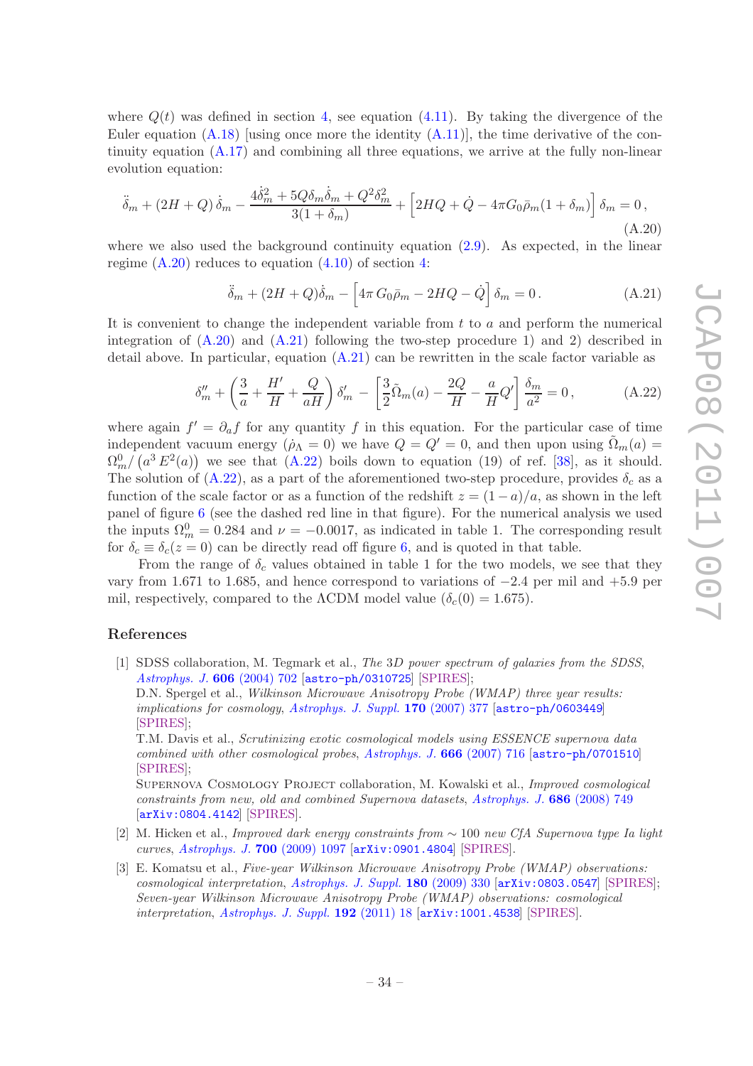where $Q(t)$ was defined in section 4, see equation (4.11). By taking the divergence of the Euler equation (A.18) [using once more the identity (A.11)], the time derivative of the continuity equation (A.17) and combining all three equations, we arrive at the fully non-linear evolution equation:

$$\ddot{\delta}_m + (2H + Q)\,\dot{\delta}_m - \frac{4\dot{\delta}_m^2 + 5Q\delta_m\dot{\delta}_m + Q^2\delta_m^2}{3(1+\delta_m)} + \Big[2HQ + \dot{Q} - 4\pi G_0\bar{\rho}_m(1+\delta_m)\Big]\,\delta_m = 0\,, \tag{A.20}$$

where we also used the background continuity equation (2.9). As expected, in the linear regime (A.20) reduces to equation (4.10) of section 4:

$$\ddot{\delta}_m + (2H + Q)\dot{\delta}_m - \Big[4\pi\, G_0\bar{\rho}_m - 2HQ - \dot{Q}\Big]\,\delta_m = 0\,. \tag{A.21}$$

It is convenient to change the independent variable from $t$ to $a$ and perform the numerical integration of (A.20) and (A.21) following the two-step procedure 1) and 2) described in detail above. In particular, equation (A.21) can be rewritten in the scale factor variable as

$$\delta_m'' + \left(\frac{3}{a} + \frac{H'}{H} + \frac{Q}{aH}\right)\delta_m' - \left[\frac{3}{2}\tilde{\Omega}_m(a) - \frac{2Q}{H} - \frac{a}{H}Q'\right]\frac{\delta_m}{a^2} = 0\,, \tag{A.22}$$

where again $f' = \partial_a f$ for any quantity $f$ in this equation. For the particular case of time independent vacuum energy ($\dot{\rho}_\Lambda = 0$) we have $Q = Q' = 0$, and then upon using $\tilde{\Omega}_m(a) = \Omega_m^0/\left(a^3\, E^2(a)\right)$ we see that (A.22) boils down to equation (19) of ref. [38], as it should. The solution of (A.22), as a part of the aforementioned two-step procedure, provides $\delta_c$ as a function of the scale factor or as a function of the redshift $z = (1-a)/a$, as shown in the left panel of figure 6 (see the dashed red line in that figure). For the numerical analysis we used the inputs $\Omega_m^0 = 0.284$ and $\nu = -0.0017$, as indicated in table 1. The corresponding result for $\delta_c \equiv \delta_c(z=0)$ can be directly read off figure 6, and is quoted in that table.

From the range of $\delta_c$ values obtained in table 1 for the two models, we see that they vary from 1.671 to 1.685, and hence correspond to variations of $-2.4$ per mil and $+5.9$ per mil, respectively, compared to the ΛCDM model value ($\delta_c(0) = 1.675$).

## References

[1] SDSS collaboration, M. Tegmark et al., *The 3D power spectrum of galaxies from the SDSS*, *Astrophys. J.* **606** (2004) 702 [astro-ph/0310725] [SPIRES];
D.N. Spergel et al., *Wilkinson Microwave Anisotropy Probe (WMAP) three year results: implications for cosmology*, *Astrophys. J. Suppl.* **170** (2007) 377 [astro-ph/0603449] [SPIRES];
T.M. Davis et al., *Scrutinizing exotic cosmological models using ESSENCE supernova data combined with other cosmological probes*, *Astrophys. J.* **666** (2007) 716 [astro-ph/0701510] [SPIRES];
Supernova Cosmology Project collaboration, M. Kowalski et al., *Improved cosmological constraints from new, old and combined Supernova datasets*, *Astrophys. J.* **686** (2008) 749 [arXiv:0804.4142] [SPIRES].

[2] M. Hicken et al., *Improved dark energy constraints from ∼ 100 new CfA Supernova type Ia light curves*, *Astrophys. J.* **700** (2009) 1097 [arXiv:0901.4804] [SPIRES].

[3] E. Komatsu et al., *Five-year Wilkinson Microwave Anisotropy Probe (WMAP) observations: cosmological interpretation*, *Astrophys. J. Suppl.* **180** (2009) 330 [arXiv:0803.0547] [SPIRES]; *Seven-year Wilkinson Microwave Anisotropy Probe (WMAP) observations: cosmological interpretation*, *Astrophys. J. Suppl.* **192** (2011) 18 [arXiv:1001.4538] [SPIRES].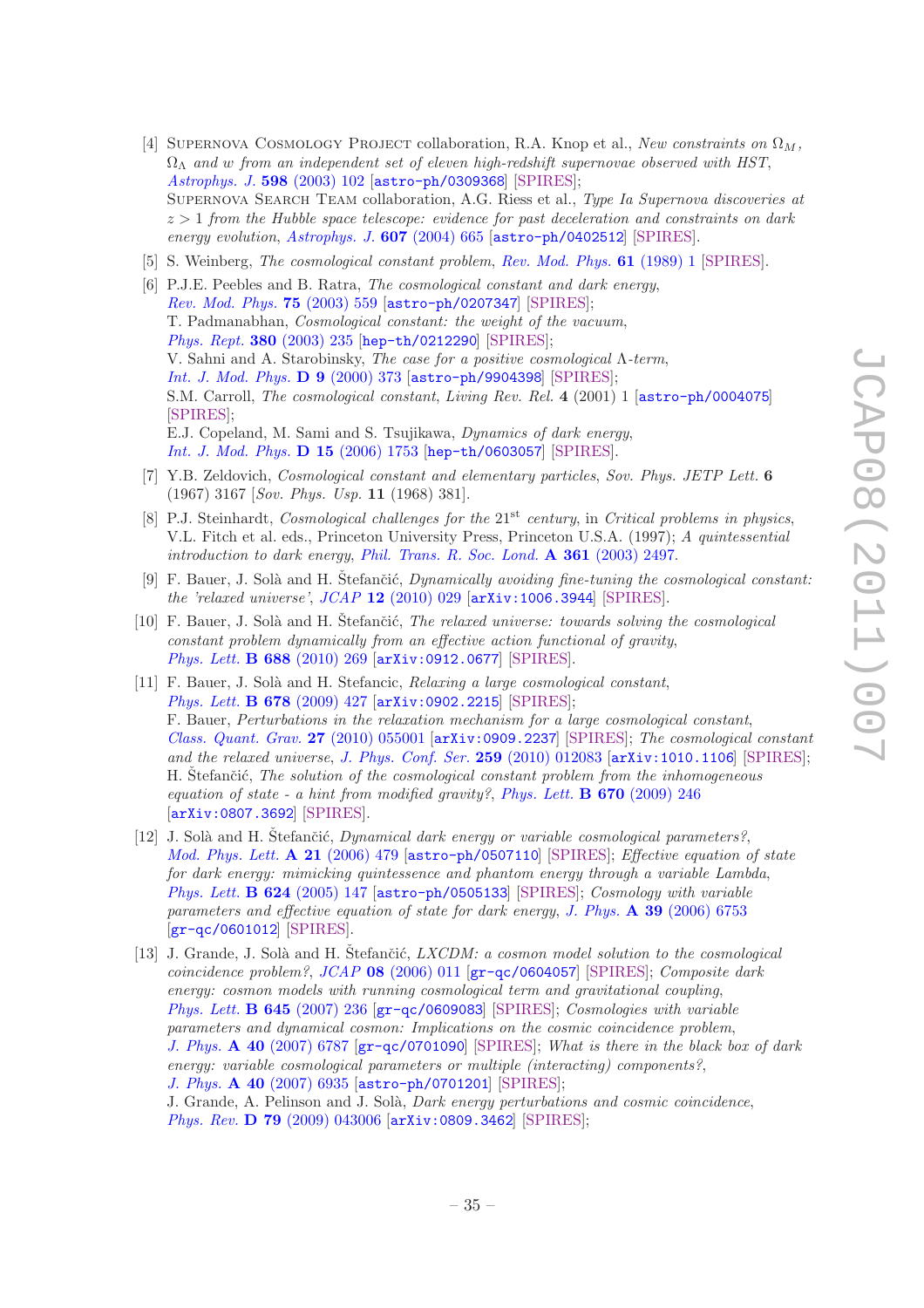[4] Supernova Cosmology Project collaboration, R.A. Knop et al., *New constraints on $\Omega_M$, $\Omega_\Lambda$ and w from an independent set of eleven high-redshift supernovae observed with HST*, *Astrophys. J.* **598** (2003) 102 [astro-ph/0309368] [SPIRES];
Supernova Search Team collaboration, A.G. Riess et al., *Type Ia Supernova discoveries at $z > 1$ from the Hubble space telescope: evidence for past deceleration and constraints on dark energy evolution*, *Astrophys. J.* **607** (2004) 665 [astro-ph/0402512] [SPIRES].

[5] S. Weinberg, *The cosmological constant problem*, *Rev. Mod. Phys.* **61** (1989) 1 [SPIRES].

[6] P.J.E. Peebles and B. Ratra, *The cosmological constant and dark energy*, *Rev. Mod. Phys.* **75** (2003) 559 [astro-ph/0207347] [SPIRES];
T. Padmanabhan, *Cosmological constant: the weight of the vacuum*, *Phys. Rept.* **380** (2003) 235 [hep-th/0212290] [SPIRES];
V. Sahni and A. Starobinsky, *The case for a positive cosmological Λ-term*, *Int. J. Mod. Phys.* **D 9** (2000) 373 [astro-ph/9904398] [SPIRES];
S.M. Carroll, *The cosmological constant*, *Living Rev. Rel.* **4** (2001) 1 [astro-ph/0004075] [SPIRES];
E.J. Copeland, M. Sami and S. Tsujikawa, *Dynamics of dark energy*, *Int. J. Mod. Phys.* **D 15** (2006) 1753 [hep-th/0603057] [SPIRES].

[7] Y.B. Zeldovich, *Cosmological constant and elementary particles*, *Sov. Phys. JETP Lett.* **6** (1967) 3167 [*Sov. Phys. Usp.* **11** (1968) 381].

[8] P.J. Steinhardt, *Cosmological challenges for the 21st century*, in *Critical problems in physics*, V.L. Fitch et al. eds., Princeton University Press, Princeton U.S.A. (1997); *A quintessential introduction to dark energy*, *Phil. Trans. R. Soc. Lond.* **A 361** (2003) 2497.

[9] F. Bauer, J. Solà and H. Štefančić, *Dynamically avoiding fine-tuning the cosmological constant: the 'relaxed universe'*, *JCAP* **12** (2010) 029 [arXiv:1006.3944] [SPIRES].

[10] F. Bauer, J. Solà and H. Štefančić, *The relaxed universe: towards solving the cosmological constant problem dynamically from an effective action functional of gravity*, *Phys. Lett.* **B 688** (2010) 269 [arXiv:0912.0677] [SPIRES].

[11] F. Bauer, J. Solà and H. Stefancic, *Relaxing a large cosmological constant*, *Phys. Lett.* **B 678** (2009) 427 [arXiv:0902.2215] [SPIRES];
F. Bauer, *Perturbations in the relaxation mechanism for a large cosmological constant*, *Class. Quant. Grav.* **27** (2010) 055001 [arXiv:0909.2237] [SPIRES]; *The cosmological constant and the relaxed universe*, *J. Phys. Conf. Ser.* **259** (2010) 012083 [arXiv:1010.1106] [SPIRES];
H. Štefančić, *The solution of the cosmological constant problem from the inhomogeneous equation of state - a hint from modified gravity?*, *Phys. Lett.* **B 670** (2009) 246 [arXiv:0807.3692] [SPIRES].

[12] J. Solà and H. Štefančić, *Dynamical dark energy or variable cosmological parameters?*, *Mod. Phys. Lett.* **A 21** (2006) 479 [astro-ph/0507110] [SPIRES]; *Effective equation of state for dark energy: mimicking quintessence and phantom energy through a variable Lambda*, *Phys. Lett.* **B 624** (2005) 147 [astro-ph/0505133] [SPIRES]; *Cosmology with variable parameters and effective equation of state for dark energy*, *J. Phys.* **A 39** (2006) 6753 [gr-qc/0601012] [SPIRES].

[13] J. Grande, J. Solà and H. Štefančić, *LXCDM: a cosmon model solution to the cosmological coincidence problem?*, *JCAP* **08** (2006) 011 [gr-qc/0604057] [SPIRES]; *Composite dark energy: cosmon models with running cosmological term and gravitational coupling*, *Phys. Lett.* **B 645** (2007) 236 [gr-qc/0609083] [SPIRES]; *Cosmologies with variable parameters and dynamical cosmon: Implications on the cosmic coincidence problem*, *J. Phys.* **A 40** (2007) 6787 [gr-qc/0701090] [SPIRES]; *What is there in the black box of dark energy: variable cosmological parameters or multiple (interacting) components?*, *J. Phys.* **A 40** (2007) 6935 [astro-ph/0701201] [SPIRES];
J. Grande, A. Pelinson and J. Solà, *Dark energy perturbations and cosmic coincidence*, *Phys. Rev.* **D 79** (2009) 043006 [arXiv:0809.3462] [SPIRES];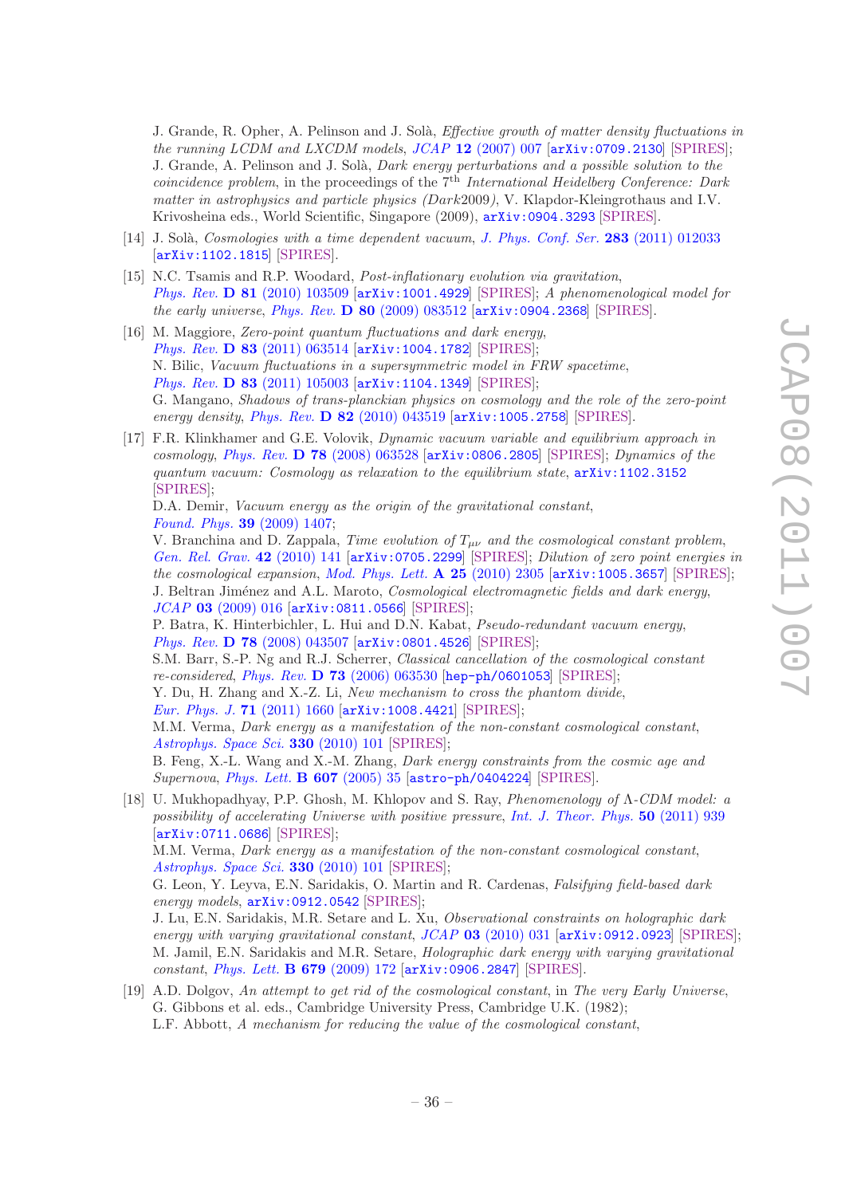J. Grande, R. Opher, A. Pelinson and J. Solà, *Effective growth of matter density fluctuations in the running LCDM and LXCDM models*, *JCAP* **12** (2007) 007 [arXiv:0709.2130] [SPIRES];
J. Grande, A. Pelinson and J. Solà, *Dark energy perturbations and a possible solution to the coincidence problem*, in the proceedings of the 7$^{\rm th}$ *International Heidelberg Conference: Dark matter in astrophysics and particle physics (Dark*2009*)*, V. Klapdor-Kleingrothaus and I.V. Krivosheina eds., World Scientific, Singapore (2009), arXiv:0904.3293 [SPIRES].

[14] J. Solà, *Cosmologies with a time dependent vacuum*, *J. Phys. Conf. Ser.* **283** (2011) 012033 [arXiv:1102.1815] [SPIRES].

[15] N.C. Tsamis and R.P. Woodard, *Post-inflationary evolution via gravitation*, *Phys. Rev.* **D 81** (2010) 103509 [arXiv:1001.4929] [SPIRES]; *A phenomenological model for the early universe*, *Phys. Rev.* **D 80** (2009) 083512 [arXiv:0904.2368] [SPIRES].

[16] M. Maggiore, *Zero-point quantum fluctuations and dark energy*, *Phys. Rev.* **D 83** (2011) 063514 [arXiv:1004.1782] [SPIRES];
N. Bilic, *Vacuum fluctuations in a supersymmetric model in FRW spacetime*, *Phys. Rev.* **D 83** (2011) 105003 [arXiv:1104.1349] [SPIRES];
G. Mangano, *Shadows of trans-planckian physics on cosmology and the role of the zero-point energy density*, *Phys. Rev.* **D 82** (2010) 043519 [arXiv:1005.2758] [SPIRES].

[17] F.R. Klinkhamer and G.E. Volovik, *Dynamic vacuum variable and equilibrium approach in cosmology*, *Phys. Rev.* **D 78** (2008) 063528 [arXiv:0806.2805] [SPIRES]; *Dynamics of the quantum vacuum: Cosmology as relaxation to the equilibrium state*, arXiv:1102.3152 [SPIRES];
D.A. Demir, *Vacuum energy as the origin of the gravitational constant*, *Found. Phys.* **39** (2009) 1407;
V. Branchina and D. Zappala, *Time evolution of $T_{\mu\nu}$ and the cosmological constant problem*, *Gen. Rel. Grav.* **42** (2010) 141 [arXiv:0705.2299] [SPIRES]; *Dilution of zero point energies in the cosmological expansion*, *Mod. Phys. Lett.* **A 25** (2010) 2305 [arXiv:1005.3657] [SPIRES];
J. Beltran Jiménez and A.L. Maroto, *Cosmological electromagnetic fields and dark energy*, *JCAP* **03** (2009) 016 [arXiv:0811.0566] [SPIRES];
P. Batra, K. Hinterbichler, L. Hui and D.N. Kabat, *Pseudo-redundant vacuum energy*, *Phys. Rev.* **D 78** (2008) 043507 [arXiv:0801.4526] [SPIRES];
S.M. Barr, S.-P. Ng and R.J. Scherrer, *Classical cancellation of the cosmological constant re-considered*, *Phys. Rev.* **D 73** (2006) 063530 [hep-ph/0601053] [SPIRES];
Y. Du, H. Zhang and X.-Z. Li, *New mechanism to cross the phantom divide*, *Eur. Phys. J.* **71** (2011) 1660 [arXiv:1008.4421] [SPIRES];
M.M. Verma, *Dark energy as a manifestation of the non-constant cosmological constant*, *Astrophys. Space Sci.* **330** (2010) 101 [SPIRES];
B. Feng, X.-L. Wang and X.-M. Zhang, *Dark energy constraints from the cosmic age and Supernova*, *Phys. Lett.* **B 607** (2005) 35 [astro-ph/0404224] [SPIRES].

[18] U. Mukhopadhyay, P.P. Ghosh, M. Khlopov and S. Ray, *Phenomenology of Λ-CDM model: a possibility of accelerating Universe with positive pressure*, *Int. J. Theor. Phys.* **50** (2011) 939 [arXiv:0711.0686] [SPIRES];
M.M. Verma, *Dark energy as a manifestation of the non-constant cosmological constant*, *Astrophys. Space Sci.* **330** (2010) 101 [SPIRES];
G. Leon, Y. Leyva, E.N. Saridakis, O. Martin and R. Cardenas, *Falsifying field-based dark energy models*, arXiv:0912.0542 [SPIRES];
J. Lu, E.N. Saridakis, M.R. Setare and L. Xu, *Observational constraints on holographic dark energy with varying gravitational constant*, *JCAP* **03** (2010) 031 [arXiv:0912.0923] [SPIRES];
M. Jamil, E.N. Saridakis and M.R. Setare, *Holographic dark energy with varying gravitational constant*, *Phys. Lett.* **B 679** (2009) 172 [arXiv:0906.2847] [SPIRES].

[19] A.D. Dolgov, *An attempt to get rid of the cosmological constant*, in *The very Early Universe*, G. Gibbons et al. eds., Cambridge University Press, Cambridge U.K. (1982);
L.F. Abbott, *A mechanism for reducing the value of the cosmological constant*,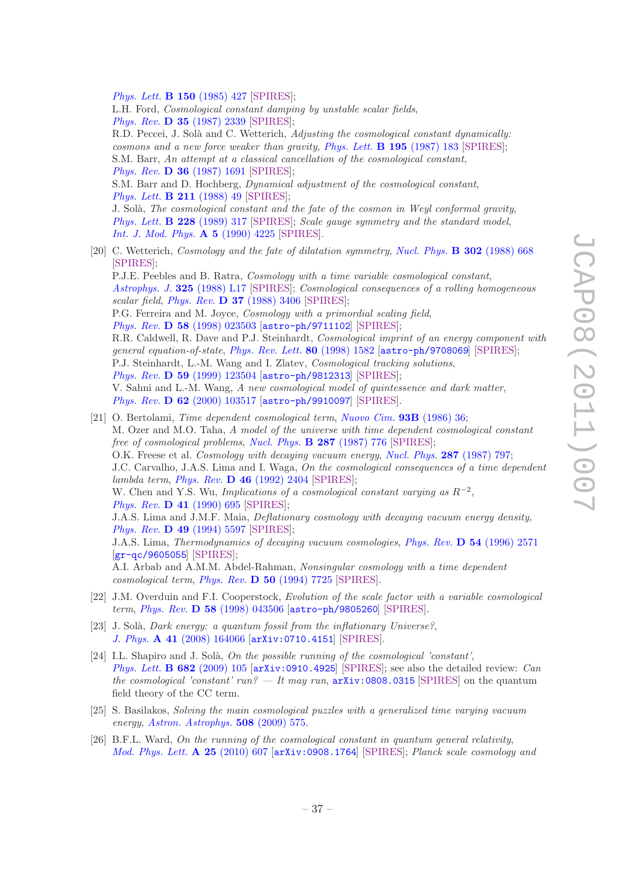*Phys. Lett.* **B 150** (1985) 427 [SPIRES];
L.H. Ford, *Cosmological constant damping by unstable scalar fields*, *Phys. Rev.* **D 35** (1987) 2339 [SPIRES];
R.D. Peccei, J. Solà and C. Wetterich, *Adjusting the cosmological constant dynamically: cosmons and a new force weaker than gravity*, *Phys. Lett.* **B 195** (1987) 183 [SPIRES];
S.M. Barr, *An attempt at a classical cancellation of the cosmological constant*, *Phys. Rev.* **D 36** (1987) 1691 [SPIRES];
S.M. Barr and D. Hochberg, *Dynamical adjustment of the cosmological constant*, *Phys. Lett.* **B 211** (1988) 49 [SPIRES];
J. Solà, *The cosmological constant and the fate of the cosmon in Weyl conformal gravity*, *Phys. Lett.* **B 228** (1989) 317 [SPIRES]; *Scale gauge symmetry and the standard model*, *Int. J. Mod. Phys.* **A 5** (1990) 4225 [SPIRES].

[20] C. Wetterich, *Cosmology and the fate of dilatation symmetry*, *Nucl. Phys.* **B 302** (1988) 668 [SPIRES];
P.J.E. Peebles and B. Ratra, *Cosmology with a time variable cosmological constant*, *Astrophys. J.* **325** (1988) L17 [SPIRES]; *Cosmological consequences of a rolling homogeneous scalar field*, *Phys. Rev.* **D 37** (1988) 3406 [SPIRES];
P.G. Ferreira and M. Joyce, *Cosmology with a primordial scaling field*, *Phys. Rev.* **D 58** (1998) 023503 [astro-ph/9711102] [SPIRES];
R.R. Caldwell, R. Dave and P.J. Steinhardt, *Cosmological imprint of an energy component with general equation-of-state*, *Phys. Rev. Lett.* **80** (1998) 1582 [astro-ph/9708069] [SPIRES];
P.J. Steinhardt, L.-M. Wang and I. Zlatev, *Cosmological tracking solutions*, *Phys. Rev.* **D 59** (1999) 123504 [astro-ph/9812313] [SPIRES];
V. Sahni and L.-M. Wang, *A new cosmological model of quintessence and dark matter*, *Phys. Rev.* **D 62** (2000) 103517 [astro-ph/9910097] [SPIRES].

[21] O. Bertolami, *Time dependent cosmological term*, *Nuovo Cim.* **93B** (1986) 36;
M. Ozer and M.O. Taha, *A model of the universe with time dependent cosmological constant free of cosmological problems*, *Nucl. Phys.* **B 287** (1987) 776 [SPIRES];
O.K. Freese et al. *Cosmology with decaying vacuum energy*, *Nucl. Phys.* **287** (1987) 797;
J.C. Carvalho, J.A.S. Lima and I. Waga, *On the cosmological consequences of a time dependent lambda term*, *Phys. Rev.* **D 46** (1992) 2404 [SPIRES];
W. Chen and Y.S. Wu, *Implications of a cosmological constant varying as $R^{-2}$*, *Phys. Rev.* **D 41** (1990) 695 [SPIRES];
J.A.S. Lima and J.M.F. Maia, *Deflationary cosmology with decaying vacuum energy density*, *Phys. Rev.* **D 49** (1994) 5597 [SPIRES];
J.A.S. Lima, *Thermodynamics of decaying vacuum cosmologies*, *Phys. Rev.* **D 54** (1996) 2571 [gr-qc/9605055] [SPIRES];
A.I. Arbab and A.M.M. Abdel-Rahman, *Nonsingular cosmology with a time dependent cosmological term*, *Phys. Rev.* **D 50** (1994) 7725 [SPIRES].

[22] J.M. Overduin and F.I. Cooperstock, *Evolution of the scale factor with a variable cosmological term*, *Phys. Rev.* **D 58** (1998) 043506 [astro-ph/9805260] [SPIRES].

[23] J. Solà, *Dark energy: a quantum fossil from the inflationary Universe?*, *J. Phys.* **A 41** (2008) 164066 [arXiv:0710.4151] [SPIRES].

[24] I.L. Shapiro and J. Solà, *On the possible running of the cosmological 'constant'*, *Phys. Lett.* **B 682** (2009) 105 [arXiv:0910.4925] [SPIRES]; see also the detailed review: *Can the cosmological 'constant' run? — It may run*, arXiv:0808.0315 [SPIRES] on the quantum field theory of the CC term.

[25] S. Basilakos, *Solving the main cosmological puzzles with a generalized time varying vacuum energy*, *Astron. Astrophys.* **508** (2009) 575.

[26] B.F.L. Ward, *On the running of the cosmological constant in quantum general relativity*, *Mod. Phys. Lett.* **A 25** (2010) 607 [arXiv:0908.1764] [SPIRES]; *Planck scale cosmology and*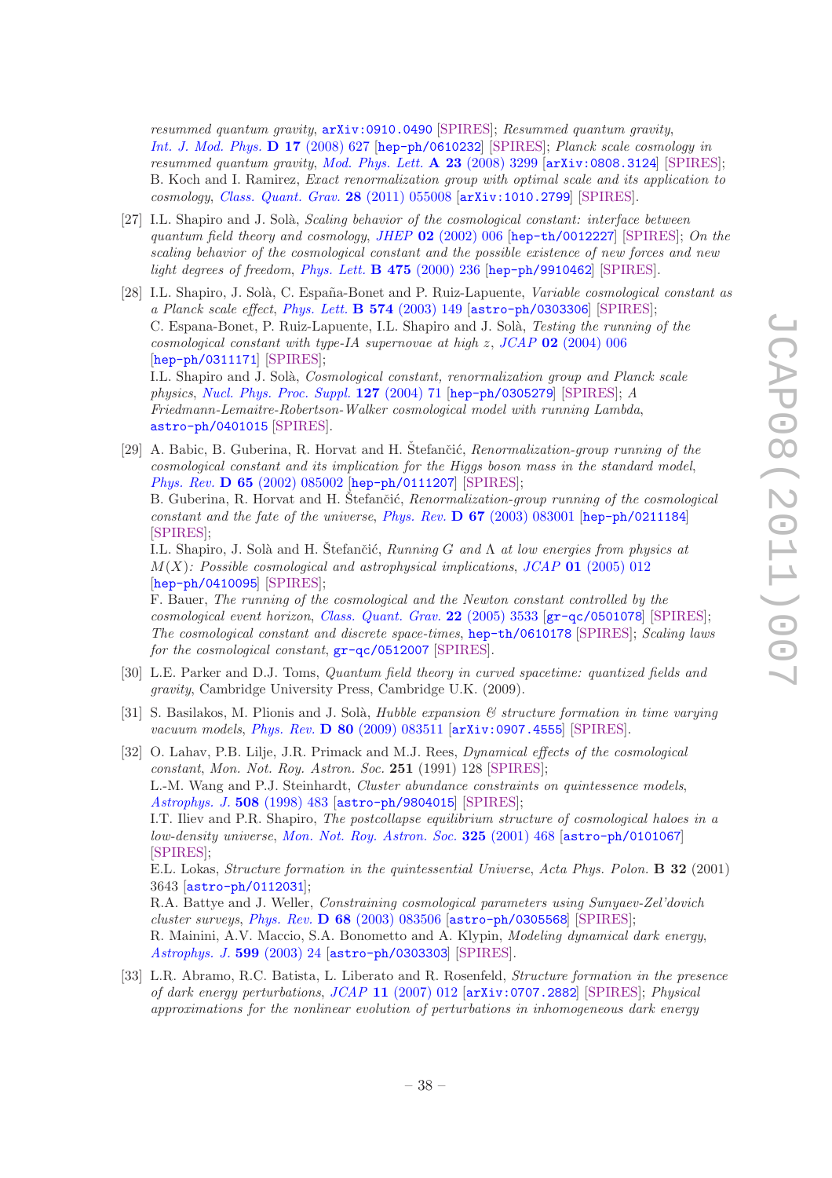*resummed quantum gravity*, arXiv:0910.0490 [SPIRES]; *Resummed quantum gravity*, *Int. J. Mod. Phys.* **D 17** (2008) 627 [hep-ph/0610232] [SPIRES]; *Planck scale cosmology in resummed quantum gravity*, *Mod. Phys. Lett.* **A 23** (2008) 3299 [arXiv:0808.3124] [SPIRES]; B. Koch and I. Ramirez, *Exact renormalization group with optimal scale and its application to cosmology*, *Class. Quant. Grav.* **28** (2011) 055008 [arXiv:1010.2799] [SPIRES].

[27] I.L. Shapiro and J. Solà, *Scaling behavior of the cosmological constant: interface between quantum field theory and cosmology*, *JHEP* **02** (2002) 006 [hep-th/0012227] [SPIRES]; *On the scaling behavior of the cosmological constant and the possible existence of new forces and new light degrees of freedom*, *Phys. Lett.* **B 475** (2000) 236 [hep-ph/9910462] [SPIRES].

[28] I.L. Shapiro, J. Solà, C. España-Bonet and P. Ruiz-Lapuente, *Variable cosmological constant as a Planck scale effect*, *Phys. Lett.* **B 574** (2003) 149 [astro-ph/0303306] [SPIRES]; C. Espana-Bonet, P. Ruiz-Lapuente, I.L. Shapiro and J. Solà, *Testing the running of the cosmological constant with type-IA supernovae at high z*, *JCAP* **02** (2004) 006 [hep-ph/0311171] [SPIRES]; I.L. Shapiro and J. Solà, *Cosmological constant, renormalization group and Planck scale physics*, *Nucl. Phys. Proc. Suppl.* **127** (2004) 71 [hep-ph/0305279] [SPIRES]; *A Friedmann-Lemaitre-Robertson-Walker cosmological model with running Lambda*, astro-ph/0401015 [SPIRES].

[29] A. Babic, B. Guberina, R. Horvat and H. Štefančić, *Renormalization-group running of the cosmological constant and its implication for the Higgs boson mass in the standard model*, *Phys. Rev.* **D 65** (2002) 085002 [hep-ph/0111207] [SPIRES]; B. Guberina, R. Horvat and H. Štefančić, *Renormalization-group running of the cosmological constant and the fate of the universe*, *Phys. Rev.* **D 67** (2003) 083001 [hep-ph/0211184] [SPIRES]; I.L. Shapiro, J. Solà and H. Štefančić, *Running G and $\Lambda$ at low energies from physics at $M(X)$: Possible cosmological and astrophysical implications*, *JCAP* **01** (2005) 012 [hep-ph/0410095] [SPIRES]; F. Bauer, *The running of the cosmological and the Newton constant controlled by the cosmological event horizon*, *Class. Quant. Grav.* **22** (2005) 3533 [gr-qc/0501078] [SPIRES]; *The cosmological constant and discrete space-times*, hep-th/0610178 [SPIRES]; *Scaling laws for the cosmological constant*, gr-qc/0512007 [SPIRES].

[30] L.E. Parker and D.J. Toms, *Quantum field theory in curved spacetime: quantized fields and gravity*, Cambridge University Press, Cambridge U.K. (2009).

[31] S. Basilakos, M. Plionis and J. Solà, *Hubble expansion & structure formation in time varying vacuum models*, *Phys. Rev.* **D 80** (2009) 083511 [arXiv:0907.4555] [SPIRES].

[32] O. Lahav, P.B. Lilje, J.R. Primack and M.J. Rees, *Dynamical effects of the cosmological constant*, *Mon. Not. Roy. Astron. Soc.* **251** (1991) 128 [SPIRES]; L.-M. Wang and P.J. Steinhardt, *Cluster abundance constraints on quintessence models*, *Astrophys. J.* **508** (1998) 483 [astro-ph/9804015] [SPIRES]; I.T. Iliev and P.R. Shapiro, *The postcollapse equilibrium structure of cosmological haloes in a low-density universe*, *Mon. Not. Roy. Astron. Soc.* **325** (2001) 468 [astro-ph/0101067] [SPIRES]; E.L. Lokas, *Structure formation in the quintessential Universe*, *Acta Phys. Polon.* **B 32** (2001) 3643 [astro-ph/0112031]; R.A. Battye and J. Weller, *Constraining cosmological parameters using Sunyaev-Zel'dovich cluster surveys*, *Phys. Rev.* **D 68** (2003) 083506 [astro-ph/0305568] [SPIRES]; R. Mainini, A.V. Maccio, S.A. Bonometto and A. Klypin, *Modeling dynamical dark energy*, *Astrophys. J.* **599** (2003) 24 [astro-ph/0303303] [SPIRES].

[33] L.R. Abramo, R.C. Batista, L. Liberato and R. Rosenfeld, *Structure formation in the presence of dark energy perturbations*, *JCAP* **11** (2007) 012 [arXiv:0707.2882] [SPIRES]; *Physical approximations for the nonlinear evolution of perturbations in inhomogeneous dark energy*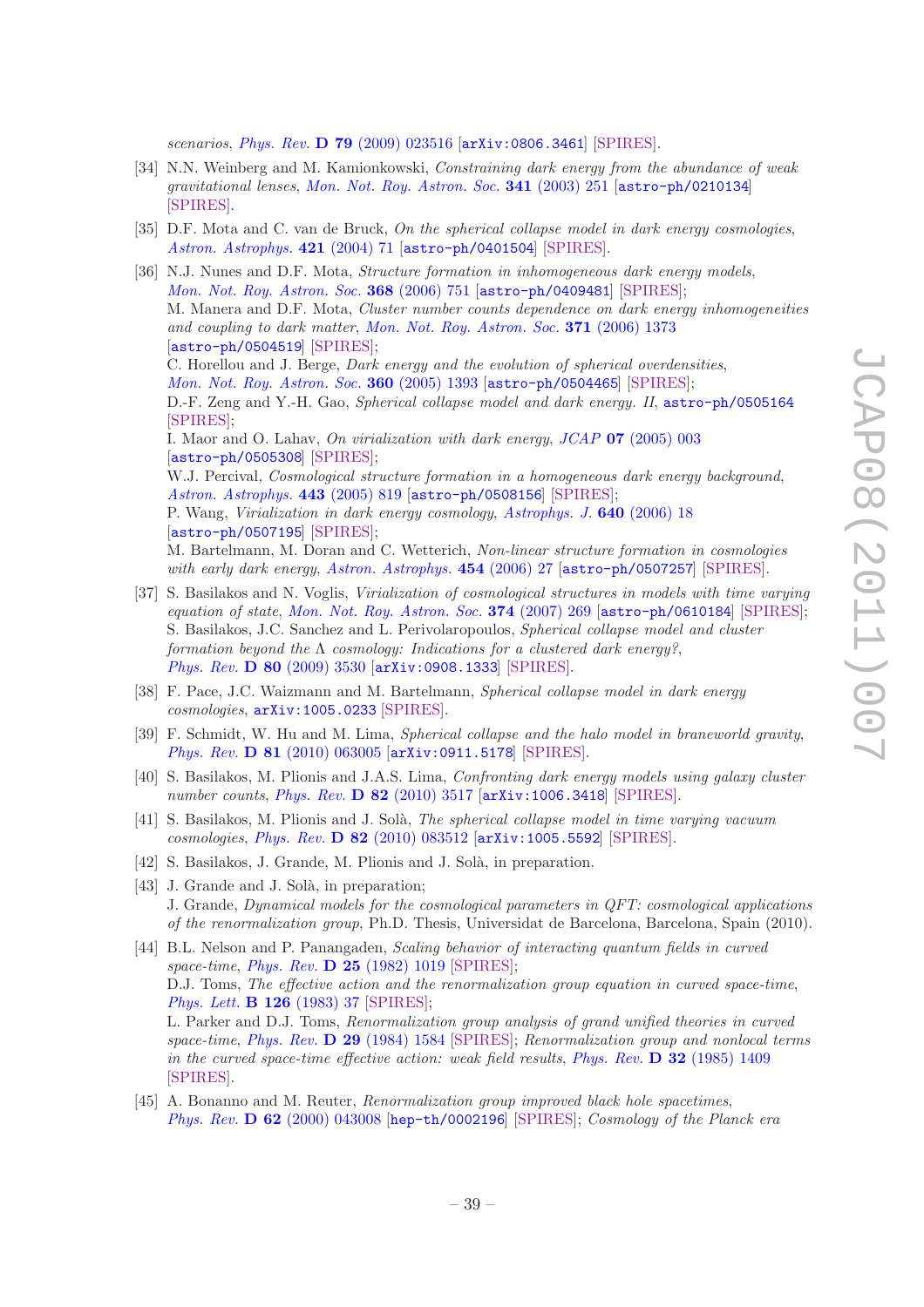scenarios, *Phys. Rev.* **D 79** (2009) 023516 [arXiv:0806.3461] [SPIRES].

[34] N.N. Weinberg and M. Kamionkowski, *Constraining dark energy from the abundance of weak gravitational lenses*, *Mon. Not. Roy. Astron. Soc.* **341** (2003) 251 [astro-ph/0210134] [SPIRES].

[35] D.F. Mota and C. van de Bruck, *On the spherical collapse model in dark energy cosmologies*, *Astron. Astrophys.* **421** (2004) 71 [astro-ph/0401504] [SPIRES].

[36] N.J. Nunes and D.F. Mota, *Structure formation in inhomogeneous dark energy models*, *Mon. Not. Roy. Astron. Soc.* **368** (2006) 751 [astro-ph/0409481] [SPIRES];
M. Manera and D.F. Mota, *Cluster number counts dependence on dark energy inhomogeneities and coupling to dark matter*, *Mon. Not. Roy. Astron. Soc.* **371** (2006) 1373 [astro-ph/0504519] [SPIRES];
C. Horellou and J. Berge, *Dark energy and the evolution of spherical overdensities*, *Mon. Not. Roy. Astron. Soc.* **360** (2005) 1393 [astro-ph/0504465] [SPIRES];
D.-F. Zeng and Y.-H. Gao, *Spherical collapse model and dark energy. II*, astro-ph/0505164 [SPIRES];
I. Maor and O. Lahav, *On virialization with dark energy*, *JCAP* **07** (2005) 003 [astro-ph/0505308] [SPIRES];
W.J. Percival, *Cosmological structure formation in a homogeneous dark energy background*, *Astron. Astrophys.* **443** (2005) 819 [astro-ph/0508156] [SPIRES];
P. Wang, *Virialization in dark energy cosmology*, *Astrophys. J.* **640** (2006) 18 [astro-ph/0507195] [SPIRES];
M. Bartelmann, M. Doran and C. Wetterich, *Non-linear structure formation in cosmologies with early dark energy*, *Astron. Astrophys.* **454** (2006) 27 [astro-ph/0507257] [SPIRES].

[37] S. Basilakos and N. Voglis, *Virialization of cosmological structures in models with time varying equation of state*, *Mon. Not. Roy. Astron. Soc.* **374** (2007) 269 [astro-ph/0610184] [SPIRES];
S. Basilakos, J.C. Sanchez and L. Perivolaropoulos, *Spherical collapse model and cluster formation beyond the Λ cosmology: Indications for a clustered dark energy?*, *Phys. Rev.* **D 80** (2009) 3530 [arXiv:0908.1333] [SPIRES].

[38] F. Pace, J.C. Waizmann and M. Bartelmann, *Spherical collapse model in dark energy cosmologies*, arXiv:1005.0233 [SPIRES].

[39] F. Schmidt, W. Hu and M. Lima, *Spherical collapse and the halo model in braneworld gravity*, *Phys. Rev.* **D 81** (2010) 063005 [arXiv:0911.5178] [SPIRES].

[40] S. Basilakos, M. Plionis and J.A.S. Lima, *Confronting dark energy models using galaxy cluster number counts*, *Phys. Rev.* **D 82** (2010) 3517 [arXiv:1006.3418] [SPIRES].

[41] S. Basilakos, M. Plionis and J. Solà, *The spherical collapse model in time varying vacuum cosmologies*, *Phys. Rev.* **D 82** (2010) 083512 [arXiv:1005.5592] [SPIRES].

[42] S. Basilakos, J. Grande, M. Plionis and J. Solà, in preparation.

[43] J. Grande and J. Solà, in preparation;
J. Grande, *Dynamical models for the cosmological parameters in QFT: cosmological applications of the renormalization group*, Ph.D. Thesis, Universidat de Barcelona, Barcelona, Spain (2010).

[44] B.L. Nelson and P. Panangaden, *Scaling behavior of interacting quantum fields in curved space-time*, *Phys. Rev.* **D 25** (1982) 1019 [SPIRES];
D.J. Toms, *The effective action and the renormalization group equation in curved space-time*, *Phys. Lett.* **B 126** (1983) 37 [SPIRES];
L. Parker and D.J. Toms, *Renormalization group analysis of grand unified theories in curved space-time*, *Phys. Rev.* **D 29** (1984) 1584 [SPIRES]; *Renormalization group and nonlocal terms in the curved space-time effective action: weak field results*, *Phys. Rev.* **D 32** (1985) 1409 [SPIRES].

[45] A. Bonanno and M. Reuter, *Renormalization group improved black hole spacetimes*, *Phys. Rev.* **D 62** (2000) 043008 [hep-th/0002196] [SPIRES]; *Cosmology of the Planck era*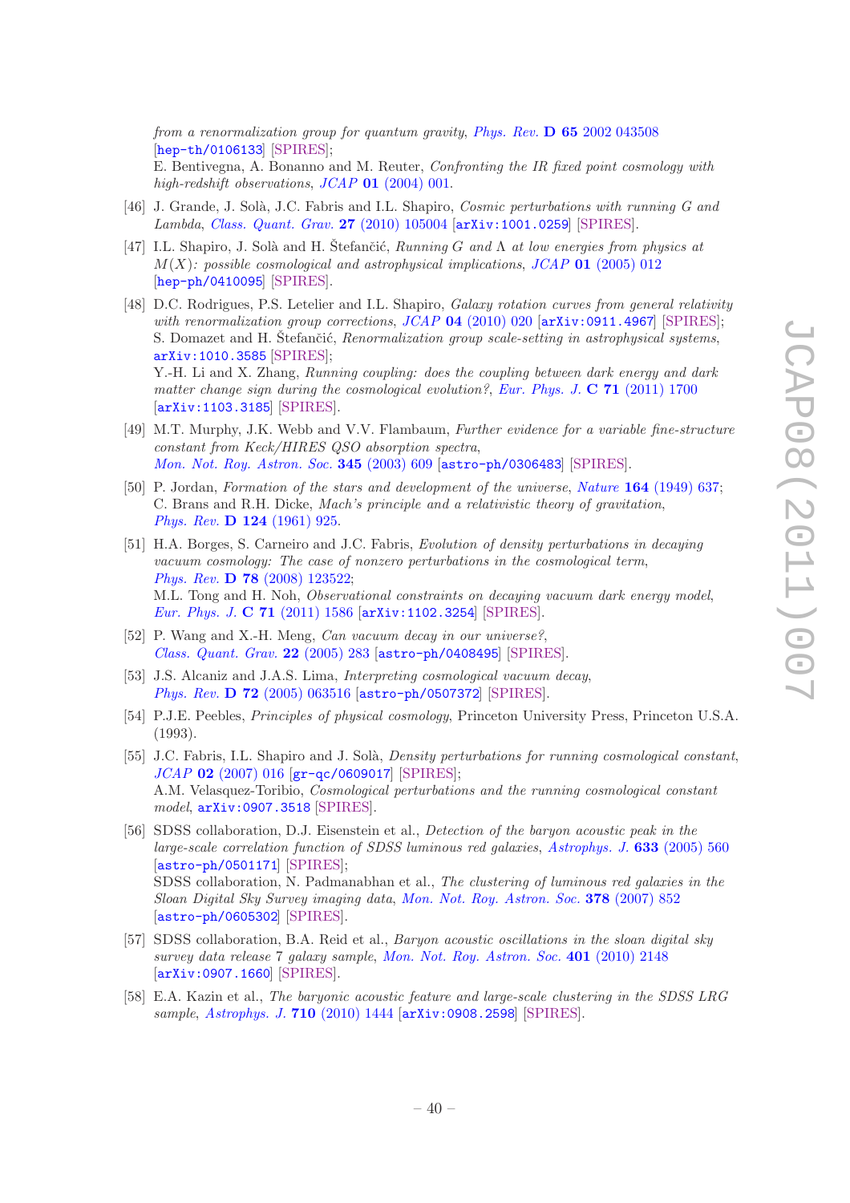from a renormalization group for quantum gravity, *Phys. Rev.* **D 65** 2002 043508 [hep-th/0106133] [SPIRES];
E. Bentivegna, A. Bonanno and M. Reuter, *Confronting the IR fixed point cosmology with high-redshift observations*, *JCAP* **01** (2004) 001.

[46] J. Grande, J. Solà, J.C. Fabris and I.L. Shapiro, *Cosmic perturbations with running G and Lambda*, *Class. Quant. Grav.* **27** (2010) 105004 [arXiv:1001.0259] [SPIRES].

[47] I.L. Shapiro, J. Solà and H. Štefančić, *Running G and Λ at low energies from physics at $M(X)$: possible cosmological and astrophysical implications*, *JCAP* **01** (2005) 012 [hep-ph/0410095] [SPIRES].

[48] D.C. Rodrigues, P.S. Letelier and I.L. Shapiro, *Galaxy rotation curves from general relativity with renormalization group corrections*, *JCAP* **04** (2010) 020 [arXiv:0911.4967] [SPIRES];
S. Domazet and H. Štefančić, *Renormalization group scale-setting in astrophysical systems*, arXiv:1010.3585 [SPIRES];
Y.-H. Li and X. Zhang, *Running coupling: does the coupling between dark energy and dark matter change sign during the cosmological evolution?*, *Eur. Phys. J.* **C 71** (2011) 1700 [arXiv:1103.3185] [SPIRES].

[49] M.T. Murphy, J.K. Webb and V.V. Flambaum, *Further evidence for a variable fine-structure constant from Keck/HIRES QSO absorption spectra*, *Mon. Not. Roy. Astron. Soc.* **345** (2003) 609 [astro-ph/0306483] [SPIRES].

[50] P. Jordan, *Formation of the stars and development of the universe*, *Nature* **164** (1949) 637;
C. Brans and R.H. Dicke, *Mach's principle and a relativistic theory of gravitation*, *Phys. Rev.* **D 124** (1961) 925.

[51] H.A. Borges, S. Carneiro and J.C. Fabris, *Evolution of density perturbations in decaying vacuum cosmology: The case of nonzero perturbations in the cosmological term*, *Phys. Rev.* **D 78** (2008) 123522;
M.L. Tong and H. Noh, *Observational constraints on decaying vacuum dark energy model*, *Eur. Phys. J.* **C 71** (2011) 1586 [arXiv:1102.3254] [SPIRES].

[52] P. Wang and X.-H. Meng, *Can vacuum decay in our universe?*, *Class. Quant. Grav.* **22** (2005) 283 [astro-ph/0408495] [SPIRES].

[53] J.S. Alcaniz and J.A.S. Lima, *Interpreting cosmological vacuum decay*, *Phys. Rev.* **D 72** (2005) 063516 [astro-ph/0507372] [SPIRES].

[54] P.J.E. Peebles, *Principles of physical cosmology*, Princeton University Press, Princeton U.S.A. (1993).

[55] J.C. Fabris, I.L. Shapiro and J. Solà, *Density perturbations for running cosmological constant*, *JCAP* **02** (2007) 016 [gr-qc/0609017] [SPIRES];
A.M. Velasquez-Toribio, *Cosmological perturbations and the running cosmological constant model*, arXiv:0907.3518 [SPIRES].

[56] SDSS collaboration, D.J. Eisenstein et al., *Detection of the baryon acoustic peak in the large-scale correlation function of SDSS luminous red galaxies*, *Astrophys. J.* **633** (2005) 560 [astro-ph/0501171] [SPIRES];
SDSS collaboration, N. Padmanabhan et al., *The clustering of luminous red galaxies in the Sloan Digital Sky Survey imaging data*, *Mon. Not. Roy. Astron. Soc.* **378** (2007) 852 [astro-ph/0605302] [SPIRES].

[57] SDSS collaboration, B.A. Reid et al., *Baryon acoustic oscillations in the sloan digital sky survey data release 7 galaxy sample*, *Mon. Not. Roy. Astron. Soc.* **401** (2010) 2148 [arXiv:0907.1660] [SPIRES].

[58] E.A. Kazin et al., *The baryonic acoustic feature and large-scale clustering in the SDSS LRG sample*, *Astrophys. J.* **710** (2010) 1444 [arXiv:0908.2598] [SPIRES].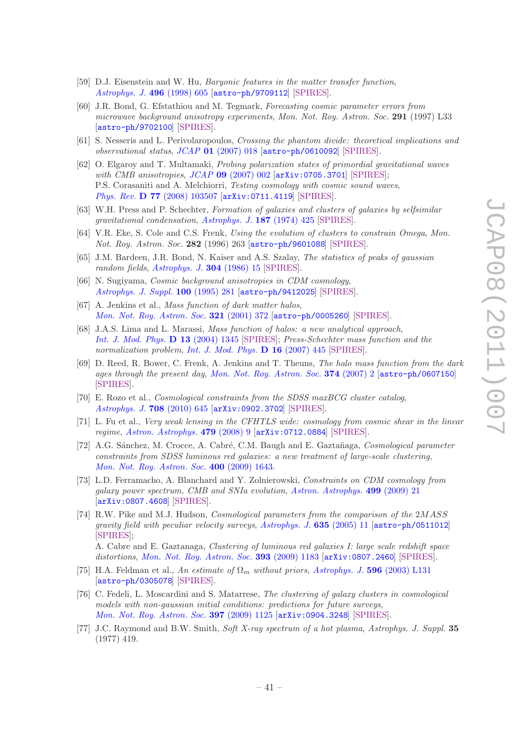[59] D.J. Eisenstein and W. Hu, *Baryonic features in the matter transfer function*, Astrophys. J. **496** (1998) 605 [astro-ph/9709112] [SPIRES].

[60] J.R. Bond, G. Efstathiou and M. Tegmark, *Forecasting cosmic parameter errors from microwave background anisotropy experiments*, Mon. Not. Roy. Astron. Soc. **291** (1997) L33 [astro-ph/9702100] [SPIRES].

[61] S. Nesseris and L. Perivolaropoulos, *Crossing the phantom divide: theoretical implications and observational status*, JCAP **01** (2007) 018 [astro-ph/0610092] [SPIRES].

[62] O. Elgaroy and T. Multamaki, *Probing polarization states of primordial gravitational waves with CMB anisotropies*, JCAP **09** (2007) 002 [arXiv:0705.3701] [SPIRES]; P.S. Corasaniti and A. Melchiorri, *Testing cosmology with cosmic sound waves*, Phys. Rev. **D 77** (2008) 103507 [arXiv:0711.4119] [SPIRES].

[63] W.H. Press and P. Schechter, *Formation of galaxies and clusters of galaxies by selfsimilar gravitational condensation*, Astrophys. J. **187** (1974) 425 [SPIRES].

[64] V.R. Eke, S. Cole and C.S. Frenk, *Using the evolution of clusters to constrain Omega*, Mon. Not. Roy. Astron. Soc. **282** (1996) 263 [astro-ph/9601088] [SPIRES].

[65] J.M. Bardeen, J.R. Bond, N. Kaiser and A.S. Szalay, *The statistics of peaks of gaussian random fields*, Astrophys. J. **304** (1986) 15 [SPIRES].

[66] N. Sugiyama, *Cosmic background anisotropies in CDM cosmology*, Astrophys. J. Suppl. **100** (1995) 281 [astro-ph/9412025] [SPIRES].

[67] A. Jenkins et al., *Mass function of dark matter halos*, Mon. Not. Roy. Astron. Soc. **321** (2001) 372 [astro-ph/0005260] [SPIRES].

[68] J.A.S. Lima and L. Marassi, *Mass function of halos: a new analytical approach*, Int. J. Mod. Phys. **D 13** (2004) 1345 [SPIRES]; *Press-Schechter mass function and the normalization problem*, Int. J. Mod. Phys. **D 16** (2007) 445 [SPIRES].

[69] D. Reed, R. Bower, C. Frenk, A. Jenkins and T. Theuns, *The halo mass function from the dark ages through the present day*, Mon. Not. Roy. Astron. Soc. **374** (2007) 2 [astro-ph/0607150] [SPIRES].

[70] E. Rozo et al., *Cosmological constraints from the SDSS maxBCG cluster catalog*, Astrophys. J. **708** (2010) 645 [arXiv:0902.3702] [SPIRES].

[71] L. Fu et al., *Very weak lensing in the CFHTLS wide: cosmology from cosmic shear in the linear regime*, Astron. Astrophys. **479** (2008) 9 [arXiv:0712.0884] [SPIRES].

[72] A.G. Sánchez, M. Crocce, A. Cabré, C.M. Baugh and E. Gaztañaga, *Cosmological parameter constraints from SDSS luminous red galaxies: a new treatment of large-scale clustering*, Mon. Not. Roy. Astron. Soc. **400** (2009) 1643.

[73] L.D. Ferramacho, A. Blanchard and Y. Zolnierowski, *Constraints on CDM cosmology from galaxy power spectrum, CMB and SNIa evolution*, Astron. Astrophys. **499** (2009) 21 [arXiv:0807.4608] [SPIRES].

[74] R.W. Pike and M.J. Hudson, *Cosmological parameters from the comparison of the 2MASS gravity field with peculiar velocity surveys*, Astrophys. J. **635** (2005) 11 [astro-ph/0511012] [SPIRES]; A. Cabre and E. Gaztanaga, *Clustering of luminous red galaxies I: large scale redshift space distortions*, Mon. Not. Roy. Astron. Soc. **393** (2009) 1183 [arXiv:0807.2460] [SPIRES].

[75] H.A. Feldman et al., *An estimate of $\Omega_m$ without priors*, Astrophys. J. **596** (2003) L131 [astro-ph/0305078] [SPIRES].

[76] C. Fedeli, L. Moscardini and S. Matarrese, *The clustering of galaxy clusters in cosmological models with non-gaussian initial conditions: predictions for future surveys*, Mon. Not. Roy. Astron. Soc. **397** (2009) 1125 [arXiv:0904.3248] [SPIRES].

[77] J.C. Raymond and B.W. Smith, *Soft X-ray spectrum of a hot plasma*, Astrophys. J. Suppl. **35** (1977) 419.